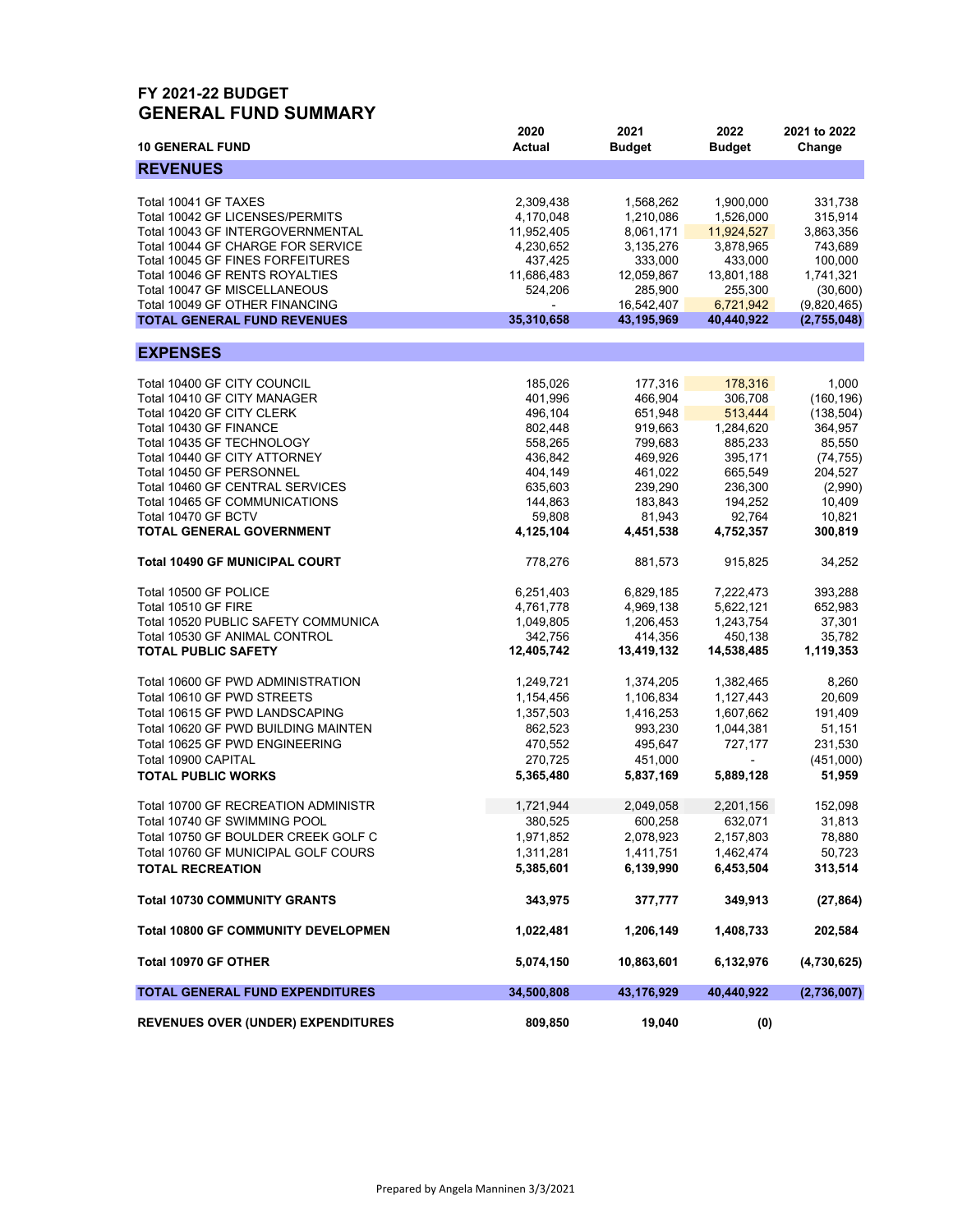# FY 2021-22 BUDGET
## GENERAL FUND SUMMARY

| 10 GENERAL FUND | 2020 Actual | 2021 Budget | 2022 Budget | 2021 to 2022 Change |
|---|---|---|---|---|
| **REVENUES** | | | | |
| Total 10041 GF TAXES | 2,309,438 | 1,568,262 | 1,900,000 | 331,738 |
| Total 10042 GF LICENSES/PERMITS | 4,170,048 | 1,210,086 | 1,526,000 | 315,914 |
| Total 10043 GF INTERGOVERNMENTAL | 11,952,405 | 8,061,171 | 11,924,527 | 3,863,356 |
| Total 10044 GF CHARGE FOR SERVICE | 4,230,652 | 3,135,276 | 3,878,965 | 743,689 |
| Total 10045 GF FINES FORFEITURES | 437,425 | 333,000 | 433,000 | 100,000 |
| Total 10046 GF RENTS ROYALTIES | 11,686,483 | 12,059,867 | 13,801,188 | 1,741,321 |
| Total 10047 GF MISCELLANEOUS | 524,206 | 285,900 | 255,300 | (30,600) |
| Total 10049 GF OTHER FINANCING | - | 16,542,407 | 6,721,942 | (9,820,465) |
| **TOTAL GENERAL FUND REVENUES** | **35,310,658** | **43,195,969** | **40,440,922** | **(2,755,048)** |
| **EXPENSES** | | | | |
| Total 10400 GF CITY COUNCIL | 185,026 | 177,316 | 178,316 | 1,000 |
| Total 10410 GF CITY MANAGER | 401,996 | 466,904 | 306,708 | (160,196) |
| Total 10420 GF CITY CLERK | 496,104 | 651,948 | 513,444 | (138,504) |
| Total 10430 GF FINANCE | 802,448 | 919,663 | 1,284,620 | 364,957 |
| Total 10435 GF TECHNOLOGY | 558,265 | 799,683 | 885,233 | 85,550 |
| Total 10440 GF CITY ATTORNEY | 436,842 | 469,926 | 395,171 | (74,755) |
| Total 10450 GF PERSONNEL | 404,149 | 461,022 | 665,549 | 204,527 |
| Total 10460 GF CENTRAL SERVICES | 635,603 | 239,290 | 236,300 | (2,990) |
| Total 10465 GF COMMUNICATIONS | 144,863 | 183,843 | 194,252 | 10,409 |
| Total 10470 GF BCTV | 59,808 | 81,943 | 92,764 | 10,821 |
| **TOTAL GENERAL GOVERNMENT** | **4,125,104** | **4,451,538** | **4,752,357** | **300,819** |
| **Total 10490 GF MUNICIPAL COURT** | 778,276 | 881,573 | 915,825 | 34,252 |
| Total 10500 GF POLICE | 6,251,403 | 6,829,185 | 7,222,473 | 393,288 |
| Total 10510 GF FIRE | 4,761,778 | 4,969,138 | 5,622,121 | 652,983 |
| Total 10520 PUBLIC SAFETY COMMUNICA | 1,049,805 | 1,206,453 | 1,243,754 | 37,301 |
| Total 10530 GF ANIMAL CONTROL | 342,756 | 414,356 | 450,138 | 35,782 |
| **TOTAL PUBLIC SAFETY** | **12,405,742** | **13,419,132** | **14,538,485** | **1,119,353** |
| Total 10600 GF PWD ADMINISTRATION | 1,249,721 | 1,374,205 | 1,382,465 | 8,260 |
| Total 10610 GF PWD STREETS | 1,154,456 | 1,106,834 | 1,127,443 | 20,609 |
| Total 10615 GF PWD LANDSCAPING | 1,357,503 | 1,416,253 | 1,607,662 | 191,409 |
| Total 10620 GF PWD BUILDING MAINTEN | 862,523 | 993,230 | 1,044,381 | 51,151 |
| Total 10625 GF PWD ENGINEERING | 470,552 | 495,647 | 727,177 | 231,530 |
| Total 10900 CAPITAL | 270,725 | 451,000 | - | (451,000) |
| **TOTAL PUBLIC WORKS** | **5,365,480** | **5,837,169** | **5,889,128** | **51,959** |
| Total 10700 GF RECREATION ADMINISTR | 1,721,944 | 2,049,058 | 2,201,156 | 152,098 |
| Total 10740 GF SWIMMING POOL | 380,525 | 600,258 | 632,071 | 31,813 |
| Total 10750 GF BOULDER CREEK GOLF C | 1,971,852 | 2,078,923 | 2,157,803 | 78,880 |
| Total 10760 GF MUNICIPAL GOLF COURS | 1,311,281 | 1,411,751 | 1,462,474 | 50,723 |
| **TOTAL RECREATION** | **5,385,601** | **6,139,990** | **6,453,504** | **313,514** |
| **Total 10730 COMMUNITY GRANTS** | **343,975** | **377,777** | **349,913** | **(27,864)** |
| **Total 10800 GF COMMUNITY DEVELOPMEN** | **1,022,481** | **1,206,149** | **1,408,733** | **202,584** |
| **Total 10970 GF OTHER** | **5,074,150** | **10,863,601** | **6,132,976** | **(4,730,625)** |
| **TOTAL GENERAL FUND EXPENDITURES** | **34,500,808** | **43,176,929** | **40,440,922** | **(2,736,007)** |
| **REVENUES OVER (UNDER) EXPENDITURES** | **809,850** | **19,040** | **(0)** | |

Prepared by Angela Manninen 3/3/2021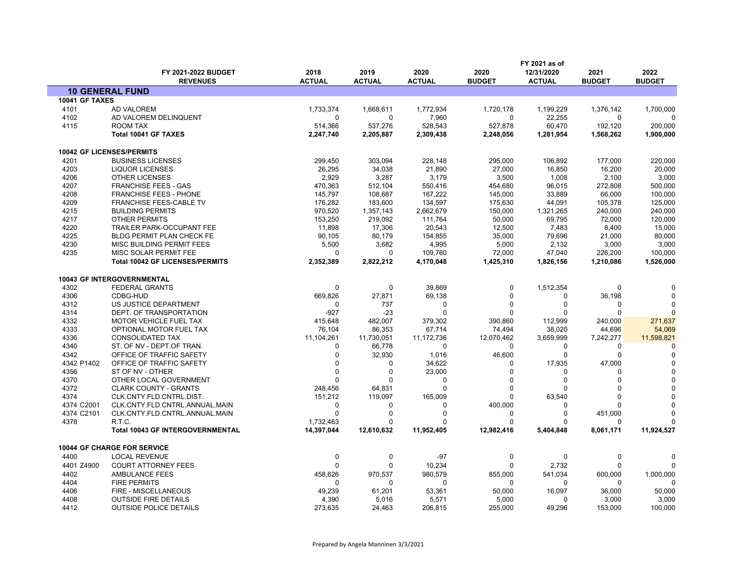| | FY 2021-2022 BUDGET REVENUES | 2018 ACTUAL | 2019 ACTUAL | 2020 ACTUAL | 2020 BUDGET | FY 2021 as of 12/31/2020 ACTUAL | 2021 BUDGET | 2022 BUDGET |
|---|---|---|---|---|---|---|---|---|
| **10 GENERAL FUND** | | | | | | | | |
| **10041 GF TAXES** | | | | | | | | |
| 4101 | AD VALOREM | 1,733,374 | 1,668,611 | 1,772,934 | 1,720,178 | 1,199,229 | 1,376,142 | 1,700,000 |
| 4102 | AD VALOREM DELINQUENT | 0 | 0 | 7,960 | 0 | 22,255 | 0 | 0 |
| 4115 | ROOM TAX | 514,366 | 537,276 | 528,543 | 527,878 | 60,470 | 192,120 | 200,000 |
| | **Total 10041 GF TAXES** | **2,247,740** | **2,205,887** | **2,309,438** | **2,248,056** | **1,281,954** | **1,568,262** | **1,900,000** |
| **10042 GF LICENSES/PERMITS** | | | | | | | | |
| 4201 | BUSINESS LICENSES | 299,450 | 303,094 | 228,148 | 295,000 | 106,892 | 177,000 | 220,000 |
| 4203 | LIQUOR LICENSES | 26,295 | 34,038 | 21,890 | 27,000 | 16,850 | 16,200 | 20,000 |
| 4206 | OTHER LICENSES | 2,929 | 3,287 | 3,179 | 3,500 | 1,008 | 2,100 | 3,000 |
| 4207 | FRANCHISE FEES - GAS | 470,363 | 512,104 | 550,416 | 454,680 | 96,015 | 272,808 | 500,000 |
| 4208 | FRANCHISE FEES - PHONE | 145,797 | 108,687 | 167,222 | 145,000 | 33,889 | 66,000 | 100,000 |
| 4209 | FRANCHISE FEES-CABLE TV | 176,282 | 183,600 | 134,597 | 175,630 | 44,091 | 105,378 | 125,000 |
| 4215 | BUILDING PERMITS | 970,520 | 1,357,143 | 2,662,679 | 150,000 | 1,321,265 | 240,000 | 240,000 |
| 4217 | OTHER PERMITS | 153,250 | 219,092 | 111,764 | 50,000 | 69,795 | 72,000 | 120,000 |
| 4220 | TRAILER PARK-OCCUPANT FEE | 11,898 | 17,306 | 20,543 | 12,500 | 7,483 | 8,400 | 15,000 |
| 4225 | BLDG PERMIT PLAN CHECK FE | 90,105 | 80,179 | 154,855 | 35,000 | 79,696 | 21,000 | 80,000 |
| 4230 | MISC BUILDING PERMIT FEES | 5,500 | 3,682 | 4,995 | 5,000 | 2,132 | 3,000 | 3,000 |
| 4235 | MISC SOLAR PERMIT FEE | 0 | 0 | 109,760 | 72,000 | 47,040 | 226,200 | 100,000 |
| | **Total 10042 GF LICENSES/PERMITS** | **2,352,389** | **2,822,212** | **4,170,048** | **1,425,310** | **1,826,156** | **1,210,086** | **1,526,000** |
| **10043 GF INTERGOVERNMENTAL** | | | | | | | | |
| 4302 | FEDERAL GRANTS | 0 | 0 | 39,869 | 0 | 1,512,354 | 0 | 0 |
| 4306 | CDBG-HUD | 669,826 | 27,871 | 69,138 | 0 | 0 | 36,198 | 0 |
| 4312 | US JUSTICE DEPARTMENT | 0 | 737 | 0 | 0 | 0 | 0 | 0 |
| 4314 | DEPT. OF TRANSPORTATION | -927 | -23 | 0 | 0 | 0 | 0 | 0 |
| 4332 | MOTOR VEHICLE FUEL TAX | 415,648 | 482,007 | 379,302 | 390,860 | 112,999 | 240,000 | 271,637 |
| 4333 | OPTIONAL MOTOR FUEL TAX | 76,104 | 86,353 | 67,714 | 74,494 | 38,020 | 44,696 | 54,069 |
| 4336 | CONSOLIDATED TAX | 11,104,261 | 11,730,051 | 11,172,736 | 12,070,462 | 3,659,999 | 7,242,277 | 11,598,821 |
| 4340 | ST. OF NV - DEPT.OF TRAN. | 0 | 66,778 | 0 | 0 | 0 | 0 | 0 |
| 4342 | OFFICE OF TRAFFIC SAFETY | 0 | 32,930 | 1,016 | 46,600 | 0 | 0 | 0 |
| 4342 P1402 | OFFICE OF TRAFFIC SAFETY | 0 | 0 | 34,622 | 0 | 17,935 | 47,000 | 0 |
| 4356 | ST OF NV - OTHER | 0 | 0 | 23,000 | 0 | 0 | 0 | 0 |
| 4370 | OTHER LOCAL GOVERNMENT | 0 | 0 | 0 | 0 | 0 | 0 | 0 |
| 4372 | CLARK COUNTY - GRANTS | 248,456 | 64,831 | 0 | 0 | 0 | 0 | 0 |
| 4374 | CLK.CNTY.FLD.CNTRL.DIST. | 151,212 | 119,097 | 165,009 | 0 | 63,540 | 0 | 0 |
| 4374 C2001 | CLK.CNTY.FLD.CNTRL.ANNUAL.MAIN | 0 | 0 | 0 | 400,000 | 0 | 0 | 0 |
| 4374 C2101 | CLK.CNTY.FLD.CNTRL.ANNUAL.MAIN | 0 | 0 | 0 | 0 | 0 | 451,000 | 0 |
| 4378 | R.T.C. | 1,732,463 | 0 | 0 | 0 | 0 | 0 | 0 |
| | **Total 10043 GF INTERGOVERNMENTAL** | **14,397,044** | **12,610,632** | **11,952,405** | **12,982,416** | **5,404,848** | **8,061,171** | **11,924,527** |
| **10044 GF CHARGE FOR SERVICE** | | | | | | | | |
| 4400 | LOCAL REVENUE | 0 | 0 | -97 | 0 | 0 | 0 | 0 |
| 4401 Z4900 | COURT ATTORNEY FEES | 0 | 0 | 10,234 | 0 | 2,732 | 0 | 0 |
| 4402 | AMBULANCE FEES | 458,626 | 970,537 | 980,579 | 855,000 | 541,034 | 600,000 | 1,000,000 |
| 4404 | FIRE PERMITS | 0 | 0 | 0 | 0 | 0 | 0 | 0 |
| 4406 | FIRE - MISCELLANEOUS | 49,239 | 61,201 | 53,361 | 50,000 | 16,097 | 36,000 | 50,000 |
| 4408 | OUTSIDE FIRE DETAILS | 4,390 | 5,016 | 5,571 | 5,000 | 0 | 3,000 | 3,000 |
| 4412 | OUTSIDE POLICE DETAILS | 273,635 | 24,463 | 206,815 | 255,000 | 49,296 | 153,000 | 100,000 |

Prepared by Angela Manninen 3/3/2021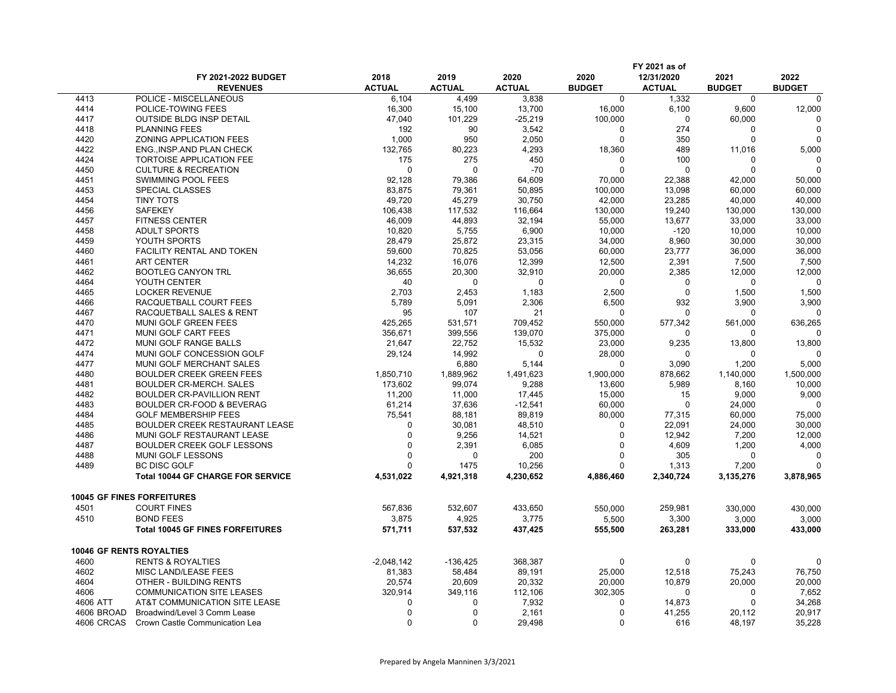| | FY 2021-2022 BUDGET REVENUES | 2018 ACTUAL | 2019 ACTUAL | 2020 ACTUAL | 2020 BUDGET | FY 2021 as of 12/31/2020 ACTUAL | 2021 BUDGET | 2022 BUDGET |
|---|---|---|---|---|---|---|---|---|
| 4413 | POLICE - MISCELLANEOUS | 6,104 | 4,499 | 3,838 | 0 | 1,332 | 0 | 0 |
| 4414 | POLICE-TOWING FEES | 16,300 | 15,100 | 13,700 | 16,000 | 6,100 | 9,600 | 12,000 |
| 4417 | OUTSIDE BLDG INSP DETAIL | 47,040 | 101,229 | -25,219 | 100,000 | 0 | 60,000 | 0 |
| 4418 | PLANNING FEES | 192 | 90 | 3,542 | 0 | 274 | 0 | 0 |
| 4420 | ZONING APPLICATION FEES | 1,000 | 950 | 2,050 | 0 | 350 | 0 | 0 |
| 4422 | ENG.,INSP.AND PLAN CHECK | 132,765 | 80,223 | 4,293 | 18,360 | 489 | 11,016 | 5,000 |
| 4424 | TORTOISE APPLICATION FEE | 175 | 275 | 450 | 0 | 100 | 0 | 0 |
| 4450 | CULTURE & RECREATION | 0 | 0 | -70 | 0 | 0 | 0 | 0 |
| 4451 | SWIMMING POOL FEES | 92,128 | 79,386 | 64,609 | 70,000 | 22,388 | 42,000 | 50,000 |
| 4453 | SPECIAL CLASSES | 83,875 | 79,361 | 50,895 | 100,000 | 13,098 | 60,000 | 60,000 |
| 4454 | TINY TOTS | 49,720 | 45,279 | 30,750 | 42,000 | 23,285 | 40,000 | 40,000 |
| 4456 | SAFEKEY | 106,438 | 117,532 | 116,664 | 130,000 | 19,240 | 130,000 | 130,000 |
| 4457 | FITNESS CENTER | 46,009 | 44,893 | 32,194 | 55,000 | 13,677 | 33,000 | 33,000 |
| 4458 | ADULT SPORTS | 10,820 | 5,755 | 6,900 | 10,000 | -120 | 10,000 | 10,000 |
| 4459 | YOUTH SPORTS | 28,479 | 25,872 | 23,315 | 34,000 | 8,960 | 30,000 | 30,000 |
| 4460 | FACILITY RENTAL AND TOKEN | 59,600 | 70,825 | 53,056 | 60,000 | 23,777 | 36,000 | 36,000 |
| 4461 | ART CENTER | 14,232 | 16,076 | 12,399 | 12,500 | 2,391 | 7,500 | 7,500 |
| 4462 | BOOTLEG CANYON TRL | 36,655 | 20,300 | 32,910 | 20,000 | 2,385 | 12,000 | 12,000 |
| 4464 | YOUTH CENTER | 40 | 0 | 0 | 0 | 0 | 0 | 0 |
| 4465 | LOCKER REVENUE | 2,703 | 2,453 | 1,183 | 2,500 | 0 | 1,500 | 1,500 |
| 4466 | RACQUETBALL COURT FEES | 5,789 | 5,091 | 2,306 | 6,500 | 932 | 3,900 | 3,900 |
| 4467 | RACQUETBALL SALES & RENT | 95 | 107 | 21 | 0 | 0 | 0 | 0 |
| 4470 | MUNI GOLF GREEN FEES | 425,265 | 531,571 | 709,452 | 550,000 | 577,342 | 561,000 | 636,265 |
| 4471 | MUNI GOLF CART FEES | 356,671 | 399,556 | 139,070 | 375,000 | 0 | 0 | 0 |
| 4472 | MUNI GOLF RANGE BALLS | 21,647 | 22,752 | 15,532 | 23,000 | 9,235 | 13,800 | 13,800 |
| 4474 | MUNI GOLF CONCESSION GOLF | 29,124 | 14,992 | 0 | 28,000 | 0 | 0 | 0 |
| 4477 | MUNI GOLF MERCHANT SALES | | 6,880 | 5,144 | 0 | 3,090 | 1,200 | 5,000 |
| 4480 | BOULDER CREEK GREEN FEES | 1,850,710 | 1,889,962 | 1,491,623 | 1,900,000 | 878,662 | 1,140,000 | 1,500,000 |
| 4481 | BOULDER CR-MERCH. SALES | 173,602 | 99,074 | 9,288 | 13,600 | 5,989 | 8,160 | 10,000 |
| 4482 | BOULDER CR-PAVILLION RENT | 11,200 | 11,000 | 17,445 | 15,000 | 15 | 9,000 | 9,000 |
| 4483 | BOULDER CR-FOOD & BEVERAG | 61,214 | 37,636 | -12,541 | 60,000 | 0 | 24,000 | 0 |
| 4484 | GOLF MEMBERSHIP FEES | 75,541 | 88,181 | 89,819 | 80,000 | 77,315 | 60,000 | 75,000 |
| 4485 | BOULDER CREEK RESTAURANT LEASE | 0 | 30,081 | 48,510 | 0 | 22,091 | 24,000 | 30,000 |
| 4486 | MUNI GOLF RESTAURANT LEASE | 0 | 9,256 | 14,521 | 0 | 12,942 | 7,200 | 12,000 |
| 4487 | BOULDER CREEK GOLF LESSONS | 0 | 2,391 | 6,085 | 0 | 4,609 | 1,200 | 4,000 |
| 4488 | MUNI GOLF LESSONS | 0 | 0 | 200 | 0 | 305 | 0 | 0 |
| 4489 | BC DISC GOLF | 0 | 1475 | 10,256 | 0 | 1,313 | 7,200 | 0 |
| | **Total 10044 GF CHARGE FOR SERVICE** | **4,531,022** | **4,921,318** | **4,230,652** | **4,886,460** | **2,340,724** | **3,135,276** | **3,878,965** |
| **10045 GF FINES FORFEITURES** | | | | | | | | |
| 4501 | COURT FINES | 567,836 | 532,607 | 433,650 | 550,000 | 259,981 | 330,000 | 430,000 |
| 4510 | BOND FEES | 3,875 | 4,925 | 3,775 | 5,500 | 3,300 | 3,000 | 3,000 |
| | **Total 10045 GF FINES FORFEITURES** | **571,711** | **537,532** | **437,425** | **555,500** | **263,281** | **333,000** | **433,000** |
| **10046 GF RENTS ROYALTIES** | | | | | | | | |
| 4600 | RENTS & ROYALTIES | -2,048,142 | -136,425 | 368,387 | 0 | 0 | 0 | 0 |
| 4602 | MISC LAND/LEASE FEES | 81,383 | 58,484 | 89,191 | 25,000 | 12,518 | 75,243 | 76,750 |
| 4604 | OTHER - BUILDING RENTS | 20,574 | 20,609 | 20,332 | 20,000 | 10,879 | 20,000 | 20,000 |
| 4606 | COMMUNICATION SITE LEASES | 320,914 | 349,116 | 112,106 | 302,305 | 0 | 0 | 7,652 |
| 4606 ATT | AT&T COMMUNICATION SITE LEASE | 0 | 0 | 7,932 | 0 | 14,873 | 0 | 34,268 |
| 4606 BROAD | Broadwind/Level 3 Comm Lease | 0 | 0 | 2,161 | 0 | 41,255 | 20,112 | 20,917 |
| 4606 CRCAS | Crown Castle Communication Lea | 0 | 0 | 29,498 | 0 | 616 | 48,197 | 35,228 |

Prepared by Angela Manninen 3/3/2021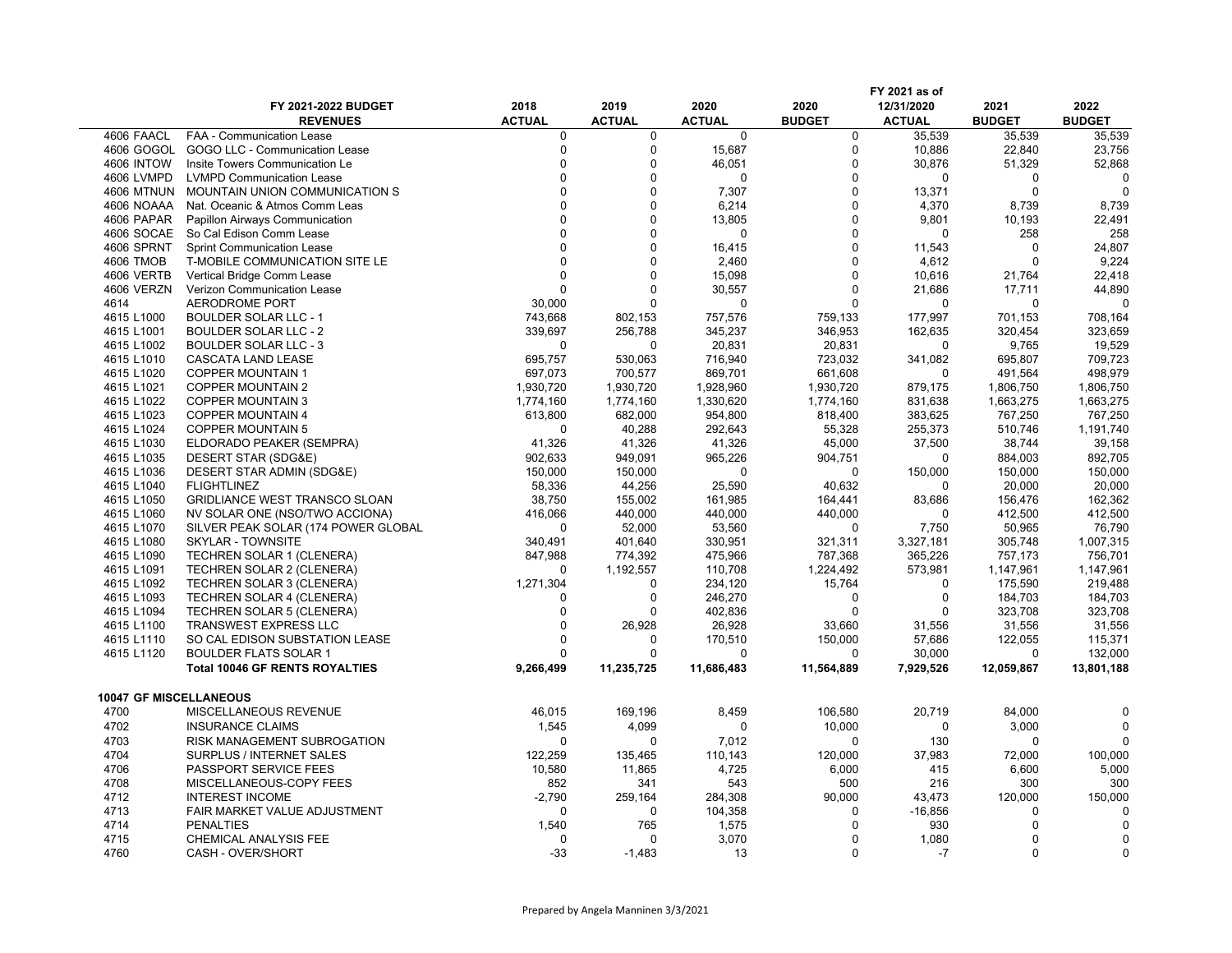| | FY 2021-2022 BUDGET REVENUES | 2018 ACTUAL | 2019 ACTUAL | 2020 ACTUAL | 2020 BUDGET | FY 2021 as of 12/31/2020 ACTUAL | 2021 BUDGET | 2022 BUDGET |
|---|---|---|---|---|---|---|---|---|
| 4606 FAACL | FAA - Communication Lease | 0 | 0 | 0 | 0 | 35,539 | 35,539 | 35,539 |
| 4606 GOGOL | GOGO LLC - Communication Lease | 0 | 0 | 15,687 | 0 | 10,886 | 22,840 | 23,756 |
| 4606 INTOW | Insite Towers Communication Le | 0 | 0 | 46,051 | 0 | 30,876 | 51,329 | 52,868 |
| 4606 LVMPD | LVMPD Communication Lease | 0 | 0 | 0 | 0 | 0 | 0 | 0 |
| 4606 MTNUN | MOUNTAIN UNION COMMUNICATION S | 0 | 0 | 7,307 | 0 | 13,371 | 0 | 0 |
| 4606 NOAAA | Nat. Oceanic & Atmos Comm Leas | 0 | 0 | 6,214 | 0 | 4,370 | 8,739 | 8,739 |
| 4606 PAPAR | Papillon Airways Communication | 0 | 0 | 13,805 | 0 | 9,801 | 10,193 | 22,491 |
| 4606 SOCAE | So Cal Edison Comm Lease | 0 | 0 | 0 | 0 | 0 | 258 | 258 |
| 4606 SPRNT | Sprint Communication Lease | 0 | 0 | 16,415 | 0 | 11,543 | 0 | 24,807 |
| 4606 TMOB | T-MOBILE COMMUNICATION SITE LE | 0 | 0 | 2,460 | 0 | 4,612 | 0 | 9,224 |
| 4606 VERTB | Vertical Bridge Comm Lease | 0 | 0 | 15,098 | 0 | 10,616 | 21,764 | 22,418 |
| 4606 VERZN | Verizon Communication Lease | 0 | 0 | 30,557 | 0 | 21,686 | 17,711 | 44,890 |
| 4614 | AERODROME PORT | 30,000 | 0 | 0 | 0 | 0 | 0 | 0 |
| 4615 L1000 | BOULDER SOLAR LLC - 1 | 743,668 | 802,153 | 757,576 | 759,133 | 177,997 | 701,153 | 708,164 |
| 4615 L1001 | BOULDER SOLAR LLC - 2 | 339,697 | 256,788 | 345,237 | 346,953 | 162,635 | 320,454 | 323,659 |
| 4615 L1002 | BOULDER SOLAR LLC - 3 | 0 | 0 | 20,831 | 20,831 | 0 | 9,765 | 19,529 |
| 4615 L1010 | CASCATA LAND LEASE | 695,757 | 530,063 | 716,940 | 723,032 | 341,082 | 695,807 | 709,723 |
| 4615 L1020 | COPPER MOUNTAIN 1 | 697,073 | 700,577 | 869,701 | 661,608 | 0 | 491,564 | 498,979 |
| 4615 L1021 | COPPER MOUNTAIN 2 | 1,930,720 | 1,930,720 | 1,928,960 | 1,930,720 | 879,175 | 1,806,750 | 1,806,750 |
| 4615 L1022 | COPPER MOUNTAIN 3 | 1,774,160 | 1,774,160 | 1,330,620 | 1,774,160 | 831,638 | 1,663,275 | 1,663,275 |
| 4615 L1023 | COPPER MOUNTAIN 4 | 613,800 | 682,000 | 954,800 | 818,400 | 383,625 | 767,250 | 767,250 |
| 4615 L1024 | COPPER MOUNTAIN 5 | 0 | 40,288 | 292,643 | 55,328 | 255,373 | 510,746 | 1,191,740 |
| 4615 L1030 | ELDORADO PEAKER (SEMPRA) | 41,326 | 41,326 | 41,326 | 45,000 | 37,500 | 38,744 | 39,158 |
| 4615 L1035 | DESERT STAR (SDG&E) | 902,633 | 949,091 | 965,226 | 904,751 | 0 | 884,003 | 892,705 |
| 4615 L1036 | DESERT STAR ADMIN (SDG&E) | 150,000 | 150,000 | 0 | 0 | 150,000 | 150,000 | 150,000 |
| 4615 L1040 | FLIGHTLINEZ | 58,336 | 44,256 | 25,590 | 40,632 | 0 | 20,000 | 20,000 |
| 4615 L1050 | GRIDLIANCE WEST TRANSCO SLOAN | 38,750 | 155,002 | 161,985 | 164,441 | 83,686 | 156,476 | 162,362 |
| 4615 L1060 | NV SOLAR ONE (NSO/TWO ACCIONA) | 416,066 | 440,000 | 440,000 | 440,000 | 0 | 412,500 | 412,500 |
| 4615 L1070 | SILVER PEAK SOLAR (174 POWER GLOBAL | 0 | 52,000 | 53,560 | 0 | 7,750 | 50,965 | 76,790 |
| 4615 L1080 | SKYLAR - TOWNSITE | 340,491 | 401,640 | 330,951 | 321,311 | 3,327,181 | 305,748 | 1,007,315 |
| 4615 L1090 | TECHREN SOLAR 1 (CLENERA) | 847,988 | 774,392 | 475,966 | 787,368 | 365,226 | 757,173 | 756,701 |
| 4615 L1091 | TECHREN SOLAR 2 (CLENERA) | 0 | 1,192,557 | 110,708 | 1,224,492 | 573,981 | 1,147,961 | 1,147,961 |
| 4615 L1092 | TECHREN SOLAR 3 (CLENERA) | 1,271,304 | 0 | 234,120 | 15,764 | 0 | 175,590 | 219,488 |
| 4615 L1093 | TECHREN SOLAR 4 (CLENERA) | 0 | 0 | 246,270 | 0 | 0 | 184,703 | 184,703 |
| 4615 L1094 | TECHREN SOLAR 5 (CLENERA) | 0 | 0 | 402,836 | 0 | 0 | 323,708 | 323,708 |
| 4615 L1100 | TRANSWEST EXPRESS LLC | 0 | 26,928 | 26,928 | 33,660 | 31,556 | 31,556 | 31,556 |
| 4615 L1110 | SO CAL EDISON SUBSTATION LEASE | 0 | 0 | 170,510 | 150,000 | 57,686 | 122,055 | 115,371 |
| 4615 L1120 | BOULDER FLATS SOLAR 1 | 0 | 0 | 0 | 0 | 30,000 | 0 | 132,000 |
| | **Total 10046 GF RENTS ROYALTIES** | **9,266,499** | **11,235,725** | **11,686,483** | **11,564,889** | **7,929,526** | **12,059,867** | **13,801,188** |
| | | | | | | | | |
| **10047 GF MISCELLANEOUS** | | | | | | | | |
| 4700 | MISCELLANEOUS REVENUE | 46,015 | 169,196 | 8,459 | 106,580 | 20,719 | 84,000 | 0 |
| 4702 | INSURANCE CLAIMS | 1,545 | 4,099 | 0 | 10,000 | 0 | 3,000 | 0 |
| 4703 | RISK MANAGEMENT SUBROGATION | 0 | 0 | 7,012 | 0 | 130 | 0 | 0 |
| 4704 | SURPLUS / INTERNET SALES | 122,259 | 135,465 | 110,143 | 120,000 | 37,983 | 72,000 | 100,000 |
| 4706 | PASSPORT SERVICE FEES | 10,580 | 11,865 | 4,725 | 6,000 | 415 | 6,600 | 5,000 |
| 4708 | MISCELLANEOUS-COPY FEES | 852 | 341 | 543 | 500 | 216 | 300 | 300 |
| 4712 | INTEREST INCOME | -2,790 | 259,164 | 284,308 | 90,000 | 43,473 | 120,000 | 150,000 |
| 4713 | FAIR MARKET VALUE ADJUSTMENT | 0 | 0 | 104,358 | 0 | -16,856 | 0 | 0 |
| 4714 | PENALTIES | 1,540 | 765 | 1,575 | 0 | 930 | 0 | 0 |
| 4715 | CHEMICAL ANALYSIS FEE | 0 | 0 | 3,070 | 0 | 1,080 | 0 | 0 |
| 4760 | CASH - OVER/SHORT | -33 | -1,483 | 13 | 0 | -7 | 0 | 0 |

Prepared by Angela Manninen 3/3/2021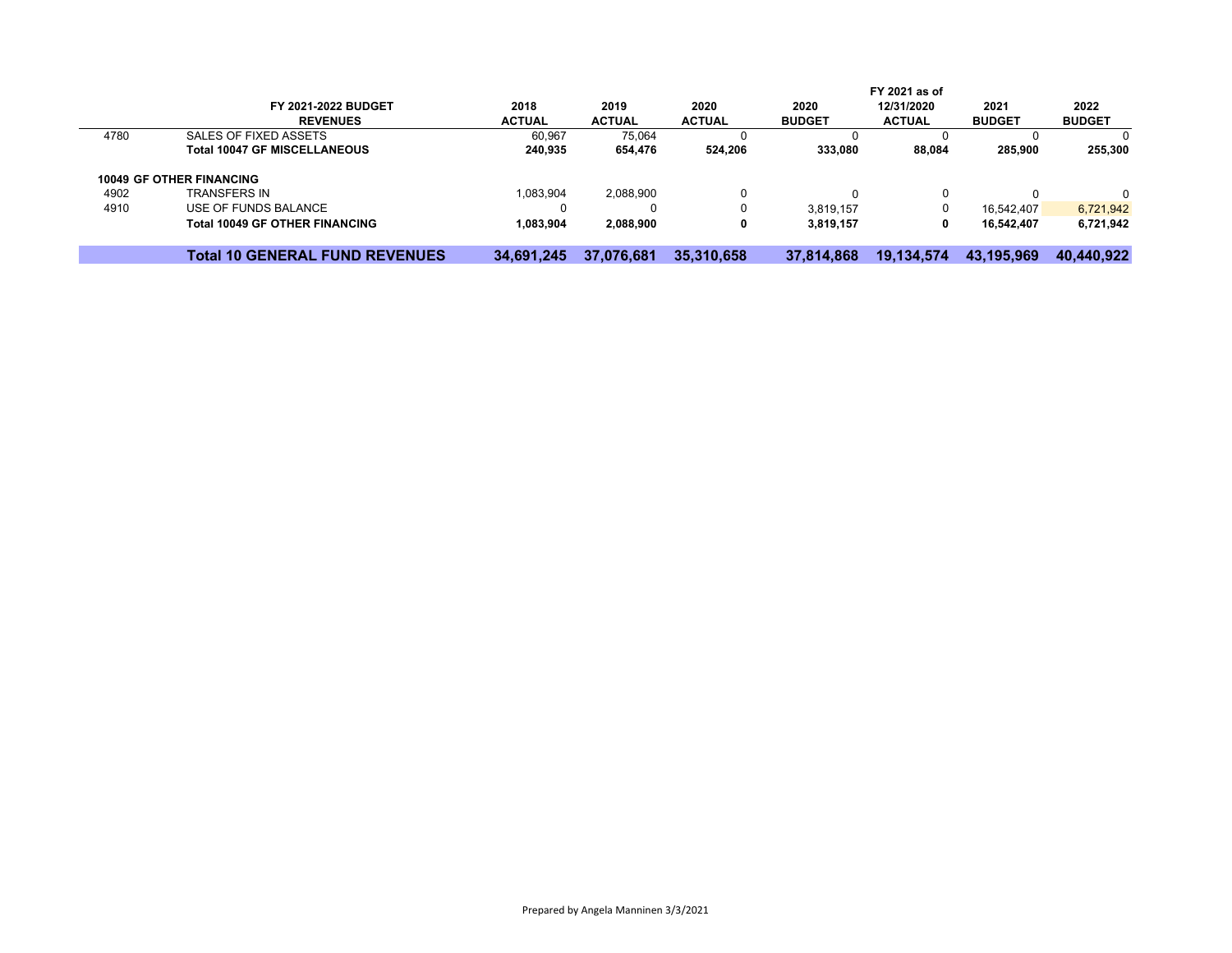| | FY 2021-2022 BUDGET<br>REVENUES | 2018<br>ACTUAL | 2019<br>ACTUAL | 2020<br>ACTUAL | 2020<br>BUDGET | FY 2021 as of<br>12/31/2020<br>ACTUAL | 2021<br>BUDGET | 2022<br>BUDGET |
|---|---|---|---|---|---|---|---|---|
| 4780 | SALES OF FIXED ASSETS | 60,967 | 75,064 | 0 | 0 | 0 | 0 | 0 |
| | **Total 10047 GF MISCELLANEOUS** | **240,935** | **654,476** | **524,206** | **333,080** | **88,084** | **285,900** | **255,300** |
| **10049 GF OTHER FINANCING** | | | | | | | | |
| 4902 | TRANSFERS IN | 1,083,904 | 2,088,900 | 0 | 0 | 0 | 0 | 0 |
| 4910 | USE OF FUNDS BALANCE | 0 | 0 | 0 | 3,819,157 | 0 | 16,542,407 | 6,721,942 |
| | **Total 10049 GF OTHER FINANCING** | **1,083,904** | **2,088,900** | **0** | **3,819,157** | **0** | **16,542,407** | **6,721,942** |
| | **Total 10 GENERAL FUND REVENUES** | **34,691,245** | **37,076,681** | **35,310,658** | **37,814,868** | **19,134,574** | **43,195,969** | **40,440,922** |

Prepared by Angela Manninen 3/3/2021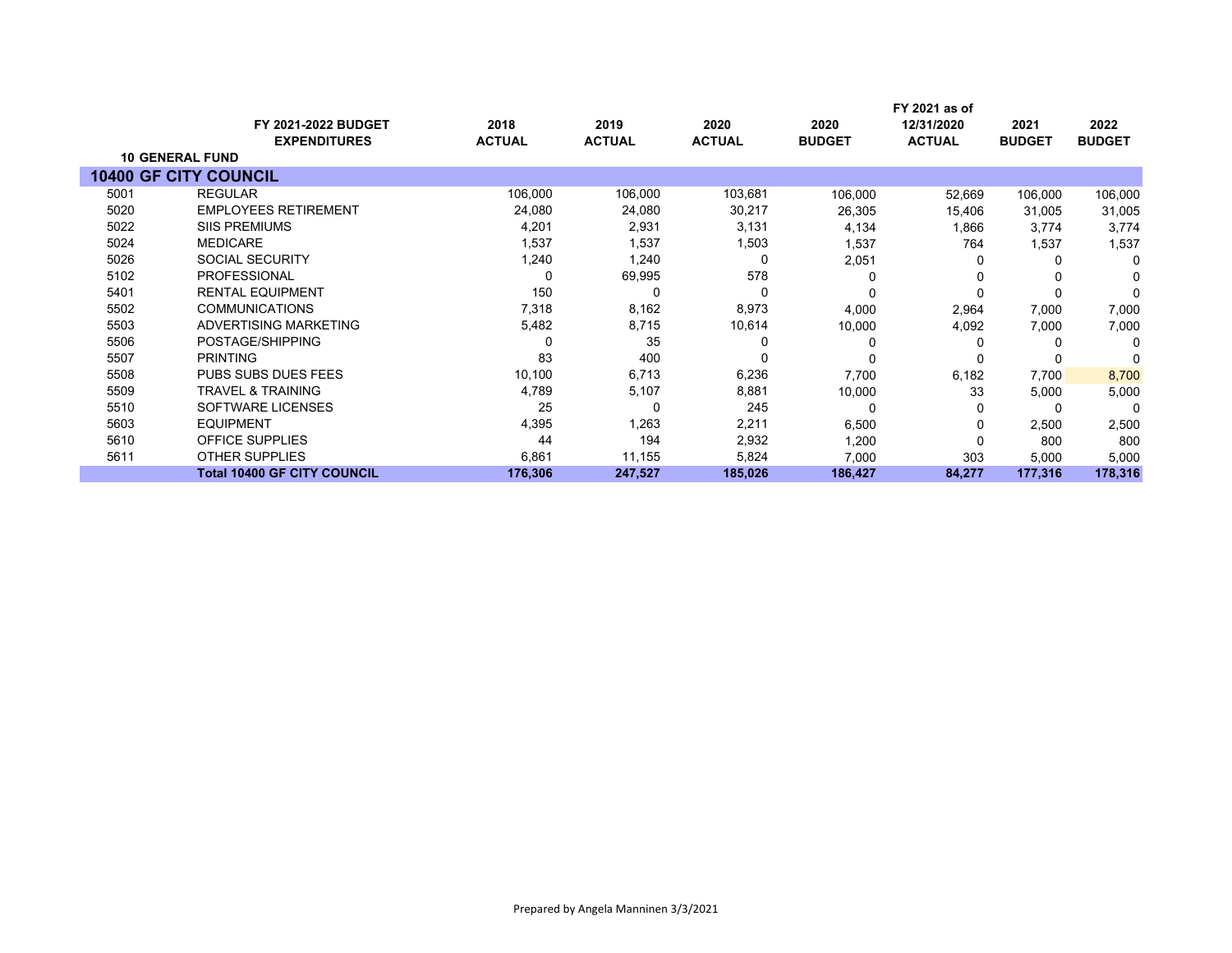| | FY 2021-2022 BUDGET EXPENDITURES | 2018 ACTUAL | 2019 ACTUAL | 2020 ACTUAL | 2020 BUDGET | FY 2021 as of 12/31/2020 ACTUAL | 2021 BUDGET | 2022 BUDGET |
|---|---|---|---|---|---|---|---|---|
| **10 GENERAL FUND** | | | | | | | | |
| **10400 GF CITY COUNCIL** | | | | | | | | |
| 5001 | REGULAR | 106,000 | 106,000 | 103,681 | 106,000 | 52,669 | 106,000 | 106,000 |
| 5020 | EMPLOYEES RETIREMENT | 24,080 | 24,080 | 30,217 | 26,305 | 15,406 | 31,005 | 31,005 |
| 5022 | SIIS PREMIUMS | 4,201 | 2,931 | 3,131 | 4,134 | 1,866 | 3,774 | 3,774 |
| 5024 | MEDICARE | 1,537 | 1,537 | 1,503 | 1,537 | 764 | 1,537 | 1,537 |
| 5026 | SOCIAL SECURITY | 1,240 | 1,240 | 0 | 2,051 | 0 | 0 | 0 |
| 5102 | PROFESSIONAL | 0 | 69,995 | 578 | 0 | 0 | 0 | 0 |
| 5401 | RENTAL EQUIPMENT | 150 | 0 | 0 | 0 | 0 | 0 | 0 |
| 5502 | COMMUNICATIONS | 7,318 | 8,162 | 8,973 | 4,000 | 2,964 | 7,000 | 7,000 |
| 5503 | ADVERTISING MARKETING | 5,482 | 8,715 | 10,614 | 10,000 | 4,092 | 7,000 | 7,000 |
| 5506 | POSTAGE/SHIPPING | 0 | 35 | 0 | 0 | 0 | 0 | 0 |
| 5507 | PRINTING | 83 | 400 | 0 | 0 | 0 | 0 | 0 |
| 5508 | PUBS SUBS DUES FEES | 10,100 | 6,713 | 6,236 | 7,700 | 6,182 | 7,700 | 8,700 |
| 5509 | TRAVEL & TRAINING | 4,789 | 5,107 | 8,881 | 10,000 | 33 | 5,000 | 5,000 |
| 5510 | SOFTWARE LICENSES | 25 | 0 | 245 | 0 | 0 | 0 | 0 |
| 5603 | EQUIPMENT | 4,395 | 1,263 | 2,211 | 6,500 | 0 | 2,500 | 2,500 |
| 5610 | OFFICE SUPPLIES | 44 | 194 | 2,932 | 1,200 | 0 | 800 | 800 |
| 5611 | OTHER SUPPLIES | 6,861 | 11,155 | 5,824 | 7,000 | 303 | 5,000 | 5,000 |
| | **Total 10400 GF CITY COUNCIL** | **176,306** | **247,527** | **185,026** | **186,427** | **84,277** | **177,316** | **178,316** |

Prepared by Angela Manninen 3/3/2021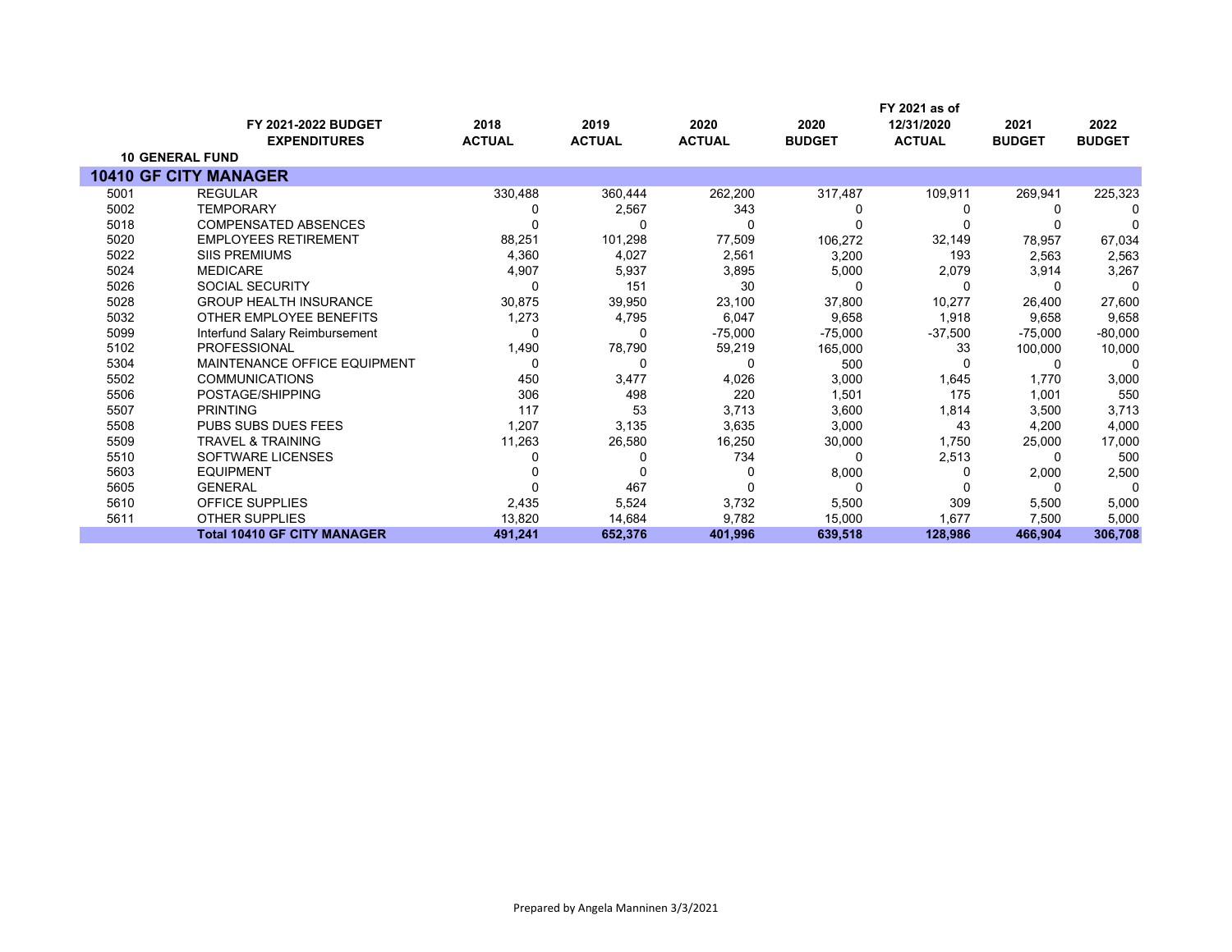| | FY 2021-2022 BUDGET EXPENDITURES | 2018 ACTUAL | 2019 ACTUAL | 2020 ACTUAL | 2020 BUDGET | FY 2021 as of 12/31/2020 ACTUAL | 2021 BUDGET | 2022 BUDGET |
|---|---|---|---|---|---|---|---|---|
| **10 GENERAL FUND** | | | | | | | | |
| **10410 GF CITY MANAGER** | | | | | | | | |
| 5001 | REGULAR | 330,488 | 360,444 | 262,200 | 317,487 | 109,911 | 269,941 | 225,323 |
| 5002 | TEMPORARY | 0 | 2,567 | 343 | 0 | 0 | 0 | 0 |
| 5018 | COMPENSATED ABSENCES | 0 | 0 | 0 | 0 | 0 | 0 | 0 |
| 5020 | EMPLOYEES RETIREMENT | 88,251 | 101,298 | 77,509 | 106,272 | 32,149 | 78,957 | 67,034 |
| 5022 | SIIS PREMIUMS | 4,360 | 4,027 | 2,561 | 3,200 | 193 | 2,563 | 2,563 |
| 5024 | MEDICARE | 4,907 | 5,937 | 3,895 | 5,000 | 2,079 | 3,914 | 3,267 |
| 5026 | SOCIAL SECURITY | 0 | 151 | 30 | 0 | 0 | 0 | 0 |
| 5028 | GROUP HEALTH INSURANCE | 30,875 | 39,950 | 23,100 | 37,800 | 10,277 | 26,400 | 27,600 |
| 5032 | OTHER EMPLOYEE BENEFITS | 1,273 | 4,795 | 6,047 | 9,658 | 1,918 | 9,658 | 9,658 |
| 5099 | Interfund Salary Reimbursement | 0 | 0 | -75,000 | -75,000 | -37,500 | -75,000 | -80,000 |
| 5102 | PROFESSIONAL | 1,490 | 78,790 | 59,219 | 165,000 | 33 | 100,000 | 10,000 |
| 5304 | MAINTENANCE OFFICE EQUIPMENT | 0 | 0 | 0 | 500 | 0 | 0 | 0 |
| 5502 | COMMUNICATIONS | 450 | 3,477 | 4,026 | 3,000 | 1,645 | 1,770 | 3,000 |
| 5506 | POSTAGE/SHIPPING | 306 | 498 | 220 | 1,501 | 175 | 1,001 | 550 |
| 5507 | PRINTING | 117 | 53 | 3,713 | 3,600 | 1,814 | 3,500 | 3,713 |
| 5508 | PUBS SUBS DUES FEES | 1,207 | 3,135 | 3,635 | 3,000 | 43 | 4,200 | 4,000 |
| 5509 | TRAVEL & TRAINING | 11,263 | 26,580 | 16,250 | 30,000 | 1,750 | 25,000 | 17,000 |
| 5510 | SOFTWARE LICENSES | 0 | 0 | 734 | 0 | 2,513 | 0 | 500 |
| 5603 | EQUIPMENT | 0 | 0 | 0 | 8,000 | 0 | 2,000 | 2,500 |
| 5605 | GENERAL | 0 | 467 | 0 | 0 | 0 | 0 | 0 |
| 5610 | OFFICE SUPPLIES | 2,435 | 5,524 | 3,732 | 5,500 | 309 | 5,500 | 5,000 |
| 5611 | OTHER SUPPLIES | 13,820 | 14,684 | 9,782 | 15,000 | 1,677 | 7,500 | 5,000 |
| | **Total 10410 GF CITY MANAGER** | **491,241** | **652,376** | **401,996** | **639,518** | **128,986** | **466,904** | **306,708** |

Prepared by Angela Manninen 3/3/2021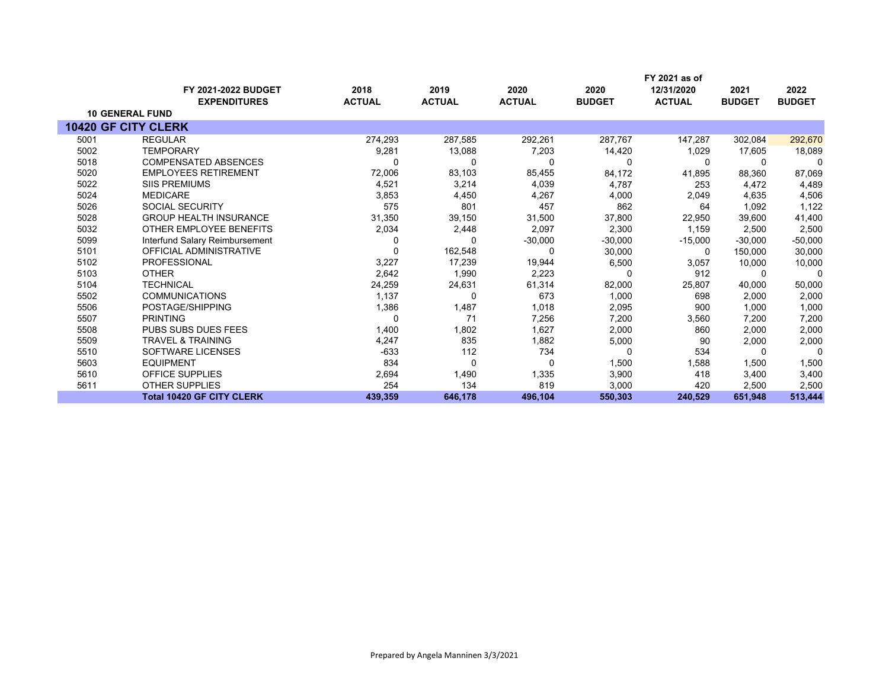| | FY 2021-2022 BUDGET EXPENDITURES | 2018 ACTUAL | 2019 ACTUAL | 2020 ACTUAL | 2020 BUDGET | FY 2021 as of 12/31/2020 ACTUAL | 2021 BUDGET | 2022 BUDGET |
|---|---|---|---|---|---|---|---|---|
| **10 GENERAL FUND** | | | | | | | | |
| **10420 GF CITY CLERK** | | | | | | | | |
| 5001 | REGULAR | 274,293 | 287,585 | 292,261 | 287,767 | 147,287 | 302,084 | 292,670 |
| 5002 | TEMPORARY | 9,281 | 13,088 | 7,203 | 14,420 | 1,029 | 17,605 | 18,089 |
| 5018 | COMPENSATED ABSENCES | 0 | 0 | 0 | 0 | 0 | 0 | 0 |
| 5020 | EMPLOYEES RETIREMENT | 72,006 | 83,103 | 85,455 | 84,172 | 41,895 | 88,360 | 87,069 |
| 5022 | SIIS PREMIUMS | 4,521 | 3,214 | 4,039 | 4,787 | 253 | 4,472 | 4,489 |
| 5024 | MEDICARE | 3,853 | 4,450 | 4,267 | 4,000 | 2,049 | 4,635 | 4,506 |
| 5026 | SOCIAL SECURITY | 575 | 801 | 457 | 862 | 64 | 1,092 | 1,122 |
| 5028 | GROUP HEALTH INSURANCE | 31,350 | 39,150 | 31,500 | 37,800 | 22,950 | 39,600 | 41,400 |
| 5032 | OTHER EMPLOYEE BENEFITS | 2,034 | 2,448 | 2,097 | 2,300 | 1,159 | 2,500 | 2,500 |
| 5099 | Interfund Salary Reimbursement | 0 | 0 | -30,000 | -30,000 | -15,000 | -30,000 | -50,000 |
| 5101 | OFFICIAL ADMINISTRATIVE | 0 | 162,548 | 0 | 30,000 | 0 | 150,000 | 30,000 |
| 5102 | PROFESSIONAL | 3,227 | 17,239 | 19,944 | 6,500 | 3,057 | 10,000 | 10,000 |
| 5103 | OTHER | 2,642 | 1,990 | 2,223 | 0 | 912 | 0 | 0 |
| 5104 | TECHNICAL | 24,259 | 24,631 | 61,314 | 82,000 | 25,807 | 40,000 | 50,000 |
| 5502 | COMMUNICATIONS | 1,137 | 0 | 673 | 1,000 | 698 | 2,000 | 2,000 |
| 5506 | POSTAGE/SHIPPING | 1,386 | 1,487 | 1,018 | 2,095 | 900 | 1,000 | 1,000 |
| 5507 | PRINTING | 0 | 71 | 7,256 | 7,200 | 3,560 | 7,200 | 7,200 |
| 5508 | PUBS SUBS DUES FEES | 1,400 | 1,802 | 1,627 | 2,000 | 860 | 2,000 | 2,000 |
| 5509 | TRAVEL & TRAINING | 4,247 | 835 | 1,882 | 5,000 | 90 | 2,000 | 2,000 |
| 5510 | SOFTWARE LICENSES | -633 | 112 | 734 | 0 | 534 | 0 | 0 |
| 5603 | EQUIPMENT | 834 | 0 | 0 | 1,500 | 1,588 | 1,500 | 1,500 |
| 5610 | OFFICE SUPPLIES | 2,694 | 1,490 | 1,335 | 3,900 | 418 | 3,400 | 3,400 |
| 5611 | OTHER SUPPLIES | 254 | 134 | 819 | 3,000 | 420 | 2,500 | 2,500 |
| | **Total 10420 GF CITY CLERK** | **439,359** | **646,178** | **496,104** | **550,303** | **240,529** | **651,948** | **513,444** |

Prepared by Angela Manninen 3/3/2021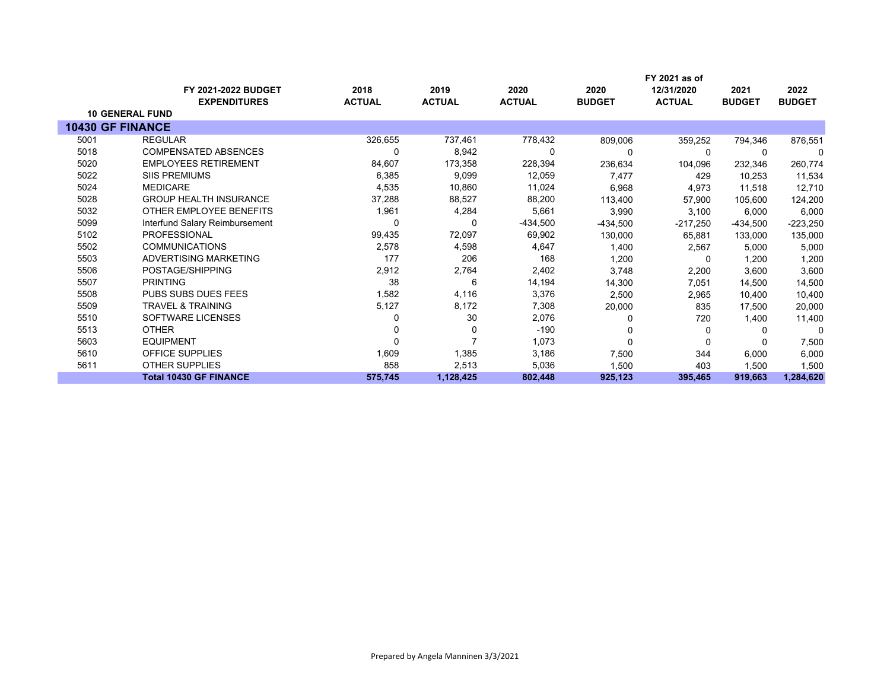| | FY 2021-2022 BUDGET EXPENDITURES | 2018 ACTUAL | 2019 ACTUAL | 2020 ACTUAL | 2020 BUDGET | FY 2021 as of 12/31/2020 ACTUAL | 2021 BUDGET | 2022 BUDGET |
|---|---|---|---|---|---|---|---|---|
| **10 GENERAL FUND** | | | | | | | | |
| **10430 GF FINANCE** | | | | | | | | |
| 5001 | REGULAR | 326,655 | 737,461 | 778,432 | 809,006 | 359,252 | 794,346 | 876,551 |
| 5018 | COMPENSATED ABSENCES | 0 | 8,942 | 0 | 0 | 0 | 0 | 0 |
| 5020 | EMPLOYEES RETIREMENT | 84,607 | 173,358 | 228,394 | 236,634 | 104,096 | 232,346 | 260,774 |
| 5022 | SIIS PREMIUMS | 6,385 | 9,099 | 12,059 | 7,477 | 429 | 10,253 | 11,534 |
| 5024 | MEDICARE | 4,535 | 10,860 | 11,024 | 6,968 | 4,973 | 11,518 | 12,710 |
| 5028 | GROUP HEALTH INSURANCE | 37,288 | 88,527 | 88,200 | 113,400 | 57,900 | 105,600 | 124,200 |
| 5032 | OTHER EMPLOYEE BENEFITS | 1,961 | 4,284 | 5,661 | 3,990 | 3,100 | 6,000 | 6,000 |
| 5099 | Interfund Salary Reimbursement | 0 | 0 | -434,500 | -434,500 | -217,250 | -434,500 | -223,250 |
| 5102 | PROFESSIONAL | 99,435 | 72,097 | 69,902 | 130,000 | 65,881 | 133,000 | 135,000 |
| 5502 | COMMUNICATIONS | 2,578 | 4,598 | 4,647 | 1,400 | 2,567 | 5,000 | 5,000 |
| 5503 | ADVERTISING MARKETING | 177 | 206 | 168 | 1,200 | 0 | 1,200 | 1,200 |
| 5506 | POSTAGE/SHIPPING | 2,912 | 2,764 | 2,402 | 3,748 | 2,200 | 3,600 | 3,600 |
| 5507 | PRINTING | 38 | 6 | 14,194 | 14,300 | 7,051 | 14,500 | 14,500 |
| 5508 | PUBS SUBS DUES FEES | 1,582 | 4,116 | 3,376 | 2,500 | 2,965 | 10,400 | 10,400 |
| 5509 | TRAVEL & TRAINING | 5,127 | 8,172 | 7,308 | 20,000 | 835 | 17,500 | 20,000 |
| 5510 | SOFTWARE LICENSES | 0 | 30 | 2,076 | 0 | 720 | 1,400 | 11,400 |
| 5513 | OTHER | 0 | 0 | -190 | 0 | 0 | 0 | 0 |
| 5603 | EQUIPMENT | 0 | 7 | 1,073 | 0 | 0 | 0 | 7,500 |
| 5610 | OFFICE SUPPLIES | 1,609 | 1,385 | 3,186 | 7,500 | 344 | 6,000 | 6,000 |
| 5611 | OTHER SUPPLIES | 858 | 2,513 | 5,036 | 1,500 | 403 | 1,500 | 1,500 |
| | **Total 10430 GF FINANCE** | **575,745** | **1,128,425** | **802,448** | **925,123** | **395,465** | **919,663** | **1,284,620** |

Prepared by Angela Manninen 3/3/2021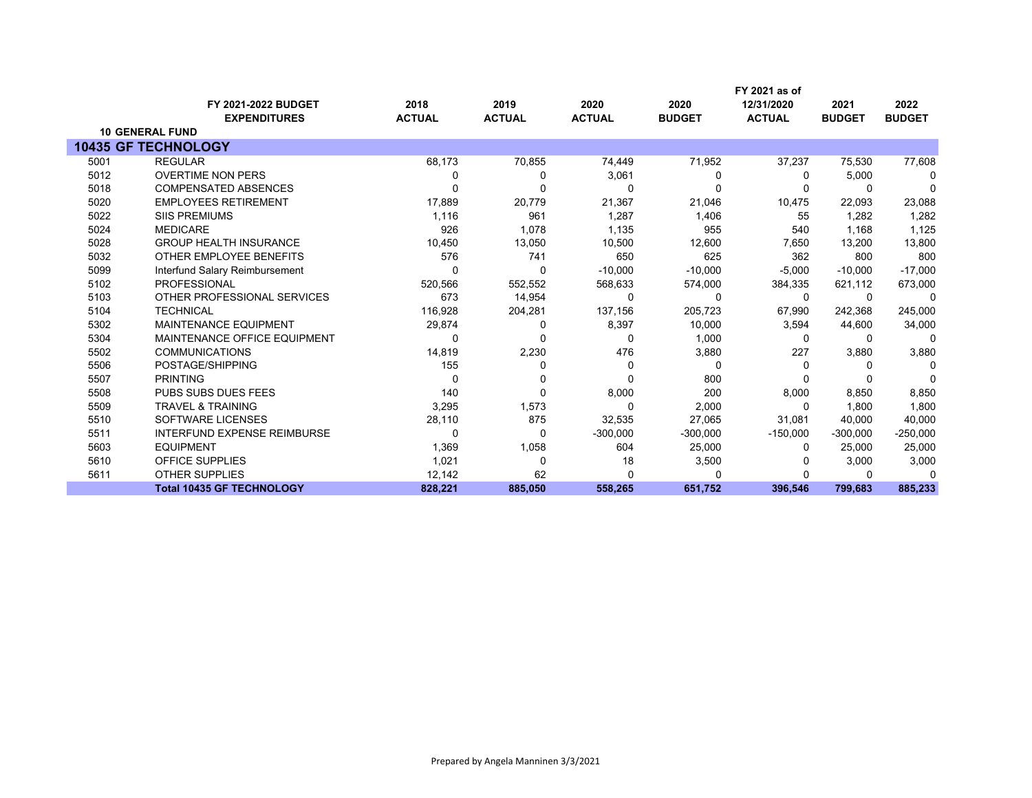| | FY 2021-2022 BUDGET EXPENDITURES | 2018 ACTUAL | 2019 ACTUAL | 2020 ACTUAL | 2020 BUDGET | FY 2021 as of 12/31/2020 ACTUAL | 2021 BUDGET | 2022 BUDGET |
|---|---|---|---|---|---|---|---|---|
| **10 GENERAL FUND** | | | | | | | | |
| **10435 GF TECHNOLOGY** | | | | | | | | |
| 5001 | REGULAR | 68,173 | 70,855 | 74,449 | 71,952 | 37,237 | 75,530 | 77,608 |
| 5012 | OVERTIME NON PERS | 0 | 0 | 3,061 | 0 | 0 | 5,000 | 0 |
| 5018 | COMPENSATED ABSENCES | 0 | 0 | 0 | 0 | 0 | 0 | 0 |
| 5020 | EMPLOYEES RETIREMENT | 17,889 | 20,779 | 21,367 | 21,046 | 10,475 | 22,093 | 23,088 |
| 5022 | SIIS PREMIUMS | 1,116 | 961 | 1,287 | 1,406 | 55 | 1,282 | 1,282 |
| 5024 | MEDICARE | 926 | 1,078 | 1,135 | 955 | 540 | 1,168 | 1,125 |
| 5028 | GROUP HEALTH INSURANCE | 10,450 | 13,050 | 10,500 | 12,600 | 7,650 | 13,200 | 13,800 |
| 5032 | OTHER EMPLOYEE BENEFITS | 576 | 741 | 650 | 625 | 362 | 800 | 800 |
| 5099 | Interfund Salary Reimbursement | 0 | 0 | -10,000 | -10,000 | -5,000 | -10,000 | -17,000 |
| 5102 | PROFESSIONAL | 520,566 | 552,552 | 568,633 | 574,000 | 384,335 | 621,112 | 673,000 |
| 5103 | OTHER PROFESSIONAL SERVICES | 673 | 14,954 | 0 | 0 | 0 | 0 | 0 |
| 5104 | TECHNICAL | 116,928 | 204,281 | 137,156 | 205,723 | 67,990 | 242,368 | 245,000 |
| 5302 | MAINTENANCE EQUIPMENT | 29,874 | 0 | 8,397 | 10,000 | 3,594 | 44,600 | 34,000 |
| 5304 | MAINTENANCE OFFICE EQUIPMENT | 0 | 0 | 0 | 1,000 | 0 | 0 | 0 |
| 5502 | COMMUNICATIONS | 14,819 | 2,230 | 476 | 3,880 | 227 | 3,880 | 3,880 |
| 5506 | POSTAGE/SHIPPING | 155 | 0 | 0 | 0 | 0 | 0 | 0 |
| 5507 | PRINTING | 0 | 0 | 0 | 800 | 0 | 0 | 0 |
| 5508 | PUBS SUBS DUES FEES | 140 | 0 | 8,000 | 200 | 8,000 | 8,850 | 8,850 |
| 5509 | TRAVEL & TRAINING | 3,295 | 1,573 | 0 | 2,000 | 0 | 1,800 | 1,800 |
| 5510 | SOFTWARE LICENSES | 28,110 | 875 | 32,535 | 27,065 | 31,081 | 40,000 | 40,000 |
| 5511 | INTERFUND EXPENSE REIMBURSE | 0 | 0 | -300,000 | -300,000 | -150,000 | -300,000 | -250,000 |
| 5603 | EQUIPMENT | 1,369 | 1,058 | 604 | 25,000 | 0 | 25,000 | 25,000 |
| 5610 | OFFICE SUPPLIES | 1,021 | 0 | 18 | 3,500 | 0 | 3,000 | 3,000 |
| 5611 | OTHER SUPPLIES | 12,142 | 62 | 0 | 0 | 0 | 0 | 0 |
| | **Total 10435 GF TECHNOLOGY** | **828,221** | **885,050** | **558,265** | **651,752** | **396,546** | **799,683** | **885,233** |

Prepared by Angela Manninen 3/3/2021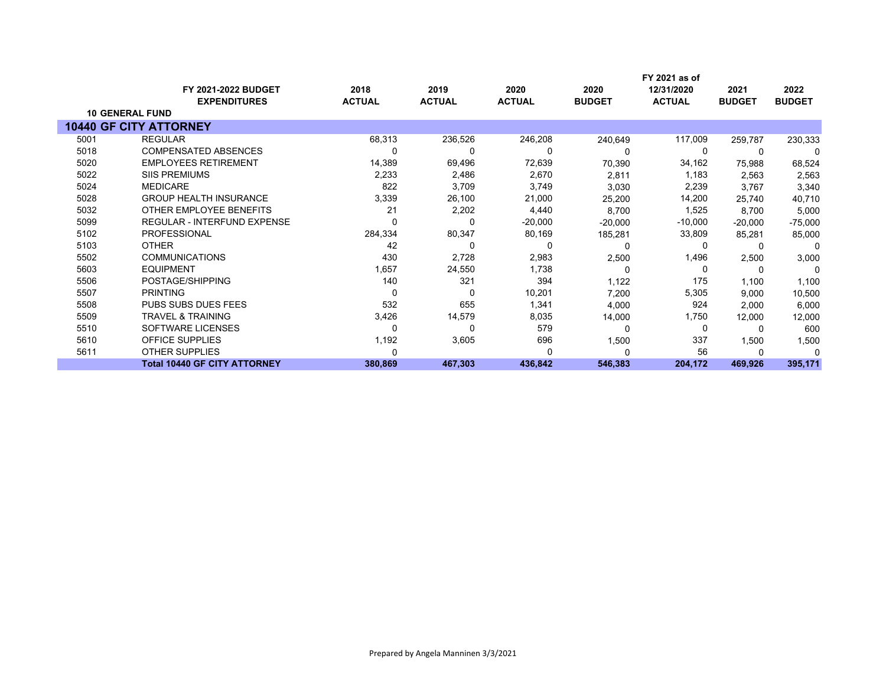| | FY 2021-2022 BUDGET EXPENDITURES | 2018 ACTUAL | 2019 ACTUAL | 2020 ACTUAL | 2020 BUDGET | FY 2021 as of 12/31/2020 ACTUAL | 2021 BUDGET | 2022 BUDGET |
|---|---|---|---|---|---|---|---|---|
| **10 GENERAL FUND** | | | | | | | | |
| **10440 GF CITY ATTORNEY** | | | | | | | | |
| 5001 | REGULAR | 68,313 | 236,526 | 246,208 | 240,649 | 117,009 | 259,787 | 230,333 |
| 5018 | COMPENSATED ABSENCES | 0 | 0 | 0 | 0 | 0 | 0 | 0 |
| 5020 | EMPLOYEES RETIREMENT | 14,389 | 69,496 | 72,639 | 70,390 | 34,162 | 75,988 | 68,524 |
| 5022 | SIIS PREMIUMS | 2,233 | 2,486 | 2,670 | 2,811 | 1,183 | 2,563 | 2,563 |
| 5024 | MEDICARE | 822 | 3,709 | 3,749 | 3,030 | 2,239 | 3,767 | 3,340 |
| 5028 | GROUP HEALTH INSURANCE | 3,339 | 26,100 | 21,000 | 25,200 | 14,200 | 25,740 | 40,710 |
| 5032 | OTHER EMPLOYEE BENEFITS | 21 | 2,202 | 4,440 | 8,700 | 1,525 | 8,700 | 5,000 |
| 5099 | REGULAR - INTERFUND EXPENSE | 0 | 0 | -20,000 | -20,000 | -10,000 | -20,000 | -75,000 |
| 5102 | PROFESSIONAL | 284,334 | 80,347 | 80,169 | 185,281 | 33,809 | 85,281 | 85,000 |
| 5103 | OTHER | 42 | 0 | 0 | 0 | 0 | 0 | 0 |
| 5502 | COMMUNICATIONS | 430 | 2,728 | 2,983 | 2,500 | 1,496 | 2,500 | 3,000 |
| 5603 | EQUIPMENT | 1,657 | 24,550 | 1,738 | 0 | 0 | 0 | 0 |
| 5506 | POSTAGE/SHIPPING | 140 | 321 | 394 | 1,122 | 175 | 1,100 | 1,100 |
| 5507 | PRINTING | 0 | 0 | 10,201 | 7,200 | 5,305 | 9,000 | 10,500 |
| 5508 | PUBS SUBS DUES FEES | 532 | 655 | 1,341 | 4,000 | 924 | 2,000 | 6,000 |
| 5509 | TRAVEL & TRAINING | 3,426 | 14,579 | 8,035 | 14,000 | 1,750 | 12,000 | 12,000 |
| 5510 | SOFTWARE LICENSES | 0 | 0 | 579 | 0 | 0 | 0 | 600 |
| 5610 | OFFICE SUPPLIES | 1,192 | 3,605 | 696 | 1,500 | 337 | 1,500 | 1,500 |
| 5611 | OTHER SUPPLIES | 0 | | 0 | 0 | 56 | 0 | 0 |
| | **Total 10440 GF CITY ATTORNEY** | **380,869** | **467,303** | **436,842** | **546,383** | **204,172** | **469,926** | **395,171** |

Prepared by Angela Manninen 3/3/2021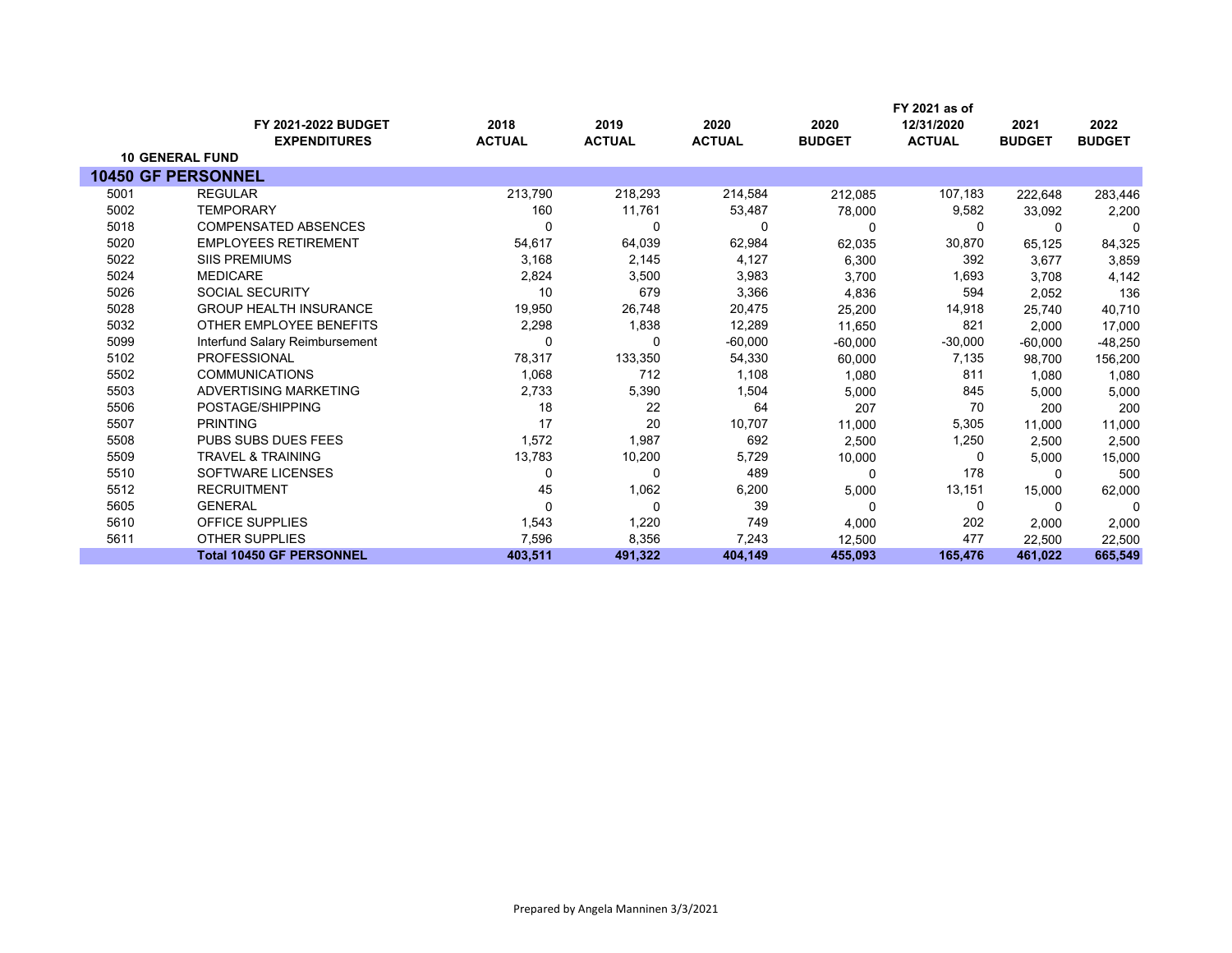| | FY 2021-2022 BUDGET EXPENDITURES | 2018 ACTUAL | 2019 ACTUAL | 2020 ACTUAL | 2020 BUDGET | FY 2021 as of 12/31/2020 ACTUAL | 2021 BUDGET | 2022 BUDGET |
|---|---|---|---|---|---|---|---|---|
| **10 GENERAL FUND** | | | | | | | | |
| **10450 GF PERSONNEL** | | | | | | | | |
| 5001 | REGULAR | 213,790 | 218,293 | 214,584 | 212,085 | 107,183 | 222,648 | 283,446 |
| 5002 | TEMPORARY | 160 | 11,761 | 53,487 | 78,000 | 9,582 | 33,092 | 2,200 |
| 5018 | COMPENSATED ABSENCES | 0 | 0 | 0 | 0 | 0 | 0 | 0 |
| 5020 | EMPLOYEES RETIREMENT | 54,617 | 64,039 | 62,984 | 62,035 | 30,870 | 65,125 | 84,325 |
| 5022 | SIIS PREMIUMS | 3,168 | 2,145 | 4,127 | 6,300 | 392 | 3,677 | 3,859 |
| 5024 | MEDICARE | 2,824 | 3,500 | 3,983 | 3,700 | 1,693 | 3,708 | 4,142 |
| 5026 | SOCIAL SECURITY | 10 | 679 | 3,366 | 4,836 | 594 | 2,052 | 136 |
| 5028 | GROUP HEALTH INSURANCE | 19,950 | 26,748 | 20,475 | 25,200 | 14,918 | 25,740 | 40,710 |
| 5032 | OTHER EMPLOYEE BENEFITS | 2,298 | 1,838 | 12,289 | 11,650 | 821 | 2,000 | 17,000 |
| 5099 | Interfund Salary Reimbursement | 0 | 0 | -60,000 | -60,000 | -30,000 | -60,000 | -48,250 |
| 5102 | PROFESSIONAL | 78,317 | 133,350 | 54,330 | 60,000 | 7,135 | 98,700 | 156,200 |
| 5502 | COMMUNICATIONS | 1,068 | 712 | 1,108 | 1,080 | 811 | 1,080 | 1,080 |
| 5503 | ADVERTISING MARKETING | 2,733 | 5,390 | 1,504 | 5,000 | 845 | 5,000 | 5,000 |
| 5506 | POSTAGE/SHIPPING | 18 | 22 | 64 | 207 | 70 | 200 | 200 |
| 5507 | PRINTING | 17 | 20 | 10,707 | 11,000 | 5,305 | 11,000 | 11,000 |
| 5508 | PUBS SUBS DUES FEES | 1,572 | 1,987 | 692 | 2,500 | 1,250 | 2,500 | 2,500 |
| 5509 | TRAVEL & TRAINING | 13,783 | 10,200 | 5,729 | 10,000 | 0 | 5,000 | 15,000 |
| 5510 | SOFTWARE LICENSES | 0 | 0 | 489 | 0 | 178 | 0 | 500 |
| 5512 | RECRUITMENT | 45 | 1,062 | 6,200 | 5,000 | 13,151 | 15,000 | 62,000 |
| 5605 | GENERAL | 0 | 0 | 39 | 0 | 0 | 0 | 0 |
| 5610 | OFFICE SUPPLIES | 1,543 | 1,220 | 749 | 4,000 | 202 | 2,000 | 2,000 |
| 5611 | OTHER SUPPLIES | 7,596 | 8,356 | 7,243 | 12,500 | 477 | 22,500 | 22,500 |
| | **Total 10450 GF PERSONNEL** | **403,511** | **491,322** | **404,149** | **455,093** | **165,476** | **461,022** | **665,549** |

Prepared by Angela Manninen 3/3/2021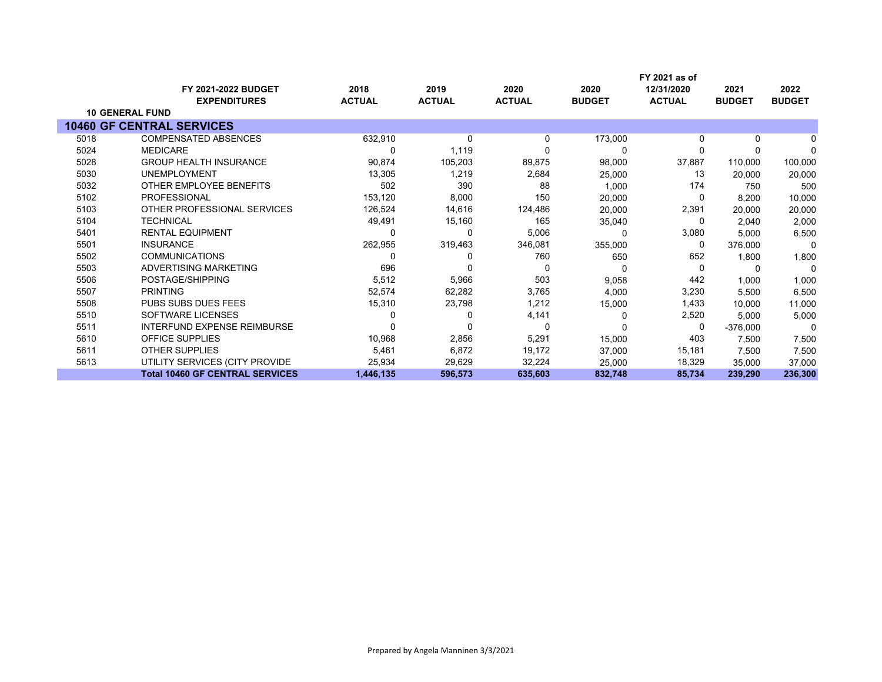| | FY 2021-2022 BUDGET EXPENDITURES | 2018 ACTUAL | 2019 ACTUAL | 2020 ACTUAL | 2020 BUDGET | FY 2021 as of 12/31/2020 ACTUAL | 2021 BUDGET | 2022 BUDGET |
|---|---|---|---|---|---|---|---|---|
| **10 GENERAL FUND** | | | | | | | | |
| **10460 GF CENTRAL SERVICES** | | | | | | | | |
| 5018 | COMPENSATED ABSENCES | 632,910 | 0 | 0 | 173,000 | 0 | 0 | 0 |
| 5024 | MEDICARE | 0 | 1,119 | 0 | 0 | 0 | 0 | 0 |
| 5028 | GROUP HEALTH INSURANCE | 90,874 | 105,203 | 89,875 | 98,000 | 37,887 | 110,000 | 100,000 |
| 5030 | UNEMPLOYMENT | 13,305 | 1,219 | 2,684 | 25,000 | 13 | 20,000 | 20,000 |
| 5032 | OTHER EMPLOYEE BENEFITS | 502 | 390 | 88 | 1,000 | 174 | 750 | 500 |
| 5102 | PROFESSIONAL | 153,120 | 8,000 | 150 | 20,000 | 0 | 8,200 | 10,000 |
| 5103 | OTHER PROFESSIONAL SERVICES | 126,524 | 14,616 | 124,486 | 20,000 | 2,391 | 20,000 | 20,000 |
| 5104 | TECHNICAL | 49,491 | 15,160 | 165 | 35,040 | 0 | 2,040 | 2,000 |
| 5401 | RENTAL EQUIPMENT | 0 | 0 | 5,006 | 0 | 3,080 | 5,000 | 6,500 |
| 5501 | INSURANCE | 262,955 | 319,463 | 346,081 | 355,000 | 0 | 376,000 | 0 |
| 5502 | COMMUNICATIONS | 0 | 0 | 760 | 650 | 652 | 1,800 | 1,800 |
| 5503 | ADVERTISING MARKETING | 696 | 0 | 0 | 0 | 0 | 0 | 0 |
| 5506 | POSTAGE/SHIPPING | 5,512 | 5,966 | 503 | 9,058 | 442 | 1,000 | 1,000 |
| 5507 | PRINTING | 52,574 | 62,282 | 3,765 | 4,000 | 3,230 | 5,500 | 6,500 |
| 5508 | PUBS SUBS DUES FEES | 15,310 | 23,798 | 1,212 | 15,000 | 1,433 | 10,000 | 11,000 |
| 5510 | SOFTWARE LICENSES | 0 | 0 | 4,141 | 0 | 2,520 | 5,000 | 5,000 |
| 5511 | INTERFUND EXPENSE REIMBURSE | 0 | 0 | 0 | 0 | 0 | -376,000 | 0 |
| 5610 | OFFICE SUPPLIES | 10,968 | 2,856 | 5,291 | 15,000 | 403 | 7,500 | 7,500 |
| 5611 | OTHER SUPPLIES | 5,461 | 6,872 | 19,172 | 37,000 | 15,181 | 7,500 | 7,500 |
| 5613 | UTILITY SERVICES (CITY PROVIDE | 25,934 | 29,629 | 32,224 | 25,000 | 18,329 | 35,000 | 37,000 |
| | **Total 10460 GF CENTRAL SERVICES** | **1,446,135** | **596,573** | **635,603** | **832,748** | **85,734** | **239,290** | **236,300** |

Prepared by Angela Manninen 3/3/2021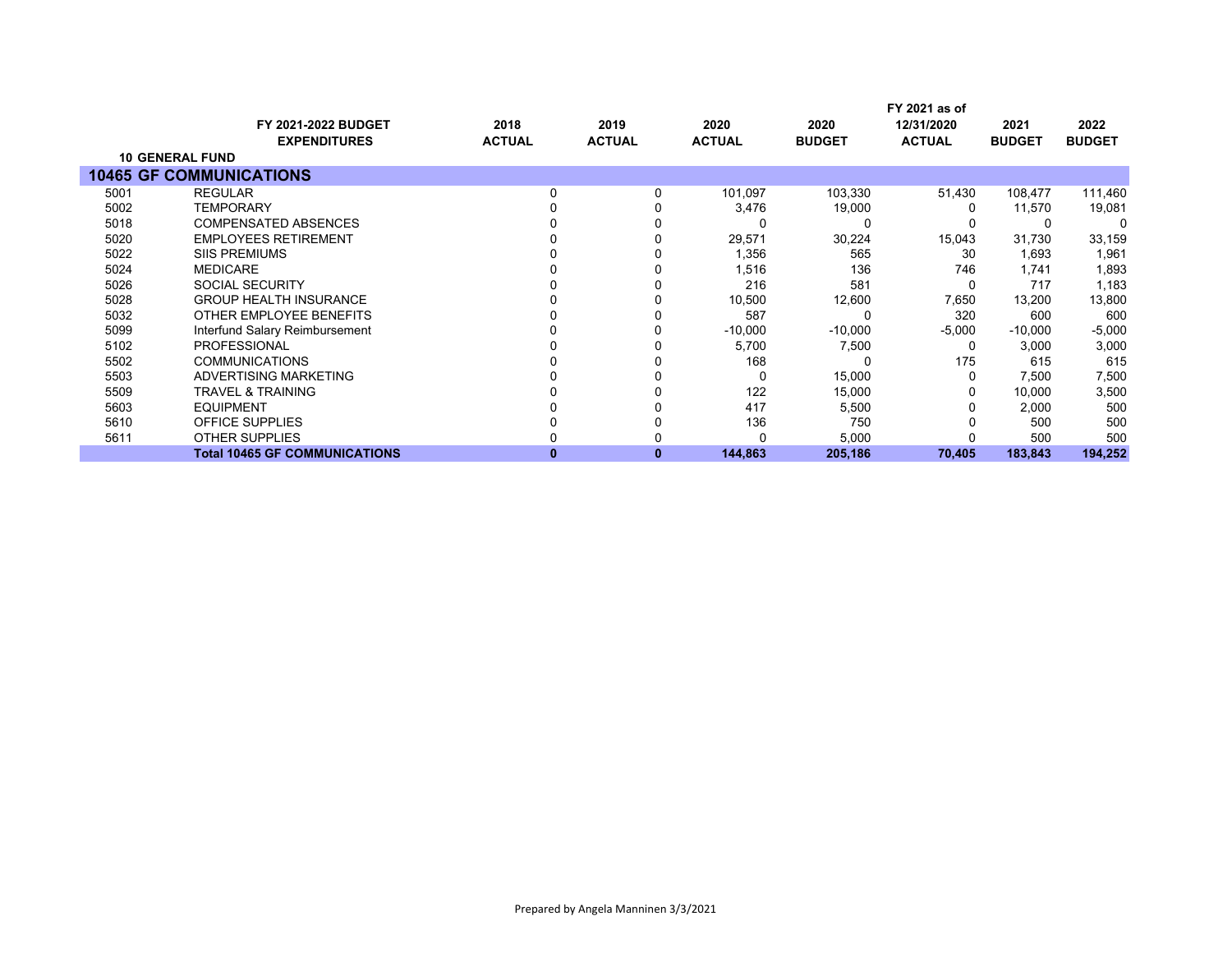| | FY 2021-2022 BUDGET EXPENDITURES | 2018 ACTUAL | 2019 ACTUAL | 2020 ACTUAL | 2020 BUDGET | FY 2021 as of 12/31/2020 ACTUAL | 2021 BUDGET | 2022 BUDGET |
|---|---|---|---|---|---|---|---|---|
| **10 GENERAL FUND** | | | | | | | | |
| **10465 GF COMMUNICATIONS** | | | | | | | | |
| 5001 | REGULAR | 0 | 0 | 101,097 | 103,330 | 51,430 | 108,477 | 111,460 |
| 5002 | TEMPORARY | 0 | 0 | 3,476 | 19,000 | 0 | 11,570 | 19,081 |
| 5018 | COMPENSATED ABSENCES | 0 | 0 | 0 | 0 | 0 | 0 | 0 |
| 5020 | EMPLOYEES RETIREMENT | 0 | 0 | 29,571 | 30,224 | 15,043 | 31,730 | 33,159 |
| 5022 | SIIS PREMIUMS | 0 | 0 | 1,356 | 565 | 30 | 1,693 | 1,961 |
| 5024 | MEDICARE | 0 | 0 | 1,516 | 136 | 746 | 1,741 | 1,893 |
| 5026 | SOCIAL SECURITY | 0 | 0 | 216 | 581 | 0 | 717 | 1,183 |
| 5028 | GROUP HEALTH INSURANCE | 0 | 0 | 10,500 | 12,600 | 7,650 | 13,200 | 13,800 |
| 5032 | OTHER EMPLOYEE BENEFITS | 0 | 0 | 587 | 0 | 320 | 600 | 600 |
| 5099 | Interfund Salary Reimbursement | 0 | 0 | -10,000 | -10,000 | -5,000 | -10,000 | -5,000 |
| 5102 | PROFESSIONAL | 0 | 0 | 5,700 | 7,500 | 0 | 3,000 | 3,000 |
| 5502 | COMMUNICATIONS | 0 | 0 | 168 | 0 | 175 | 615 | 615 |
| 5503 | ADVERTISING MARKETING | 0 | 0 | 0 | 15,000 | 0 | 7,500 | 7,500 |
| 5509 | TRAVEL & TRAINING | 0 | 0 | 122 | 15,000 | 0 | 10,000 | 3,500 |
| 5603 | EQUIPMENT | 0 | 0 | 417 | 5,500 | 0 | 2,000 | 500 |
| 5610 | OFFICE SUPPLIES | 0 | 0 | 136 | 750 | 0 | 500 | 500 |
| 5611 | OTHER SUPPLIES | 0 | 0 | 0 | 5,000 | 0 | 500 | 500 |
| | **Total 10465 GF COMMUNICATIONS** | **0** | **0** | **144,863** | **205,186** | **70,405** | **183,843** | **194,252** |

Prepared by Angela Manninen 3/3/2021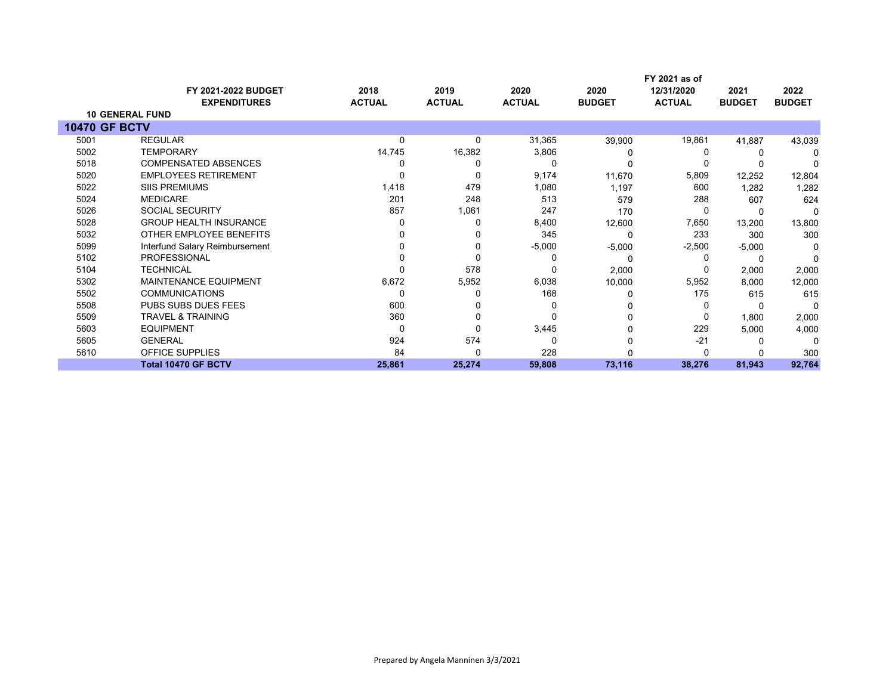| | FY 2021-2022 BUDGET EXPENDITURES | 2018 ACTUAL | 2019 ACTUAL | 2020 ACTUAL | 2020 BUDGET | FY 2021 as of 12/31/2020 ACTUAL | 2021 BUDGET | 2022 BUDGET |
|---|---|---|---|---|---|---|---|---|
| **10 GENERAL FUND** | | | | | | | | |
| **10470 GF BCTV** | | | | | | | | |
| 5001 | REGULAR | 0 | 0 | 31,365 | 39,900 | 19,861 | 41,887 | 43,039 |
| 5002 | TEMPORARY | 14,745 | 16,382 | 3,806 | 0 | 0 | 0 | 0 |
| 5018 | COMPENSATED ABSENCES | 0 | 0 | 0 | 0 | 0 | 0 | 0 |
| 5020 | EMPLOYEES RETIREMENT | 0 | 0 | 9,174 | 11,670 | 5,809 | 12,252 | 12,804 |
| 5022 | SIIS PREMIUMS | 1,418 | 479 | 1,080 | 1,197 | 600 | 1,282 | 1,282 |
| 5024 | MEDICARE | 201 | 248 | 513 | 579 | 288 | 607 | 624 |
| 5026 | SOCIAL SECURITY | 857 | 1,061 | 247 | 170 | 0 | 0 | 0 |
| 5028 | GROUP HEALTH INSURANCE | 0 | 0 | 8,400 | 12,600 | 7,650 | 13,200 | 13,800 |
| 5032 | OTHER EMPLOYEE BENEFITS | 0 | 0 | 345 | 0 | 233 | 300 | 300 |
| 5099 | Interfund Salary Reimbursement | 0 | 0 | -5,000 | -5,000 | -2,500 | -5,000 | 0 |
| 5102 | PROFESSIONAL | 0 | 0 | 0 | 0 | 0 | 0 | 0 |
| 5104 | TECHNICAL | 0 | 578 | 0 | 2,000 | 0 | 2,000 | 2,000 |
| 5302 | MAINTENANCE EQUIPMENT | 6,672 | 5,952 | 6,038 | 10,000 | 5,952 | 8,000 | 12,000 |
| 5502 | COMMUNICATIONS | 0 | 0 | 168 | 0 | 175 | 615 | 615 |
| 5508 | PUBS SUBS DUES FEES | 600 | 0 | 0 | 0 | 0 | 0 | 0 |
| 5509 | TRAVEL & TRAINING | 360 | 0 | 0 | 0 | 0 | 1,800 | 2,000 |
| 5603 | EQUIPMENT | 0 | 0 | 3,445 | 0 | 229 | 5,000 | 4,000 |
| 5605 | GENERAL | 924 | 574 | 0 | 0 | -21 | 0 | 0 |
| 5610 | OFFICE SUPPLIES | 84 | 0 | 228 | 0 | 0 | 0 | 300 |
| | **Total 10470 GF BCTV** | **25,861** | **25,274** | **59,808** | **73,116** | **38,276** | **81,943** | **92,764** |

Prepared by Angela Manninen 3/3/2021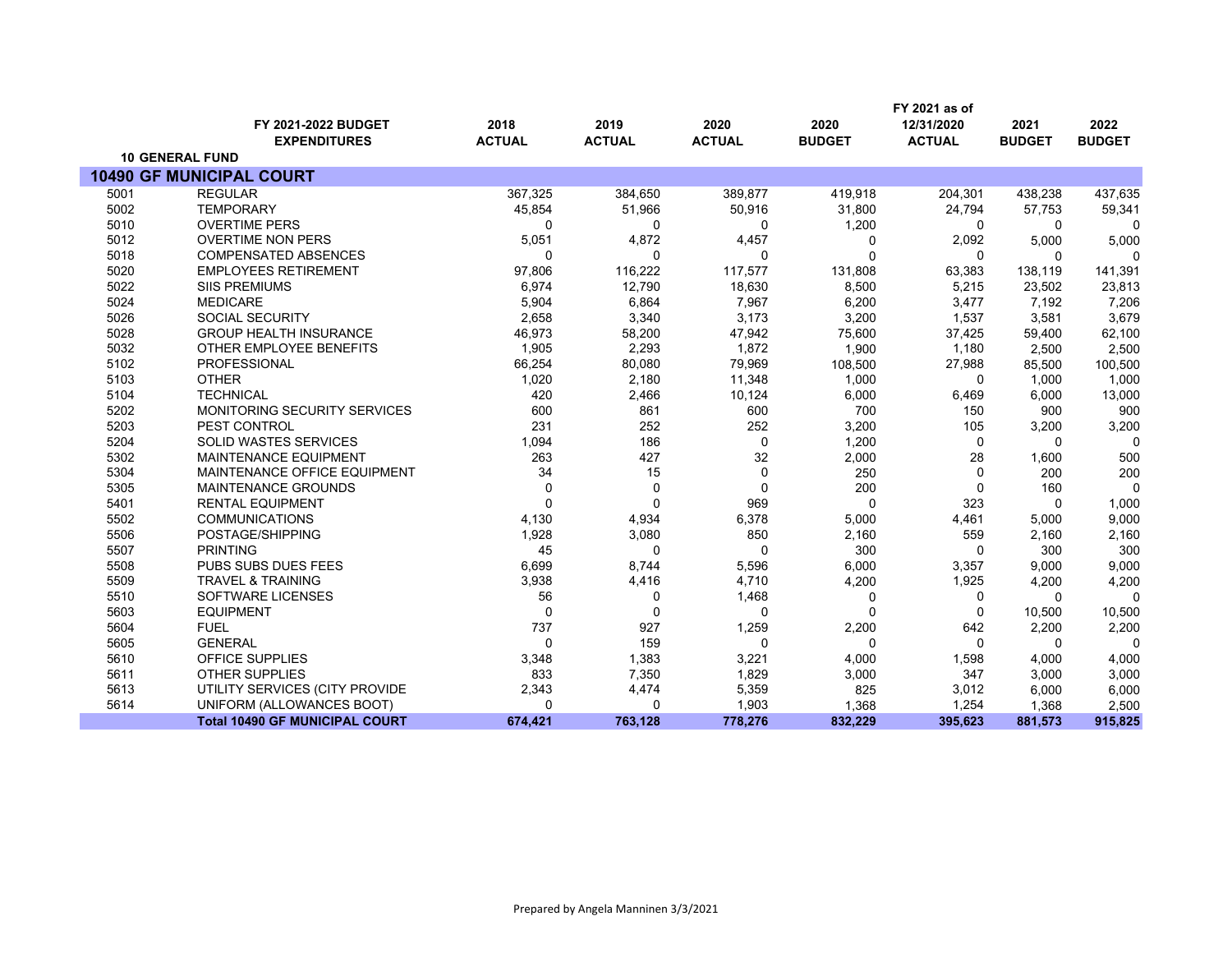| | FY 2021-2022 BUDGET EXPENDITURES | 2018 ACTUAL | 2019 ACTUAL | 2020 ACTUAL | 2020 BUDGET | FY 2021 as of 12/31/2020 ACTUAL | 2021 BUDGET | 2022 BUDGET |
|---|---|---|---|---|---|---|---|---|
| **10 GENERAL FUND** | | | | | | | | |
| **10490 GF MUNICIPAL COURT** | | | | | | | | |
| 5001 | REGULAR | 367,325 | 384,650 | 389,877 | 419,918 | 204,301 | 438,238 | 437,635 |
| 5002 | TEMPORARY | 45,854 | 51,966 | 50,916 | 31,800 | 24,794 | 57,753 | 59,341 |
| 5010 | OVERTIME PERS | 0 | 0 | 0 | 1,200 | 0 | 0 | 0 |
| 5012 | OVERTIME NON PERS | 5,051 | 4,872 | 4,457 | 0 | 2,092 | 5,000 | 5,000 |
| 5018 | COMPENSATED ABSENCES | 0 | 0 | 0 | 0 | 0 | 0 | 0 |
| 5020 | EMPLOYEES RETIREMENT | 97,806 | 116,222 | 117,577 | 131,808 | 63,383 | 138,119 | 141,391 |
| 5022 | SIIS PREMIUMS | 6,974 | 12,790 | 18,630 | 8,500 | 5,215 | 23,502 | 23,813 |
| 5024 | MEDICARE | 5,904 | 6,864 | 7,967 | 6,200 | 3,477 | 7,192 | 7,206 |
| 5026 | SOCIAL SECURITY | 2,658 | 3,340 | 3,173 | 3,200 | 1,537 | 3,581 | 3,679 |
| 5028 | GROUP HEALTH INSURANCE | 46,973 | 58,200 | 47,942 | 75,600 | 37,425 | 59,400 | 62,100 |
| 5032 | OTHER EMPLOYEE BENEFITS | 1,905 | 2,293 | 1,872 | 1,900 | 1,180 | 2,500 | 2,500 |
| 5102 | PROFESSIONAL | 66,254 | 80,080 | 79,969 | 108,500 | 27,988 | 85,500 | 100,500 |
| 5103 | OTHER | 1,020 | 2,180 | 11,348 | 1,000 | 0 | 1,000 | 1,000 |
| 5104 | TECHNICAL | 420 | 2,466 | 10,124 | 6,000 | 6,469 | 6,000 | 13,000 |
| 5202 | MONITORING SECURITY SERVICES | 600 | 861 | 600 | 700 | 150 | 900 | 900 |
| 5203 | PEST CONTROL | 231 | 252 | 252 | 3,200 | 105 | 3,200 | 3,200 |
| 5204 | SOLID WASTES SERVICES | 1,094 | 186 | 0 | 1,200 | 0 | 0 | 0 |
| 5302 | MAINTENANCE EQUIPMENT | 263 | 427 | 32 | 2,000 | 28 | 1,600 | 500 |
| 5304 | MAINTENANCE OFFICE EQUIPMENT | 34 | 15 | 0 | 250 | 0 | 200 | 200 |
| 5305 | MAINTENANCE GROUNDS | 0 | 0 | 0 | 200 | 0 | 160 | 0 |
| 5401 | RENTAL EQUIPMENT | 0 | 0 | 969 | 0 | 323 | 0 | 1,000 |
| 5502 | COMMUNICATIONS | 4,130 | 4,934 | 6,378 | 5,000 | 4,461 | 5,000 | 9,000 |
| 5506 | POSTAGE/SHIPPING | 1,928 | 3,080 | 850 | 2,160 | 559 | 2,160 | 2,160 |
| 5507 | PRINTING | 45 | 0 | 0 | 300 | 0 | 300 | 300 |
| 5508 | PUBS SUBS DUES FEES | 6,699 | 8,744 | 5,596 | 6,000 | 3,357 | 9,000 | 9,000 |
| 5509 | TRAVEL & TRAINING | 3,938 | 4,416 | 4,710 | 4,200 | 1,925 | 4,200 | 4,200 |
| 5510 | SOFTWARE LICENSES | 56 | 0 | 1,468 | 0 | 0 | 0 | 0 |
| 5603 | EQUIPMENT | 0 | 0 | 0 | 0 | 0 | 10,500 | 10,500 |
| 5604 | FUEL | 737 | 927 | 1,259 | 2,200 | 642 | 2,200 | 2,200 |
| 5605 | GENERAL | 0 | 159 | 0 | 0 | 0 | 0 | 0 |
| 5610 | OFFICE SUPPLIES | 3,348 | 1,383 | 3,221 | 4,000 | 1,598 | 4,000 | 4,000 |
| 5611 | OTHER SUPPLIES | 833 | 7,350 | 1,829 | 3,000 | 347 | 3,000 | 3,000 |
| 5613 | UTILITY SERVICES (CITY PROVIDE | 2,343 | 4,474 | 5,359 | 825 | 3,012 | 6,000 | 6,000 |
| 5614 | UNIFORM (ALLOWANCES BOOT) | 0 | 0 | 1,903 | 1,368 | 1,254 | 1,368 | 2,500 |
| | **Total 10490 GF MUNICIPAL COURT** | **674,421** | **763,128** | **778,276** | **832,229** | **395,623** | **881,573** | **915,825** |

Prepared by Angela Manninen 3/3/2021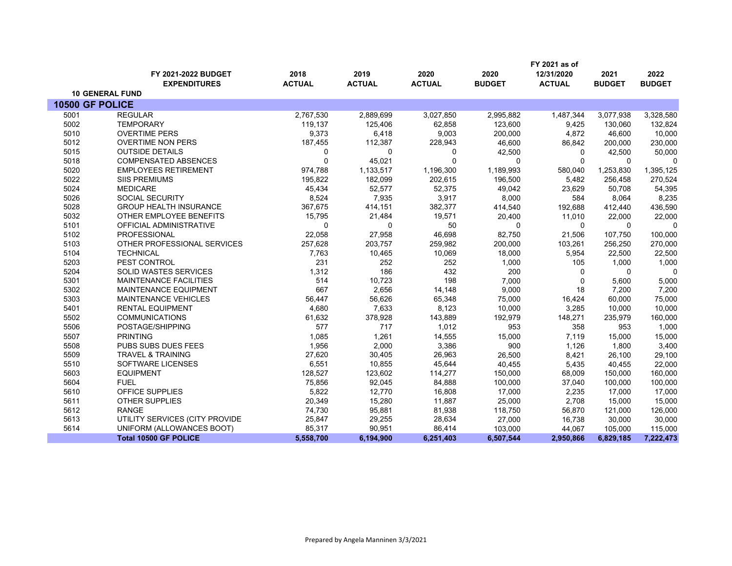| | FY 2021-2022 BUDGET EXPENDITURES | 2018 ACTUAL | 2019 ACTUAL | 2020 ACTUAL | 2020 BUDGET | FY 2021 as of 12/31/2020 ACTUAL | 2021 BUDGET | 2022 BUDGET |
|---|---|---|---|---|---|---|---|---|
| **10 GENERAL FUND** | | | | | | | | |
| **10500 GF POLICE** | | | | | | | | |
| 5001 | REGULAR | 2,767,530 | 2,889,699 | 3,027,850 | 2,995,882 | 1,487,344 | 3,077,938 | 3,328,580 |
| 5002 | TEMPORARY | 119,137 | 125,406 | 62,858 | 123,600 | 9,425 | 130,060 | 132,824 |
| 5010 | OVERTIME PERS | 9,373 | 6,418 | 9,003 | 200,000 | 4,872 | 46,600 | 10,000 |
| 5012 | OVERTIME NON PERS | 187,455 | 112,387 | 228,943 | 46,600 | 86,842 | 200,000 | 230,000 |
| 5015 | OUTSIDE DETAILS | 0 | 0 | 0 | 42,500 | 0 | 42,500 | 50,000 |
| 5018 | COMPENSATED ABSENCES | 0 | 45,021 | 0 | 0 | 0 | 0 | 0 |
| 5020 | EMPLOYEES RETIREMENT | 974,788 | 1,133,517 | 1,196,300 | 1,189,993 | 580,040 | 1,253,830 | 1,395,125 |
| 5022 | SIIS PREMIUMS | 195,822 | 182,099 | 202,615 | 196,500 | 5,482 | 256,458 | 270,524 |
| 5024 | MEDICARE | 45,434 | 52,577 | 52,375 | 49,042 | 23,629 | 50,708 | 54,395 |
| 5026 | SOCIAL SECURITY | 8,524 | 7,935 | 3,917 | 8,000 | 584 | 8,064 | 8,235 |
| 5028 | GROUP HEALTH INSURANCE | 367,675 | 414,151 | 382,377 | 414,540 | 192,688 | 412,440 | 436,590 |
| 5032 | OTHER EMPLOYEE BENEFITS | 15,795 | 21,484 | 19,571 | 20,400 | 11,010 | 22,000 | 22,000 |
| 5101 | OFFICIAL ADMINISTRATIVE | 0 | 0 | 50 | 0 | 0 | 0 | 0 |
| 5102 | PROFESSIONAL | 22,058 | 27,958 | 46,698 | 82,750 | 21,506 | 107,750 | 100,000 |
| 5103 | OTHER PROFESSIONAL SERVICES | 257,628 | 203,757 | 259,982 | 200,000 | 103,261 | 256,250 | 270,000 |
| 5104 | TECHNICAL | 7,763 | 10,465 | 10,069 | 18,000 | 5,954 | 22,500 | 22,500 |
| 5203 | PEST CONTROL | 231 | 252 | 252 | 1,000 | 105 | 1,000 | 1,000 |
| 5204 | SOLID WASTES SERVICES | 1,312 | 186 | 432 | 200 | 0 | 0 | 0 |
| 5301 | MAINTENANCE FACILITIES | 514 | 10,723 | 198 | 7,000 | 0 | 5,600 | 5,000 |
| 5302 | MAINTENANCE EQUIPMENT | 667 | 2,656 | 14,148 | 9,000 | 18 | 7,200 | 7,200 |
| 5303 | MAINTENANCE VEHICLES | 56,447 | 56,626 | 65,348 | 75,000 | 16,424 | 60,000 | 75,000 |
| 5401 | RENTAL EQUIPMENT | 4,680 | 7,633 | 8,123 | 10,000 | 3,285 | 10,000 | 10,000 |
| 5502 | COMMUNICATIONS | 61,632 | 378,928 | 143,889 | 192,979 | 148,271 | 235,979 | 160,000 |
| 5506 | POSTAGE/SHIPPING | 577 | 717 | 1,012 | 953 | 358 | 953 | 1,000 |
| 5507 | PRINTING | 1,085 | 1,261 | 14,555 | 15,000 | 7,119 | 15,000 | 15,000 |
| 5508 | PUBS SUBS DUES FEES | 1,956 | 2,000 | 3,386 | 900 | 1,126 | 1,800 | 3,400 |
| 5509 | TRAVEL & TRAINING | 27,620 | 30,405 | 26,963 | 26,500 | 8,421 | 26,100 | 29,100 |
| 5510 | SOFTWARE LICENSES | 6,551 | 10,855 | 45,644 | 40,455 | 5,435 | 40,455 | 22,000 |
| 5603 | EQUIPMENT | 128,527 | 123,602 | 114,277 | 150,000 | 68,009 | 150,000 | 160,000 |
| 5604 | FUEL | 75,856 | 92,045 | 84,888 | 100,000 | 37,040 | 100,000 | 100,000 |
| 5610 | OFFICE SUPPLIES | 5,822 | 12,770 | 16,808 | 17,000 | 2,235 | 17,000 | 17,000 |
| 5611 | OTHER SUPPLIES | 20,349 | 15,280 | 11,887 | 25,000 | 2,708 | 15,000 | 15,000 |
| 5612 | RANGE | 74,730 | 95,881 | 81,938 | 118,750 | 56,870 | 121,000 | 126,000 |
| 5613 | UTILITY SERVICES (CITY PROVIDE | 25,847 | 29,255 | 28,634 | 27,000 | 16,738 | 30,000 | 30,000 |
| 5614 | UNIFORM (ALLOWANCES BOOT) | 85,317 | 90,951 | 86,414 | 103,000 | 44,067 | 105,000 | 115,000 |
| | **Total 10500 GF POLICE** | **5,558,700** | **6,194,900** | **6,251,403** | **6,507,544** | **2,950,866** | **6,829,185** | **7,222,473** |

Prepared by Angela Manninen 3/3/2021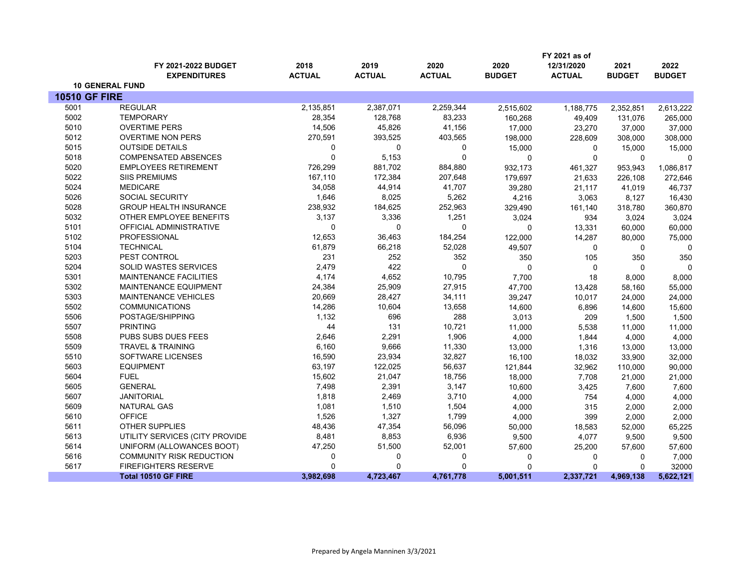| | FY 2021-2022 BUDGET EXPENDITURES | 2018 ACTUAL | 2019 ACTUAL | 2020 ACTUAL | 2020 BUDGET | FY 2021 as of 12/31/2020 ACTUAL | 2021 BUDGET | 2022 BUDGET |
|---|---|---|---|---|---|---|---|---|
| **10 GENERAL FUND** | | | | | | | | |
| **10510 GF FIRE** | | | | | | | | |
| 5001 | REGULAR | 2,135,851 | 2,387,071 | 2,259,344 | 2,515,602 | 1,188,775 | 2,352,851 | 2,613,222 |
| 5002 | TEMPORARY | 28,354 | 128,768 | 83,233 | 160,268 | 49,409 | 131,076 | 265,000 |
| 5010 | OVERTIME PERS | 14,506 | 45,826 | 41,156 | 17,000 | 23,270 | 37,000 | 37,000 |
| 5012 | OVERTIME NON PERS | 270,591 | 393,525 | 403,565 | 198,000 | 228,609 | 308,000 | 308,000 |
| 5015 | OUTSIDE DETAILS | 0 | 0 | 0 | 15,000 | 0 | 15,000 | 15,000 |
| 5018 | COMPENSATED ABSENCES | 0 | 5,153 | 0 | 0 | 0 | 0 | 0 |
| 5020 | EMPLOYEES RETIREMENT | 726,299 | 881,702 | 884,880 | 932,173 | 461,327 | 953,943 | 1,086,817 |
| 5022 | SIIS PREMIUMS | 167,110 | 172,384 | 207,648 | 179,697 | 21,633 | 226,108 | 272,646 |
| 5024 | MEDICARE | 34,058 | 44,914 | 41,707 | 39,280 | 21,117 | 41,019 | 46,737 |
| 5026 | SOCIAL SECURITY | 1,646 | 8,025 | 5,262 | 4,216 | 3,063 | 8,127 | 16,430 |
| 5028 | GROUP HEALTH INSURANCE | 238,932 | 184,625 | 252,963 | 329,490 | 161,140 | 318,780 | 360,870 |
| 5032 | OTHER EMPLOYEE BENEFITS | 3,137 | 3,336 | 1,251 | 3,024 | 934 | 3,024 | 3,024 |
| 5101 | OFFICIAL ADMINISTRATIVE | 0 | 0 | 0 | 0 | 13,331 | 60,000 | 60,000 |
| 5102 | PROFESSIONAL | 12,653 | 36,463 | 184,254 | 122,000 | 14,287 | 80,000 | 75,000 |
| 5104 | TECHNICAL | 61,879 | 66,218 | 52,028 | 49,507 | 0 | 0 | 0 |
| 5203 | PEST CONTROL | 231 | 252 | 352 | 350 | 105 | 350 | 350 |
| 5204 | SOLID WASTES SERVICES | 2,479 | 422 | 0 | 0 | 0 | 0 | 0 |
| 5301 | MAINTENANCE FACILITIES | 4,174 | 4,652 | 10,795 | 7,700 | 18 | 8,000 | 8,000 |
| 5302 | MAINTENANCE EQUIPMENT | 24,384 | 25,909 | 27,915 | 47,700 | 13,428 | 58,160 | 55,000 |
| 5303 | MAINTENANCE VEHICLES | 20,669 | 28,427 | 34,111 | 39,247 | 10,017 | 24,000 | 24,000 |
| 5502 | COMMUNICATIONS | 14,286 | 10,604 | 13,658 | 14,600 | 6,896 | 14,600 | 15,600 |
| 5506 | POSTAGE/SHIPPING | 1,132 | 696 | 288 | 3,013 | 209 | 1,500 | 1,500 |
| 5507 | PRINTING | 44 | 131 | 10,721 | 11,000 | 5,538 | 11,000 | 11,000 |
| 5508 | PUBS SUBS DUES FEES | 2,646 | 2,291 | 1,906 | 4,000 | 1,844 | 4,000 | 4,000 |
| 5509 | TRAVEL & TRAINING | 6,160 | 9,666 | 11,330 | 13,000 | 1,316 | 13,000 | 13,000 |
| 5510 | SOFTWARE LICENSES | 16,590 | 23,934 | 32,827 | 16,100 | 18,032 | 33,900 | 32,000 |
| 5603 | EQUIPMENT | 63,197 | 122,025 | 56,637 | 121,844 | 32,962 | 110,000 | 90,000 |
| 5604 | FUEL | 15,602 | 21,047 | 18,756 | 18,000 | 7,708 | 21,000 | 21,000 |
| 5605 | GENERAL | 7,498 | 2,391 | 3,147 | 10,600 | 3,425 | 7,600 | 7,600 |
| 5607 | JANITORIAL | 1,818 | 2,469 | 3,710 | 4,000 | 754 | 4,000 | 4,000 |
| 5609 | NATURAL GAS | 1,081 | 1,510 | 1,504 | 4,000 | 315 | 2,000 | 2,000 |
| 5610 | OFFICE | 1,526 | 1,327 | 1,799 | 4,000 | 399 | 2,000 | 2,000 |
| 5611 | OTHER SUPPLIES | 48,436 | 47,354 | 56,096 | 50,000 | 18,583 | 52,000 | 65,225 |
| 5613 | UTILITY SERVICES (CITY PROVIDE | 8,481 | 8,853 | 6,936 | 9,500 | 4,077 | 9,500 | 9,500 |
| 5614 | UNIFORM (ALLOWANCES BOOT) | 47,250 | 51,500 | 52,001 | 57,600 | 25,200 | 57,600 | 57,600 |
| 5616 | COMMUNITY RISK REDUCTION | 0 | 0 | 0 | 0 | 0 | 0 | 7,000 |
| 5617 | FIREFIGHTERS RESERVE | 0 | 0 | 0 | 0 | 0 | 0 | 32000 |
| | **Total 10510 GF FIRE** | **3,982,698** | **4,723,467** | **4,761,778** | **5,001,511** | **2,337,721** | **4,969,138** | **5,622,121** |

Prepared by Angela Manninen 3/3/2021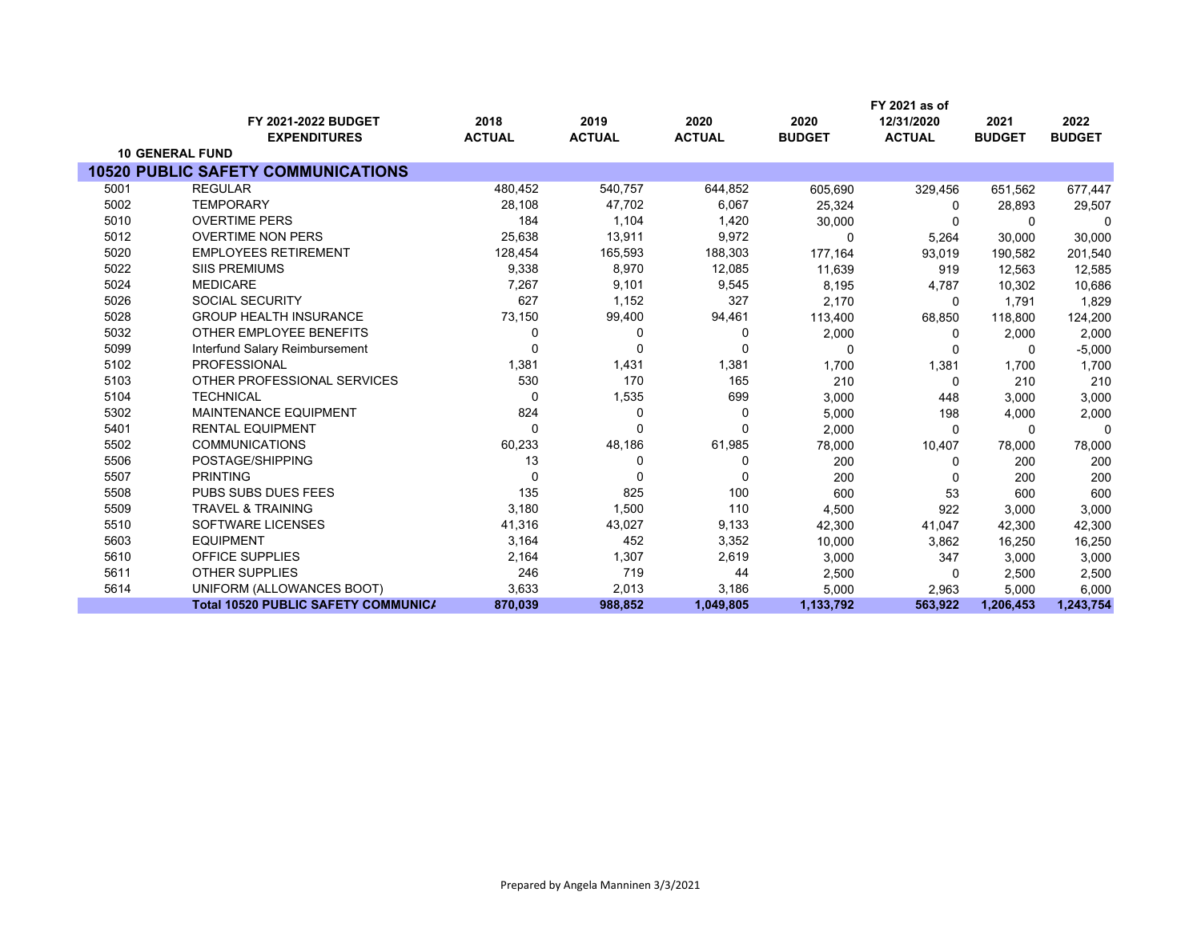| | FY 2021-2022 BUDGET EXPENDITURES | 2018 ACTUAL | 2019 ACTUAL | 2020 ACTUAL | 2020 BUDGET | FY 2021 as of 12/31/2020 ACTUAL | 2021 BUDGET | 2022 BUDGET |
|---|---|---|---|---|---|---|---|---|
| **10 GENERAL FUND** | | | | | | | | |
| **10520 PUBLIC SAFETY COMMUNICATIONS** | | | | | | | | |
| 5001 | REGULAR | 480,452 | 540,757 | 644,852 | 605,690 | 329,456 | 651,562 | 677,447 |
| 5002 | TEMPORARY | 28,108 | 47,702 | 6,067 | 25,324 | 0 | 28,893 | 29,507 |
| 5010 | OVERTIME PERS | 184 | 1,104 | 1,420 | 30,000 | 0 | 0 | 0 |
| 5012 | OVERTIME NON PERS | 25,638 | 13,911 | 9,972 | 0 | 5,264 | 30,000 | 30,000 |
| 5020 | EMPLOYEES RETIREMENT | 128,454 | 165,593 | 188,303 | 177,164 | 93,019 | 190,582 | 201,540 |
| 5022 | SIIS PREMIUMS | 9,338 | 8,970 | 12,085 | 11,639 | 919 | 12,563 | 12,585 |
| 5024 | MEDICARE | 7,267 | 9,101 | 9,545 | 8,195 | 4,787 | 10,302 | 10,686 |
| 5026 | SOCIAL SECURITY | 627 | 1,152 | 327 | 2,170 | 0 | 1,791 | 1,829 |
| 5028 | GROUP HEALTH INSURANCE | 73,150 | 99,400 | 94,461 | 113,400 | 68,850 | 118,800 | 124,200 |
| 5032 | OTHER EMPLOYEE BENEFITS | 0 | 0 | 0 | 2,000 | 0 | 2,000 | 2,000 |
| 5099 | Interfund Salary Reimbursement | 0 | 0 | 0 | 0 | 0 | 0 | -5,000 |
| 5102 | PROFESSIONAL | 1,381 | 1,431 | 1,381 | 1,700 | 1,381 | 1,700 | 1,700 |
| 5103 | OTHER PROFESSIONAL SERVICES | 530 | 170 | 165 | 210 | 0 | 210 | 210 |
| 5104 | TECHNICAL | 0 | 1,535 | 699 | 3,000 | 448 | 3,000 | 3,000 |
| 5302 | MAINTENANCE EQUIPMENT | 824 | 0 | 0 | 5,000 | 198 | 4,000 | 2,000 |
| 5401 | RENTAL EQUIPMENT | 0 | 0 | 0 | 2,000 | 0 | 0 | 0 |
| 5502 | COMMUNICATIONS | 60,233 | 48,186 | 61,985 | 78,000 | 10,407 | 78,000 | 78,000 |
| 5506 | POSTAGE/SHIPPING | 13 | 0 | 0 | 200 | 0 | 200 | 200 |
| 5507 | PRINTING | 0 | 0 | 0 | 200 | 0 | 200 | 200 |
| 5508 | PUBS SUBS DUES FEES | 135 | 825 | 100 | 600 | 53 | 600 | 600 |
| 5509 | TRAVEL & TRAINING | 3,180 | 1,500 | 110 | 4,500 | 922 | 3,000 | 3,000 |
| 5510 | SOFTWARE LICENSES | 41,316 | 43,027 | 9,133 | 42,300 | 41,047 | 42,300 | 42,300 |
| 5603 | EQUIPMENT | 3,164 | 452 | 3,352 | 10,000 | 3,862 | 16,250 | 16,250 |
| 5610 | OFFICE SUPPLIES | 2,164 | 1,307 | 2,619 | 3,000 | 347 | 3,000 | 3,000 |
| 5611 | OTHER SUPPLIES | 246 | 719 | 44 | 2,500 | 0 | 2,500 | 2,500 |
| 5614 | UNIFORM (ALLOWANCES BOOT) | 3,633 | 2,013 | 3,186 | 5,000 | 2,963 | 5,000 | 6,000 |
| | **Total 10520 PUBLIC SAFETY COMMUNICA** | **870,039** | **988,852** | **1,049,805** | **1,133,792** | **563,922** | **1,206,453** | **1,243,754** |

Prepared by Angela Manninen 3/3/2021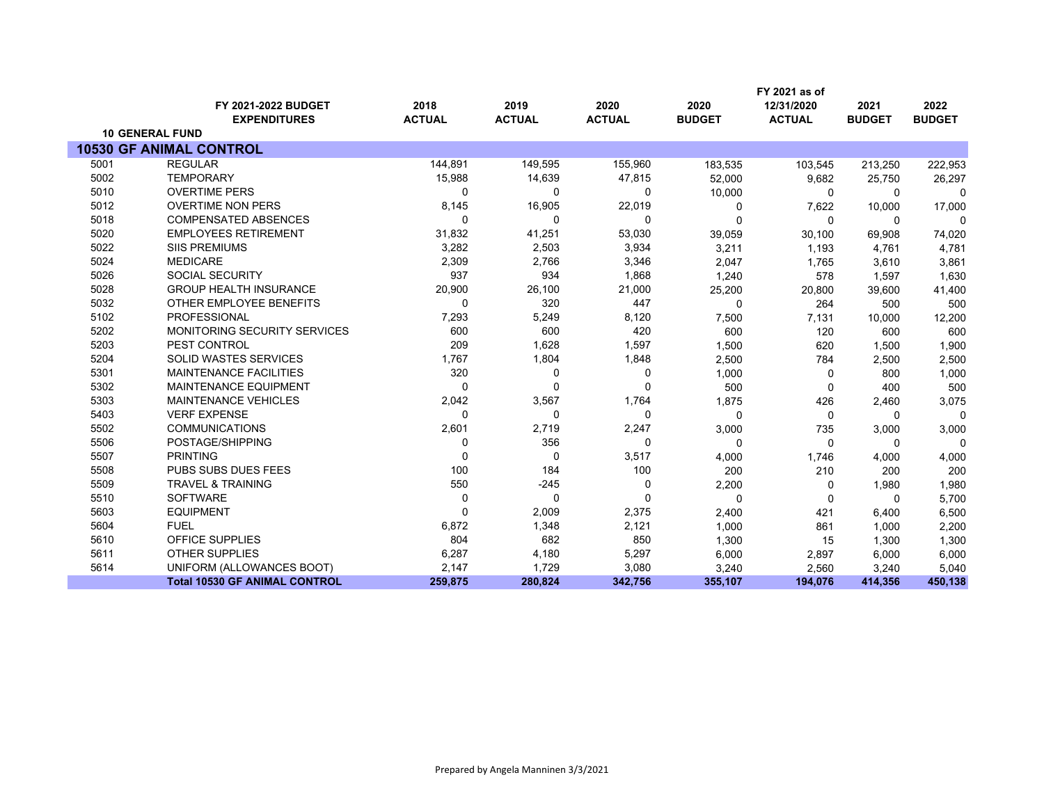| | FY 2021-2022 BUDGET EXPENDITURES | 2018 ACTUAL | 2019 ACTUAL | 2020 ACTUAL | 2020 BUDGET | FY 2021 as of 12/31/2020 ACTUAL | 2021 BUDGET | 2022 BUDGET |
|---|---|---|---|---|---|---|---|---|
| **10 GENERAL FUND** | | | | | | | | |
| **10530 GF ANIMAL CONTROL** | | | | | | | | |
| 5001 | REGULAR | 144,891 | 149,595 | 155,960 | 183,535 | 103,545 | 213,250 | 222,953 |
| 5002 | TEMPORARY | 15,988 | 14,639 | 47,815 | 52,000 | 9,682 | 25,750 | 26,297 |
| 5010 | OVERTIME PERS | 0 | 0 | 0 | 10,000 | 0 | 0 | 0 |
| 5012 | OVERTIME NON PERS | 8,145 | 16,905 | 22,019 | 0 | 7,622 | 10,000 | 17,000 |
| 5018 | COMPENSATED ABSENCES | 0 | 0 | 0 | 0 | 0 | 0 | 0 |
| 5020 | EMPLOYEES RETIREMENT | 31,832 | 41,251 | 53,030 | 39,059 | 30,100 | 69,908 | 74,020 |
| 5022 | SIIS PREMIUMS | 3,282 | 2,503 | 3,934 | 3,211 | 1,193 | 4,761 | 4,781 |
| 5024 | MEDICARE | 2,309 | 2,766 | 3,346 | 2,047 | 1,765 | 3,610 | 3,861 |
| 5026 | SOCIAL SECURITY | 937 | 934 | 1,868 | 1,240 | 578 | 1,597 | 1,630 |
| 5028 | GROUP HEALTH INSURANCE | 20,900 | 26,100 | 21,000 | 25,200 | 20,800 | 39,600 | 41,400 |
| 5032 | OTHER EMPLOYEE BENEFITS | 0 | 320 | 447 | 0 | 264 | 500 | 500 |
| 5102 | PROFESSIONAL | 7,293 | 5,249 | 8,120 | 7,500 | 7,131 | 10,000 | 12,200 |
| 5202 | MONITORING SECURITY SERVICES | 600 | 600 | 420 | 600 | 120 | 600 | 600 |
| 5203 | PEST CONTROL | 209 | 1,628 | 1,597 | 1,500 | 620 | 1,500 | 1,900 |
| 5204 | SOLID WASTES SERVICES | 1,767 | 1,804 | 1,848 | 2,500 | 784 | 2,500 | 2,500 |
| 5301 | MAINTENANCE FACILITIES | 320 | 0 | 0 | 1,000 | 0 | 800 | 1,000 |
| 5302 | MAINTENANCE EQUIPMENT | 0 | 0 | 0 | 500 | 0 | 400 | 500 |
| 5303 | MAINTENANCE VEHICLES | 2,042 | 3,567 | 1,764 | 1,875 | 426 | 2,460 | 3,075 |
| 5403 | VERF EXPENSE | 0 | 0 | 0 | 0 | 0 | 0 | 0 |
| 5502 | COMMUNICATIONS | 2,601 | 2,719 | 2,247 | 3,000 | 735 | 3,000 | 3,000 |
| 5506 | POSTAGE/SHIPPING | 0 | 356 | 0 | 0 | 0 | 0 | 0 |
| 5507 | PRINTING | 0 | 0 | 3,517 | 4,000 | 1,746 | 4,000 | 4,000 |
| 5508 | PUBS SUBS DUES FEES | 100 | 184 | 100 | 200 | 210 | 200 | 200 |
| 5509 | TRAVEL & TRAINING | 550 | -245 | 0 | 2,200 | 0 | 1,980 | 1,980 |
| 5510 | SOFTWARE | 0 | 0 | 0 | 0 | 0 | 0 | 5,700 |
| 5603 | EQUIPMENT | 0 | 2,009 | 2,375 | 2,400 | 421 | 6,400 | 6,500 |
| 5604 | FUEL | 6,872 | 1,348 | 2,121 | 1,000 | 861 | 1,000 | 2,200 |
| 5610 | OFFICE SUPPLIES | 804 | 682 | 850 | 1,300 | 15 | 1,300 | 1,300 |
| 5611 | OTHER SUPPLIES | 6,287 | 4,180 | 5,297 | 6,000 | 2,897 | 6,000 | 6,000 |
| 5614 | UNIFORM (ALLOWANCES BOOT) | 2,147 | 1,729 | 3,080 | 3,240 | 2,560 | 3,240 | 5,040 |
| | **Total 10530 GF ANIMAL CONTROL** | **259,875** | **280,824** | **342,756** | **355,107** | **194,076** | **414,356** | **450,138** |

Prepared by Angela Manninen 3/3/2021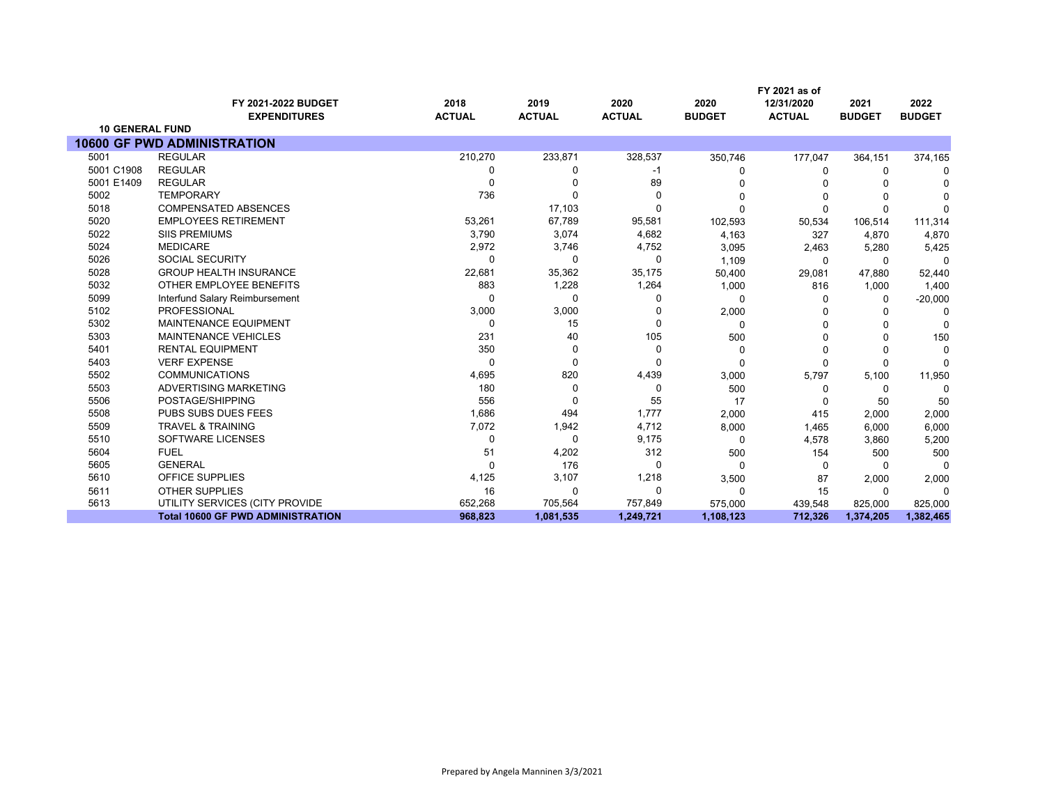| | FY 2021-2022 BUDGET EXPENDITURES | 2018 ACTUAL | 2019 ACTUAL | 2020 ACTUAL | 2020 BUDGET | FY 2021 as of 12/31/2020 ACTUAL | 2021 BUDGET | 2022 BUDGET |
|---|---|---|---|---|---|---|---|---|
| **10 GENERAL FUND** | | | | | | | | |
| **10600 GF PWD ADMINISTRATION** | | | | | | | | |
| 5001 | REGULAR | 210,270 | 233,871 | 328,537 | 350,746 | 177,047 | 364,151 | 374,165 |
| 5001 C1908 | REGULAR | 0 | 0 | -1 | 0 | 0 | 0 | 0 |
| 5001 E1409 | REGULAR | 0 | 0 | 89 | 0 | 0 | 0 | 0 |
| 5002 | TEMPORARY | 736 | 0 | 0 | 0 | 0 | 0 | 0 |
| 5018 | COMPENSATED ABSENCES | | 17,103 | 0 | 0 | 0 | 0 | 0 |
| 5020 | EMPLOYEES RETIREMENT | 53,261 | 67,789 | 95,581 | 102,593 | 50,534 | 106,514 | 111,314 |
| 5022 | SIIS PREMIUMS | 3,790 | 3,074 | 4,682 | 4,163 | 327 | 4,870 | 4,870 |
| 5024 | MEDICARE | 2,972 | 3,746 | 4,752 | 3,095 | 2,463 | 5,280 | 5,425 |
| 5026 | SOCIAL SECURITY | 0 | 0 | 0 | 1,109 | 0 | 0 | 0 |
| 5028 | GROUP HEALTH INSURANCE | 22,681 | 35,362 | 35,175 | 50,400 | 29,081 | 47,880 | 52,440 |
| 5032 | OTHER EMPLOYEE BENEFITS | 883 | 1,228 | 1,264 | 1,000 | 816 | 1,000 | 1,400 |
| 5099 | Interfund Salary Reimbursement | 0 | 0 | 0 | 0 | 0 | 0 | -20,000 |
| 5102 | PROFESSIONAL | 3,000 | 3,000 | 0 | 2,000 | 0 | 0 | 0 |
| 5302 | MAINTENANCE EQUIPMENT | 0 | 15 | 0 | 0 | 0 | 0 | 0 |
| 5303 | MAINTENANCE VEHICLES | 231 | 40 | 105 | 500 | 0 | 0 | 150 |
| 5401 | RENTAL EQUIPMENT | 350 | 0 | 0 | 0 | 0 | 0 | 0 |
| 5403 | VERF EXPENSE | 0 | 0 | 0 | 0 | 0 | 0 | 0 |
| 5502 | COMMUNICATIONS | 4,695 | 820 | 4,439 | 3,000 | 5,797 | 5,100 | 11,950 |
| 5503 | ADVERTISING MARKETING | 180 | 0 | 0 | 500 | 0 | 0 | 0 |
| 5506 | POSTAGE/SHIPPING | 556 | 0 | 55 | 17 | 0 | 50 | 50 |
| 5508 | PUBS SUBS DUES FEES | 1,686 | 494 | 1,777 | 2,000 | 415 | 2,000 | 2,000 |
| 5509 | TRAVEL & TRAINING | 7,072 | 1,942 | 4,712 | 8,000 | 1,465 | 6,000 | 6,000 |
| 5510 | SOFTWARE LICENSES | 0 | 0 | 9,175 | 0 | 4,578 | 3,860 | 5,200 |
| 5604 | FUEL | 51 | 4,202 | 312 | 500 | 154 | 500 | 500 |
| 5605 | GENERAL | 0 | 176 | 0 | 0 | 0 | 0 | 0 |
| 5610 | OFFICE SUPPLIES | 4,125 | 3,107 | 1,218 | 3,500 | 87 | 2,000 | 2,000 |
| 5611 | OTHER SUPPLIES | 16 | 0 | 0 | 0 | 15 | 0 | 0 |
| 5613 | UTILITY SERVICES (CITY PROVIDE | 652,268 | 705,564 | 757,849 | 575,000 | 439,548 | 825,000 | 825,000 |
| | **Total 10600 GF PWD ADMINISTRATION** | **968,823** | **1,081,535** | **1,249,721** | **1,108,123** | **712,326** | **1,374,205** | **1,382,465** |

Prepared by Angela Manninen 3/3/2021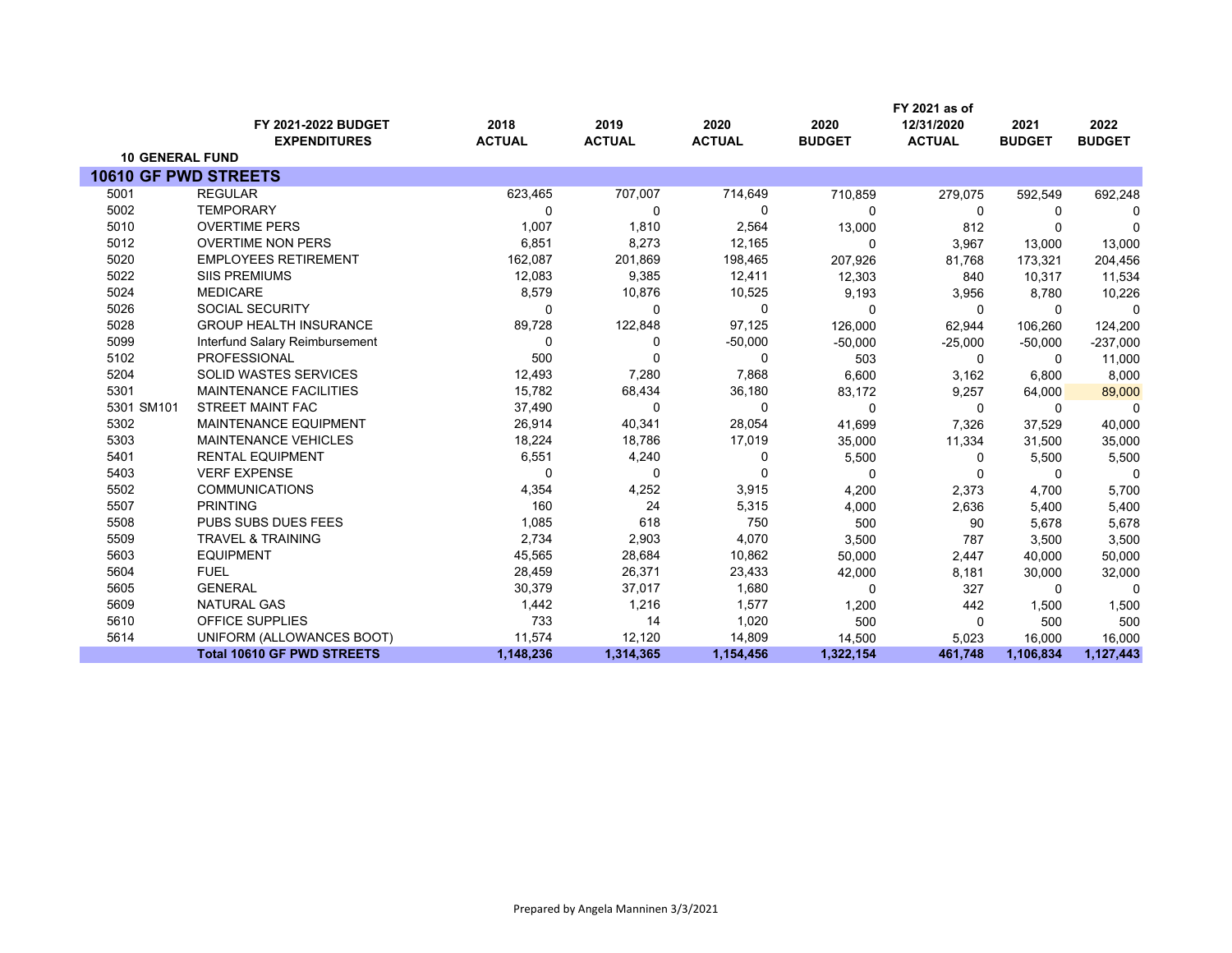| | FY 2021-2022 BUDGET EXPENDITURES | 2018 ACTUAL | 2019 ACTUAL | 2020 ACTUAL | 2020 BUDGET | FY 2021 as of 12/31/2020 ACTUAL | 2021 BUDGET | 2022 BUDGET |
|---|---|---|---|---|---|---|---|---|
| **10 GENERAL FUND** | | | | | | | | |
| **10610 GF PWD STREETS** | | | | | | | | |
| 5001 | REGULAR | 623,465 | 707,007 | 714,649 | 710,859 | 279,075 | 592,549 | 692,248 |
| 5002 | TEMPORARY | 0 | 0 | 0 | 0 | 0 | 0 | 0 |
| 5010 | OVERTIME PERS | 1,007 | 1,810 | 2,564 | 13,000 | 812 | 0 | 0 |
| 5012 | OVERTIME NON PERS | 6,851 | 8,273 | 12,165 | 0 | 3,967 | 13,000 | 13,000 |
| 5020 | EMPLOYEES RETIREMENT | 162,087 | 201,869 | 198,465 | 207,926 | 81,768 | 173,321 | 204,456 |
| 5022 | SIIS PREMIUMS | 12,083 | 9,385 | 12,411 | 12,303 | 840 | 10,317 | 11,534 |
| 5024 | MEDICARE | 8,579 | 10,876 | 10,525 | 9,193 | 3,956 | 8,780 | 10,226 |
| 5026 | SOCIAL SECURITY | 0 | 0 | 0 | 0 | 0 | 0 | 0 |
| 5028 | GROUP HEALTH INSURANCE | 89,728 | 122,848 | 97,125 | 126,000 | 62,944 | 106,260 | 124,200 |
| 5099 | Interfund Salary Reimbursement | 0 | 0 | -50,000 | -50,000 | -25,000 | -50,000 | -237,000 |
| 5102 | PROFESSIONAL | 500 | 0 | 0 | 503 | 0 | 0 | 11,000 |
| 5204 | SOLID WASTES SERVICES | 12,493 | 7,280 | 7,868 | 6,600 | 3,162 | 6,800 | 8,000 |
| 5301 | MAINTENANCE FACILITIES | 15,782 | 68,434 | 36,180 | 83,172 | 9,257 | 64,000 | 89,000 |
| 5301 SM101 | STREET MAINT FAC | 37,490 | 0 | 0 | 0 | 0 | 0 | 0 |
| 5302 | MAINTENANCE EQUIPMENT | 26,914 | 40,341 | 28,054 | 41,699 | 7,326 | 37,529 | 40,000 |
| 5303 | MAINTENANCE VEHICLES | 18,224 | 18,786 | 17,019 | 35,000 | 11,334 | 31,500 | 35,000 |
| 5401 | RENTAL EQUIPMENT | 6,551 | 4,240 | 0 | 5,500 | 0 | 5,500 | 5,500 |
| 5403 | VERF EXPENSE | 0 | 0 | 0 | 0 | 0 | 0 | 0 |
| 5502 | COMMUNICATIONS | 4,354 | 4,252 | 3,915 | 4,200 | 2,373 | 4,700 | 5,700 |
| 5507 | PRINTING | 160 | 24 | 5,315 | 4,000 | 2,636 | 5,400 | 5,400 |
| 5508 | PUBS SUBS DUES FEES | 1,085 | 618 | 750 | 500 | 90 | 5,678 | 5,678 |
| 5509 | TRAVEL & TRAINING | 2,734 | 2,903 | 4,070 | 3,500 | 787 | 3,500 | 3,500 |
| 5603 | EQUIPMENT | 45,565 | 28,684 | 10,862 | 50,000 | 2,447 | 40,000 | 50,000 |
| 5604 | FUEL | 28,459 | 26,371 | 23,433 | 42,000 | 8,181 | 30,000 | 32,000 |
| 5605 | GENERAL | 30,379 | 37,017 | 1,680 | 0 | 327 | 0 | 0 |
| 5609 | NATURAL GAS | 1,442 | 1,216 | 1,577 | 1,200 | 442 | 1,500 | 1,500 |
| 5610 | OFFICE SUPPLIES | 733 | 14 | 1,020 | 500 | 0 | 500 | 500 |
| 5614 | UNIFORM (ALLOWANCES BOOT) | 11,574 | 12,120 | 14,809 | 14,500 | 5,023 | 16,000 | 16,000 |
| | **Total 10610 GF PWD STREETS** | **1,148,236** | **1,314,365** | **1,154,456** | **1,322,154** | **461,748** | **1,106,834** | **1,127,443** |

Prepared by Angela Manninen 3/3/2021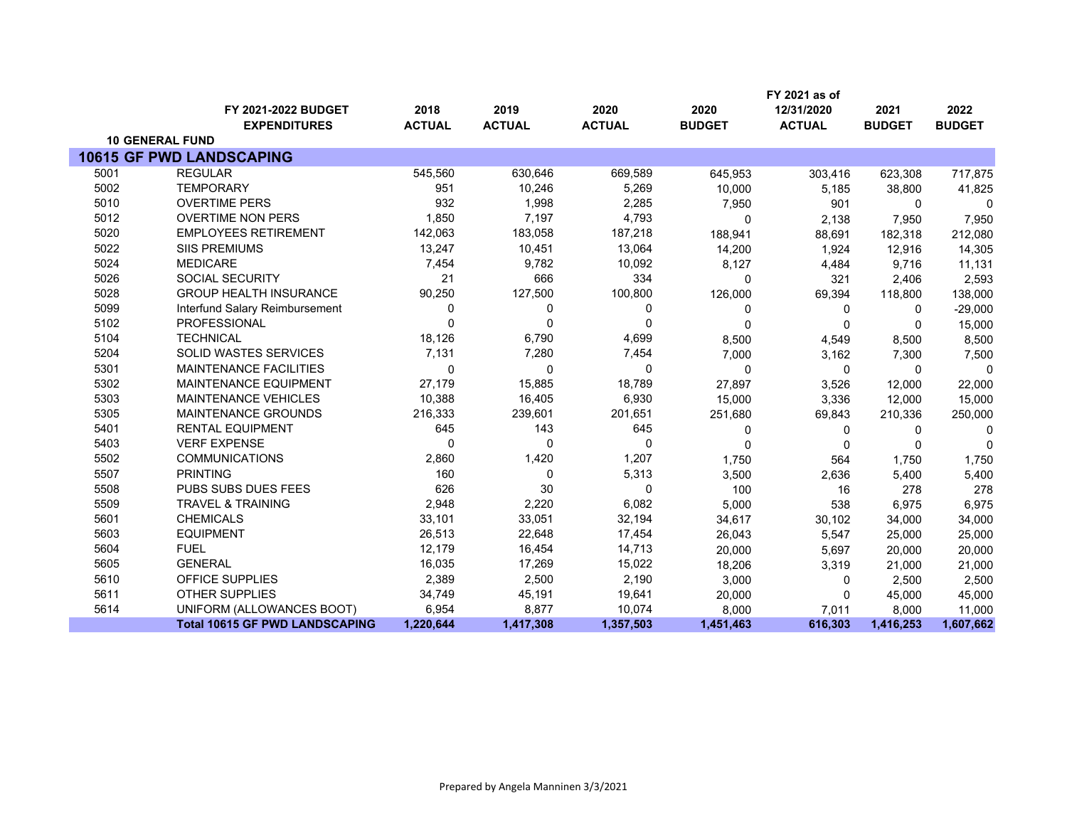| | FY 2021-2022 BUDGET EXPENDITURES | 2018 ACTUAL | 2019 ACTUAL | 2020 ACTUAL | 2020 BUDGET | FY 2021 as of 12/31/2020 ACTUAL | 2021 BUDGET | 2022 BUDGET |
|---|---|---|---|---|---|---|---|---|
| **10 GENERAL FUND** | | | | | | | | |
| **10615 GF PWD LANDSCAPING** | | | | | | | | |
| 5001 | REGULAR | 545,560 | 630,646 | 669,589 | 645,953 | 303,416 | 623,308 | 717,875 |
| 5002 | TEMPORARY | 951 | 10,246 | 5,269 | 10,000 | 5,185 | 38,800 | 41,825 |
| 5010 | OVERTIME PERS | 932 | 1,998 | 2,285 | 7,950 | 901 | 0 | 0 |
| 5012 | OVERTIME NON PERS | 1,850 | 7,197 | 4,793 | 0 | 2,138 | 7,950 | 7,950 |
| 5020 | EMPLOYEES RETIREMENT | 142,063 | 183,058 | 187,218 | 188,941 | 88,691 | 182,318 | 212,080 |
| 5022 | SIIS PREMIUMS | 13,247 | 10,451 | 13,064 | 14,200 | 1,924 | 12,916 | 14,305 |
| 5024 | MEDICARE | 7,454 | 9,782 | 10,092 | 8,127 | 4,484 | 9,716 | 11,131 |
| 5026 | SOCIAL SECURITY | 21 | 666 | 334 | 0 | 321 | 2,406 | 2,593 |
| 5028 | GROUP HEALTH INSURANCE | 90,250 | 127,500 | 100,800 | 126,000 | 69,394 | 118,800 | 138,000 |
| 5099 | Interfund Salary Reimbursement | 0 | 0 | 0 | 0 | 0 | 0 | -29,000 |
| 5102 | PROFESSIONAL | 0 | 0 | 0 | 0 | 0 | 0 | 15,000 |
| 5104 | TECHNICAL | 18,126 | 6,790 | 4,699 | 8,500 | 4,549 | 8,500 | 8,500 |
| 5204 | SOLID WASTES SERVICES | 7,131 | 7,280 | 7,454 | 7,000 | 3,162 | 7,300 | 7,500 |
| 5301 | MAINTENANCE FACILITIES | 0 | 0 | 0 | 0 | 0 | 0 | 0 |
| 5302 | MAINTENANCE EQUIPMENT | 27,179 | 15,885 | 18,789 | 27,897 | 3,526 | 12,000 | 22,000 |
| 5303 | MAINTENANCE VEHICLES | 10,388 | 16,405 | 6,930 | 15,000 | 3,336 | 12,000 | 15,000 |
| 5305 | MAINTENANCE GROUNDS | 216,333 | 239,601 | 201,651 | 251,680 | 69,843 | 210,336 | 250,000 |
| 5401 | RENTAL EQUIPMENT | 645 | 143 | 645 | 0 | 0 | 0 | 0 |
| 5403 | VERF EXPENSE | 0 | 0 | 0 | 0 | 0 | 0 | 0 |
| 5502 | COMMUNICATIONS | 2,860 | 1,420 | 1,207 | 1,750 | 564 | 1,750 | 1,750 |
| 5507 | PRINTING | 160 | 0 | 5,313 | 3,500 | 2,636 | 5,400 | 5,400 |
| 5508 | PUBS SUBS DUES FEES | 626 | 30 | 0 | 100 | 16 | 278 | 278 |
| 5509 | TRAVEL & TRAINING | 2,948 | 2,220 | 6,082 | 5,000 | 538 | 6,975 | 6,975 |
| 5601 | CHEMICALS | 33,101 | 33,051 | 32,194 | 34,617 | 30,102 | 34,000 | 34,000 |
| 5603 | EQUIPMENT | 26,513 | 22,648 | 17,454 | 26,043 | 5,547 | 25,000 | 25,000 |
| 5604 | FUEL | 12,179 | 16,454 | 14,713 | 20,000 | 5,697 | 20,000 | 20,000 |
| 5605 | GENERAL | 16,035 | 17,269 | 15,022 | 18,206 | 3,319 | 21,000 | 21,000 |
| 5610 | OFFICE SUPPLIES | 2,389 | 2,500 | 2,190 | 3,000 | 0 | 2,500 | 2,500 |
| 5611 | OTHER SUPPLIES | 34,749 | 45,191 | 19,641 | 20,000 | 0 | 45,000 | 45,000 |
| 5614 | UNIFORM (ALLOWANCES BOOT) | 6,954 | 8,877 | 10,074 | 8,000 | 7,011 | 8,000 | 11,000 |
| | **Total 10615 GF PWD LANDSCAPING** | **1,220,644** | **1,417,308** | **1,357,503** | **1,451,463** | **616,303** | **1,416,253** | **1,607,662** |

Prepared by Angela Manninen 3/3/2021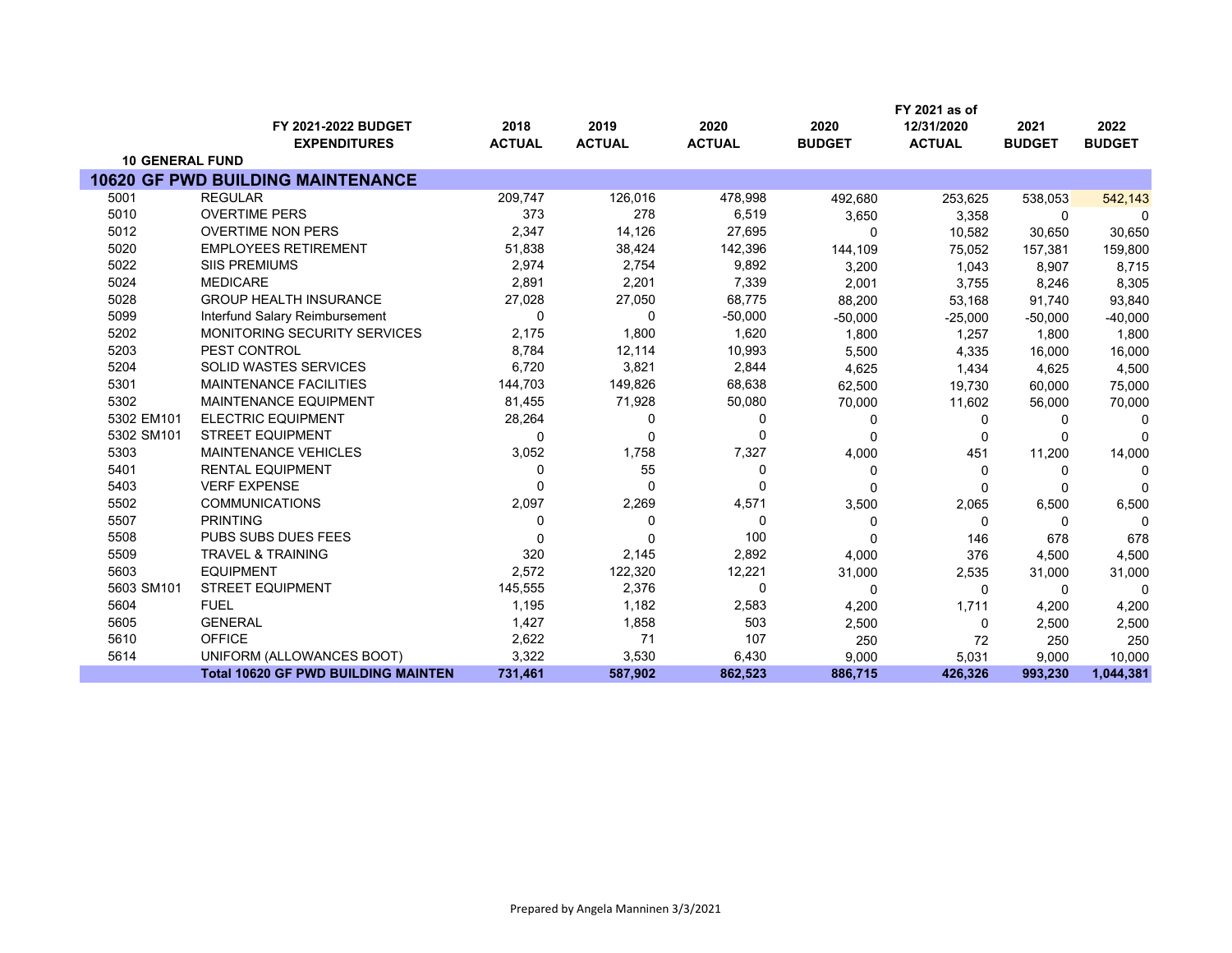| | FY 2021-2022 BUDGET EXPENDITURES | 2018 ACTUAL | 2019 ACTUAL | 2020 ACTUAL | 2020 BUDGET | FY 2021 as of 12/31/2020 ACTUAL | 2021 BUDGET | 2022 BUDGET |
|---|---|---|---|---|---|---|---|---|
| **10 GENERAL FUND** | | | | | | | | |
| **10620 GF PWD BUILDING MAINTENANCE** | | | | | | | | |
| 5001 | REGULAR | 209,747 | 126,016 | 478,998 | 492,680 | 253,625 | 538,053 | 542,143 |
| 5010 | OVERTIME PERS | 373 | 278 | 6,519 | 3,650 | 3,358 | 0 | 0 |
| 5012 | OVERTIME NON PERS | 2,347 | 14,126 | 27,695 | 0 | 10,582 | 30,650 | 30,650 |
| 5020 | EMPLOYEES RETIREMENT | 51,838 | 38,424 | 142,396 | 144,109 | 75,052 | 157,381 | 159,800 |
| 5022 | SIIS PREMIUMS | 2,974 | 2,754 | 9,892 | 3,200 | 1,043 | 8,907 | 8,715 |
| 5024 | MEDICARE | 2,891 | 2,201 | 7,339 | 2,001 | 3,755 | 8,246 | 8,305 |
| 5028 | GROUP HEALTH INSURANCE | 27,028 | 27,050 | 68,775 | 88,200 | 53,168 | 91,740 | 93,840 |
| 5099 | Interfund Salary Reimbursement | 0 | 0 | -50,000 | -50,000 | -25,000 | -50,000 | -40,000 |
| 5202 | MONITORING SECURITY SERVICES | 2,175 | 1,800 | 1,620 | 1,800 | 1,257 | 1,800 | 1,800 |
| 5203 | PEST CONTROL | 8,784 | 12,114 | 10,993 | 5,500 | 4,335 | 16,000 | 16,000 |
| 5204 | SOLID WASTES SERVICES | 6,720 | 3,821 | 2,844 | 4,625 | 1,434 | 4,625 | 4,500 |
| 5301 | MAINTENANCE FACILITIES | 144,703 | 149,826 | 68,638 | 62,500 | 19,730 | 60,000 | 75,000 |
| 5302 | MAINTENANCE EQUIPMENT | 81,455 | 71,928 | 50,080 | 70,000 | 11,602 | 56,000 | 70,000 |
| 5302 EM101 | ELECTRIC EQUIPMENT | 28,264 | 0 | 0 | 0 | 0 | 0 | 0 |
| 5302 SM101 | STREET EQUIPMENT | 0 | 0 | 0 | 0 | 0 | 0 | 0 |
| 5303 | MAINTENANCE VEHICLES | 3,052 | 1,758 | 7,327 | 4,000 | 451 | 11,200 | 14,000 |
| 5401 | RENTAL EQUIPMENT | 0 | 55 | 0 | 0 | 0 | 0 | 0 |
| 5403 | VERF EXPENSE | 0 | 0 | 0 | 0 | 0 | 0 | 0 |
| 5502 | COMMUNICATIONS | 2,097 | 2,269 | 4,571 | 3,500 | 2,065 | 6,500 | 6,500 |
| 5507 | PRINTING | 0 | 0 | 0 | 0 | 0 | 0 | 0 |
| 5508 | PUBS SUBS DUES FEES | 0 | 0 | 100 | 0 | 146 | 678 | 678 |
| 5509 | TRAVEL & TRAINING | 320 | 2,145 | 2,892 | 4,000 | 376 | 4,500 | 4,500 |
| 5603 | EQUIPMENT | 2,572 | 122,320 | 12,221 | 31,000 | 2,535 | 31,000 | 31,000 |
| 5603 SM101 | STREET EQUIPMENT | 145,555 | 2,376 | 0 | 0 | 0 | 0 | 0 |
| 5604 | FUEL | 1,195 | 1,182 | 2,583 | 4,200 | 1,711 | 4,200 | 4,200 |
| 5605 | GENERAL | 1,427 | 1,858 | 503 | 2,500 | 0 | 2,500 | 2,500 |
| 5610 | OFFICE | 2,622 | 71 | 107 | 250 | 72 | 250 | 250 |
| 5614 | UNIFORM (ALLOWANCES BOOT) | 3,322 | 3,530 | 6,430 | 9,000 | 5,031 | 9,000 | 10,000 |
| | **Total 10620 GF PWD BUILDING MAINTEN** | **731,461** | **587,902** | **862,523** | **886,715** | **426,326** | **993,230** | **1,044,381** |

Prepared by Angela Manninen 3/3/2021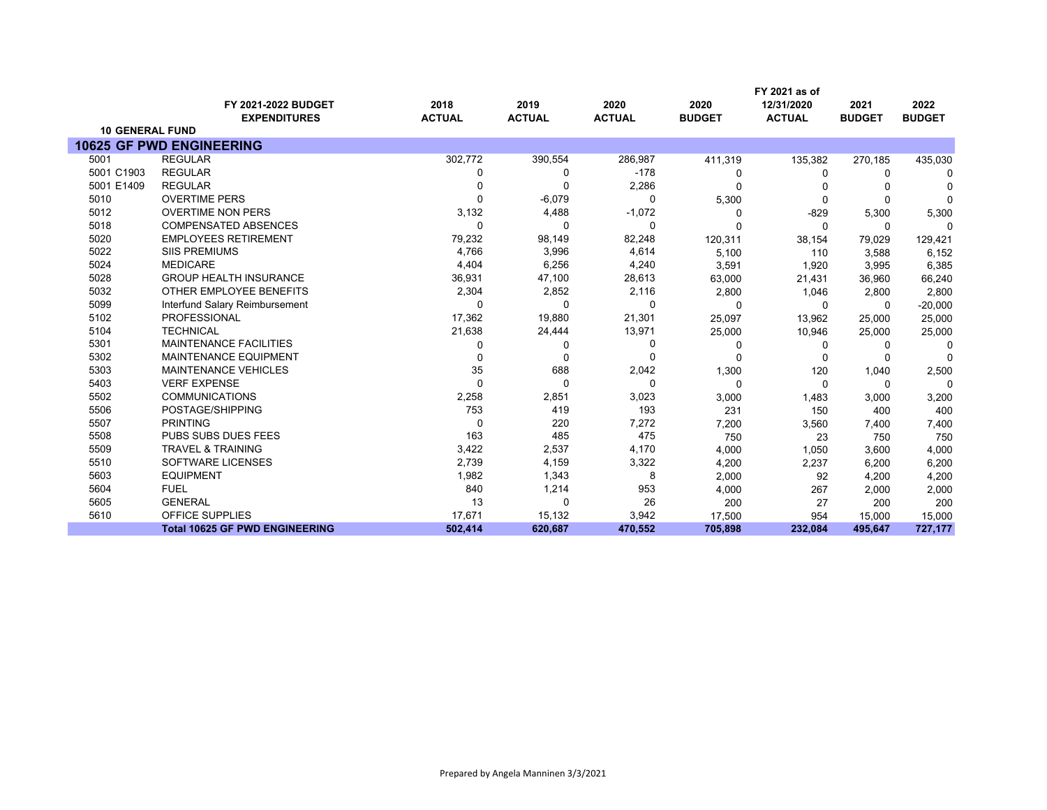| | FY 2021-2022 BUDGET EXPENDITURES | 2018 ACTUAL | 2019 ACTUAL | 2020 ACTUAL | 2020 BUDGET | FY 2021 as of 12/31/2020 ACTUAL | 2021 BUDGET | 2022 BUDGET |
|---|---|---|---|---|---|---|---|---|
| **10 GENERAL FUND** | | | | | | | | |
| **10625 GF PWD ENGINEERING** | | | | | | | | |
| 5001 | REGULAR | 302,772 | 390,554 | 286,987 | 411,319 | 135,382 | 270,185 | 435,030 |
| 5001 C1903 | REGULAR | 0 | 0 | -178 | 0 | 0 | 0 | 0 |
| 5001 E1409 | REGULAR | 0 | 0 | 2,286 | 0 | 0 | 0 | 0 |
| 5010 | OVERTIME PERS | 0 | -6,079 | 0 | 5,300 | 0 | 0 | 0 |
| 5012 | OVERTIME NON PERS | 3,132 | 4,488 | -1,072 | 0 | -829 | 5,300 | 5,300 |
| 5018 | COMPENSATED ABSENCES | 0 | 0 | 0 | 0 | 0 | 0 | 0 |
| 5020 | EMPLOYEES RETIREMENT | 79,232 | 98,149 | 82,248 | 120,311 | 38,154 | 79,029 | 129,421 |
| 5022 | SIIS PREMIUMS | 4,766 | 3,996 | 4,614 | 5,100 | 110 | 3,588 | 6,152 |
| 5024 | MEDICARE | 4,404 | 6,256 | 4,240 | 3,591 | 1,920 | 3,995 | 6,385 |
| 5028 | GROUP HEALTH INSURANCE | 36,931 | 47,100 | 28,613 | 63,000 | 21,431 | 36,960 | 66,240 |
| 5032 | OTHER EMPLOYEE BENEFITS | 2,304 | 2,852 | 2,116 | 2,800 | 1,046 | 2,800 | 2,800 |
| 5099 | Interfund Salary Reimbursement | 0 | 0 | 0 | 0 | 0 | 0 | -20,000 |
| 5102 | PROFESSIONAL | 17,362 | 19,880 | 21,301 | 25,097 | 13,962 | 25,000 | 25,000 |
| 5104 | TECHNICAL | 21,638 | 24,444 | 13,971 | 25,000 | 10,946 | 25,000 | 25,000 |
| 5301 | MAINTENANCE FACILITIES | 0 | 0 | 0 | 0 | 0 | 0 | 0 |
| 5302 | MAINTENANCE EQUIPMENT | 0 | 0 | 0 | 0 | 0 | 0 | 0 |
| 5303 | MAINTENANCE VEHICLES | 35 | 688 | 2,042 | 1,300 | 120 | 1,040 | 2,500 |
| 5403 | VERF EXPENSE | 0 | 0 | 0 | 0 | 0 | 0 | 0 |
| 5502 | COMMUNICATIONS | 2,258 | 2,851 | 3,023 | 3,000 | 1,483 | 3,000 | 3,200 |
| 5506 | POSTAGE/SHIPPING | 753 | 419 | 193 | 231 | 150 | 400 | 400 |
| 5507 | PRINTING | 0 | 220 | 7,272 | 7,200 | 3,560 | 7,400 | 7,400 |
| 5508 | PUBS SUBS DUES FEES | 163 | 485 | 475 | 750 | 23 | 750 | 750 |
| 5509 | TRAVEL & TRAINING | 3,422 | 2,537 | 4,170 | 4,000 | 1,050 | 3,600 | 4,000 |
| 5510 | SOFTWARE LICENSES | 2,739 | 4,159 | 3,322 | 4,200 | 2,237 | 6,200 | 6,200 |
| 5603 | EQUIPMENT | 1,982 | 1,343 | 8 | 2,000 | 92 | 4,200 | 4,200 |
| 5604 | FUEL | 840 | 1,214 | 953 | 4,000 | 267 | 2,000 | 2,000 |
| 5605 | GENERAL | 13 | 0 | 26 | 200 | 27 | 200 | 200 |
| 5610 | OFFICE SUPPLIES | 17,671 | 15,132 | 3,942 | 17,500 | 954 | 15,000 | 15,000 |
| | **Total 10625 GF PWD ENGINEERING** | **502,414** | **620,687** | **470,552** | **705,898** | **232,084** | **495,647** | **727,177** |

Prepared by Angela Manninen 3/3/2021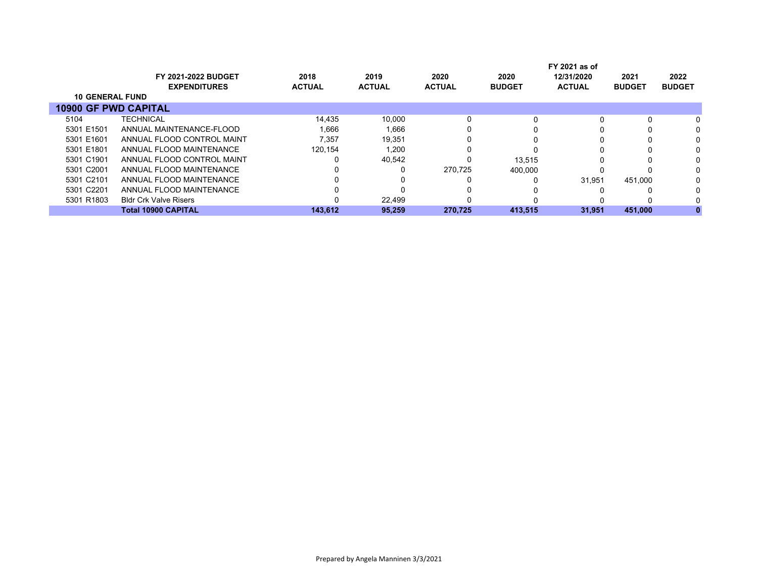| | FY 2021-2022 BUDGET EXPENDITURES | 2018 ACTUAL | 2019 ACTUAL | 2020 ACTUAL | 2020 BUDGET | FY 2021 as of 12/31/2020 ACTUAL | 2021 BUDGET | 2022 BUDGET |
|---|---|---|---|---|---|---|---|---|
| **10 GENERAL FUND** | | | | | | | | |
| **10900 GF PWD CAPITAL** | | | | | | | | |
| 5104 | TECHNICAL | 14,435 | 10,000 | 0 | 0 | 0 | 0 | 0 |
| 5301 E1501 | ANNUAL MAINTENANCE-FLOOD | 1,666 | 1,666 | 0 | 0 | 0 | 0 | 0 |
| 5301 E1601 | ANNUAL FLOOD CONTROL MAINT | 7,357 | 19,351 | 0 | 0 | 0 | 0 | 0 |
| 5301 E1801 | ANNUAL FLOOD MAINTENANCE | 120,154 | 1,200 | 0 | 0 | 0 | 0 | 0 |
| 5301 C1901 | ANNUAL FLOOD CONTROL MAINT | 0 | 40,542 | 0 | 13,515 | 0 | 0 | 0 |
| 5301 C2001 | ANNUAL FLOOD MAINTENANCE | 0 | 0 | 270,725 | 400,000 | 0 | 0 | 0 |
| 5301 C2101 | ANNUAL FLOOD MAINTENANCE | 0 | 0 | 0 | 0 | 31,951 | 451,000 | 0 |
| 5301 C2201 | ANNUAL FLOOD MAINTENANCE | 0 | 0 | 0 | 0 | 0 | 0 | 0 |
| 5301 R1803 | Bldr Crk Valve Risers | 0 | 22,499 | 0 | 0 | 0 | 0 | 0 |
| | **Total 10900 CAPITAL** | **143,612** | **95,259** | **270,725** | **413,515** | **31,951** | **451,000** | **0** |

Prepared by Angela Manninen 3/3/2021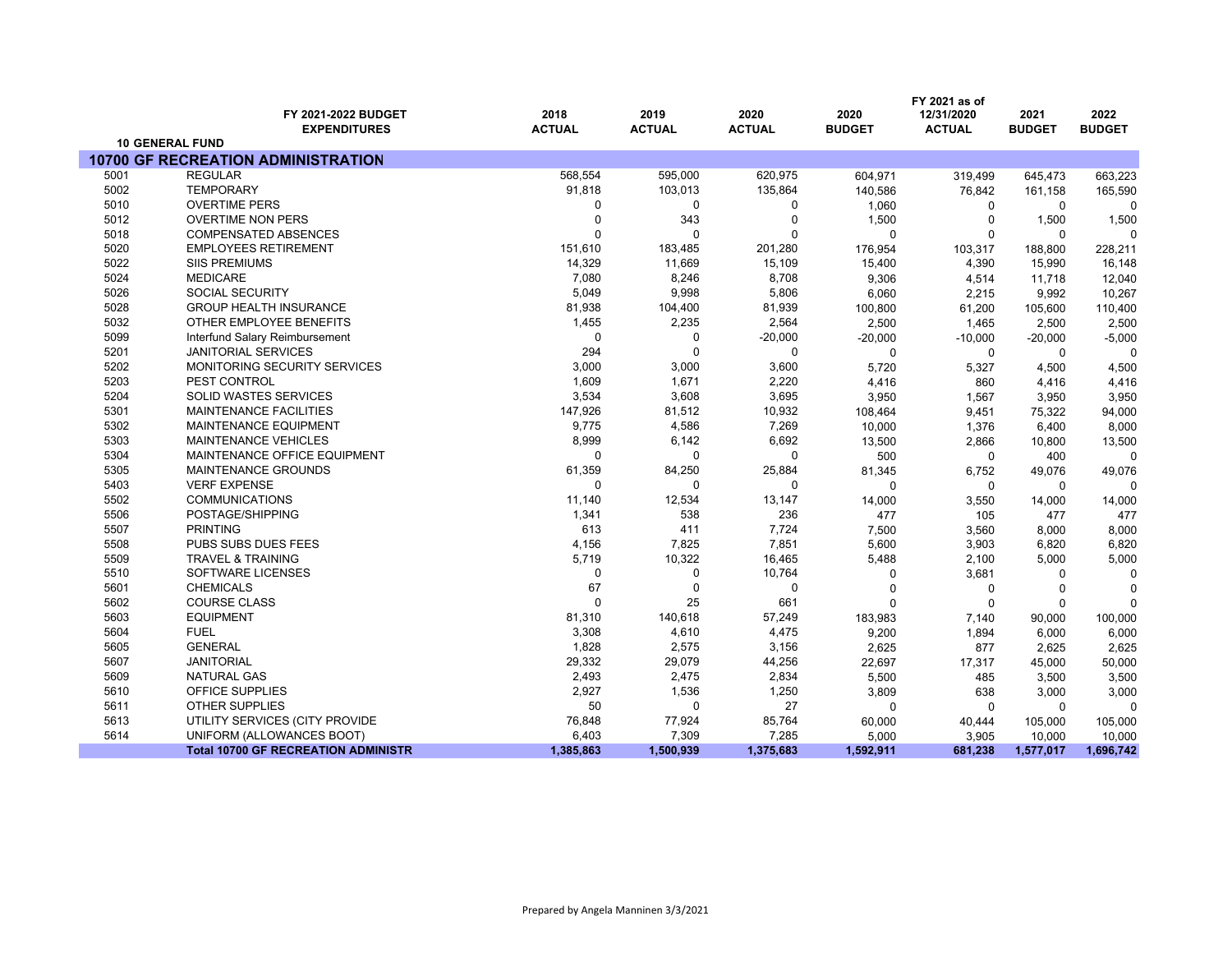| | FY 2021-2022 BUDGET EXPENDITURES | 2018 ACTUAL | 2019 ACTUAL | 2020 ACTUAL | 2020 BUDGET | FY 2021 as of 12/31/2020 ACTUAL | 2021 BUDGET | 2022 BUDGET |
|---|---|---|---|---|---|---|---|---|
| **10 GENERAL FUND** | | | | | | | | |
| **10700 GF RECREATION ADMINISTRATION** | | | | | | | | |
| 5001 | REGULAR | 568,554 | 595,000 | 620,975 | 604,971 | 319,499 | 645,473 | 663,223 |
| 5002 | TEMPORARY | 91,818 | 103,013 | 135,864 | 140,586 | 76,842 | 161,158 | 165,590 |
| 5010 | OVERTIME PERS | 0 | 0 | 0 | 1,060 | 0 | 0 | 0 |
| 5012 | OVERTIME NON PERS | 0 | 343 | 0 | 1,500 | 0 | 1,500 | 1,500 |
| 5018 | COMPENSATED ABSENCES | 0 | 0 | 0 | 0 | 0 | 0 | 0 |
| 5020 | EMPLOYEES RETIREMENT | 151,610 | 183,485 | 201,280 | 176,954 | 103,317 | 188,800 | 228,211 |
| 5022 | SIIS PREMIUMS | 14,329 | 11,669 | 15,109 | 15,400 | 4,390 | 15,990 | 16,148 |
| 5024 | MEDICARE | 7,080 | 8,246 | 8,708 | 9,306 | 4,514 | 11,718 | 12,040 |
| 5026 | SOCIAL SECURITY | 5,049 | 9,998 | 5,806 | 6,060 | 2,215 | 9,992 | 10,267 |
| 5028 | GROUP HEALTH INSURANCE | 81,938 | 104,400 | 81,939 | 100,800 | 61,200 | 105,600 | 110,400 |
| 5032 | OTHER EMPLOYEE BENEFITS | 1,455 | 2,235 | 2,564 | 2,500 | 1,465 | 2,500 | 2,500 |
| 5099 | Interfund Salary Reimbursement | 0 | 0 | -20,000 | -20,000 | -10,000 | -20,000 | -5,000 |
| 5201 | JANITORIAL SERVICES | 294 | 0 | 0 | 0 | 0 | 0 | 0 |
| 5202 | MONITORING SECURITY SERVICES | 3,000 | 3,000 | 3,600 | 5,720 | 5,327 | 4,500 | 4,500 |
| 5203 | PEST CONTROL | 1,609 | 1,671 | 2,220 | 4,416 | 860 | 4,416 | 4,416 |
| 5204 | SOLID WASTES SERVICES | 3,534 | 3,608 | 3,695 | 3,950 | 1,567 | 3,950 | 3,950 |
| 5301 | MAINTENANCE FACILITIES | 147,926 | 81,512 | 10,932 | 108,464 | 9,451 | 75,322 | 94,000 |
| 5302 | MAINTENANCE EQUIPMENT | 9,775 | 4,586 | 7,269 | 10,000 | 1,376 | 6,400 | 8,000 |
| 5303 | MAINTENANCE VEHICLES | 8,999 | 6,142 | 6,692 | 13,500 | 2,866 | 10,800 | 13,500 |
| 5304 | MAINTENANCE OFFICE EQUIPMENT | 0 | 0 | 0 | 500 | 0 | 400 | 0 |
| 5305 | MAINTENANCE GROUNDS | 61,359 | 84,250 | 25,884 | 81,345 | 6,752 | 49,076 | 49,076 |
| 5403 | VERF EXPENSE | 0 | 0 | 0 | 0 | 0 | 0 | 0 |
| 5502 | COMMUNICATIONS | 11,140 | 12,534 | 13,147 | 14,000 | 3,550 | 14,000 | 14,000 |
| 5506 | POSTAGE/SHIPPING | 1,341 | 538 | 236 | 477 | 105 | 477 | 477 |
| 5507 | PRINTING | 613 | 411 | 7,724 | 7,500 | 3,560 | 8,000 | 8,000 |
| 5508 | PUBS SUBS DUES FEES | 4,156 | 7,825 | 7,851 | 5,600 | 3,903 | 6,820 | 6,820 |
| 5509 | TRAVEL & TRAINING | 5,719 | 10,322 | 16,465 | 5,488 | 2,100 | 5,000 | 5,000 |
| 5510 | SOFTWARE LICENSES | 0 | 0 | 10,764 | 0 | 3,681 | 0 | 0 |
| 5601 | CHEMICALS | 67 | 0 | 0 | 0 | 0 | 0 | 0 |
| 5602 | COURSE CLASS | 0 | 25 | 661 | 0 | 0 | 0 | 0 |
| 5603 | EQUIPMENT | 81,310 | 140,618 | 57,249 | 183,983 | 7,140 | 90,000 | 100,000 |
| 5604 | FUEL | 3,308 | 4,610 | 4,475 | 9,200 | 1,894 | 6,000 | 6,000 |
| 5605 | GENERAL | 1,828 | 2,575 | 3,156 | 2,625 | 877 | 2,625 | 2,625 |
| 5607 | JANITORIAL | 29,332 | 29,079 | 44,256 | 22,697 | 17,317 | 45,000 | 50,000 |
| 5609 | NATURAL GAS | 2,493 | 2,475 | 2,834 | 5,500 | 485 | 3,500 | 3,500 |
| 5610 | OFFICE SUPPLIES | 2,927 | 1,536 | 1,250 | 3,809 | 638 | 3,000 | 3,000 |
| 5611 | OTHER SUPPLIES | 50 | 0 | 27 | 0 | 0 | 0 | 0 |
| 5613 | UTILITY SERVICES (CITY PROVIDE | 76,848 | 77,924 | 85,764 | 60,000 | 40,444 | 105,000 | 105,000 |
| 5614 | UNIFORM (ALLOWANCES BOOT) | 6,403 | 7,309 | 7,285 | 5,000 | 3,905 | 10,000 | 10,000 |
| | **Total 10700 GF RECREATION ADMINISTR** | **1,385,863** | **1,500,939** | **1,375,683** | **1,592,911** | **681,238** | **1,577,017** | **1,696,742** |

Prepared by Angela Manninen 3/3/2021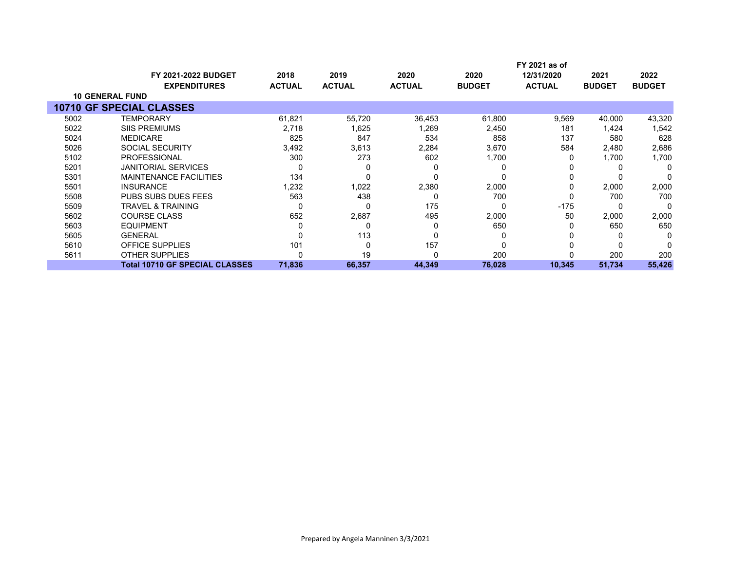| | FY 2021-2022 BUDGET EXPENDITURES | 2018 ACTUAL | 2019 ACTUAL | 2020 ACTUAL | 2020 BUDGET | FY 2021 as of 12/31/2020 ACTUAL | 2021 BUDGET | 2022 BUDGET |
|---|---|---|---|---|---|---|---|---|
| **10 GENERAL FUND** | | | | | | | | |
| **10710 GF SPECIAL CLASSES** | | | | | | | | |
| 5002 | TEMPORARY | 61,821 | 55,720 | 36,453 | 61,800 | 9,569 | 40,000 | 43,320 |
| 5022 | SIIS PREMIUMS | 2,718 | 1,625 | 1,269 | 2,450 | 181 | 1,424 | 1,542 |
| 5024 | MEDICARE | 825 | 847 | 534 | 858 | 137 | 580 | 628 |
| 5026 | SOCIAL SECURITY | 3,492 | 3,613 | 2,284 | 3,670 | 584 | 2,480 | 2,686 |
| 5102 | PROFESSIONAL | 300 | 273 | 602 | 1,700 | 0 | 1,700 | 1,700 |
| 5201 | JANITORIAL SERVICES | 0 | 0 | 0 | 0 | 0 | 0 | 0 |
| 5301 | MAINTENANCE FACILITIES | 134 | 0 | 0 | 0 | 0 | 0 | 0 |
| 5501 | INSURANCE | 1,232 | 1,022 | 2,380 | 2,000 | 0 | 2,000 | 2,000 |
| 5508 | PUBS SUBS DUES FEES | 563 | 438 | 0 | 700 | 0 | 700 | 700 |
| 5509 | TRAVEL & TRAINING | 0 | 0 | 175 | 0 | -175 | 0 | 0 |
| 5602 | COURSE CLASS | 652 | 2,687 | 495 | 2,000 | 50 | 2,000 | 2,000 |
| 5603 | EQUIPMENT | 0 | 0 | 0 | 650 | 0 | 650 | 650 |
| 5605 | GENERAL | 0 | 113 | 0 | 0 | 0 | 0 | 0 |
| 5610 | OFFICE SUPPLIES | 101 | 0 | 157 | 0 | 0 | 0 | 0 |
| 5611 | OTHER SUPPLIES | 0 | 19 | 0 | 200 | 0 | 200 | 200 |
| | **Total 10710 GF SPECIAL CLASSES** | **71,836** | **66,357** | **44,349** | **76,028** | **10,345** | **51,734** | **55,426** |

Prepared by Angela Manninen 3/3/2021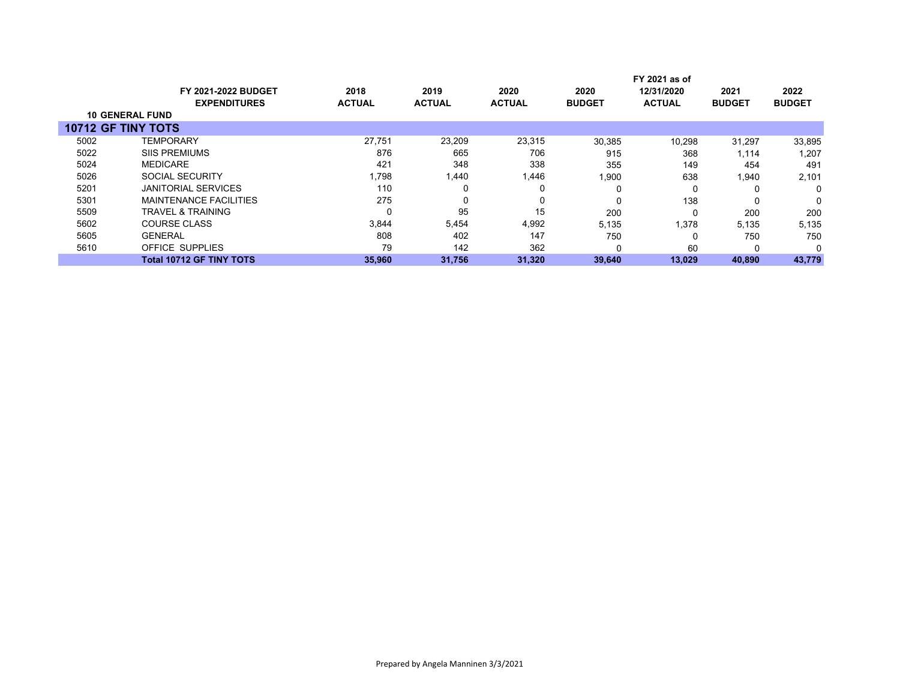| | FY 2021-2022 BUDGET EXPENDITURES | 2018 ACTUAL | 2019 ACTUAL | 2020 ACTUAL | 2020 BUDGET | FY 2021 as of 12/31/2020 ACTUAL | 2021 BUDGET | 2022 BUDGET |
|---|---|---|---|---|---|---|---|---|
| **10 GENERAL FUND** | | | | | | | | |
| **10712 GF TINY TOTS** | | | | | | | | |
| 5002 | TEMPORARY | 27,751 | 23,209 | 23,315 | 30,385 | 10,298 | 31,297 | 33,895 |
| 5022 | SIIS PREMIUMS | 876 | 665 | 706 | 915 | 368 | 1,114 | 1,207 |
| 5024 | MEDICARE | 421 | 348 | 338 | 355 | 149 | 454 | 491 |
| 5026 | SOCIAL SECURITY | 1,798 | 1,440 | 1,446 | 1,900 | 638 | 1,940 | 2,101 |
| 5201 | JANITORIAL SERVICES | 110 | 0 | 0 | 0 | 0 | 0 | 0 |
| 5301 | MAINTENANCE FACILITIES | 275 | 0 | 0 | 0 | 138 | 0 | 0 |
| 5509 | TRAVEL & TRAINING | 0 | 95 | 15 | 200 | 0 | 200 | 200 |
| 5602 | COURSE CLASS | 3,844 | 5,454 | 4,992 | 5,135 | 1,378 | 5,135 | 5,135 |
| 5605 | GENERAL | 808 | 402 | 147 | 750 | 0 | 750 | 750 |
| 5610 | OFFICE SUPPLIES | 79 | 142 | 362 | 0 | 60 | 0 | 0 |
| | **Total 10712 GF TINY TOTS** | **35,960** | **31,756** | **31,320** | **39,640** | **13,029** | **40,890** | **43,779** |

Prepared by Angela Manninen 3/3/2021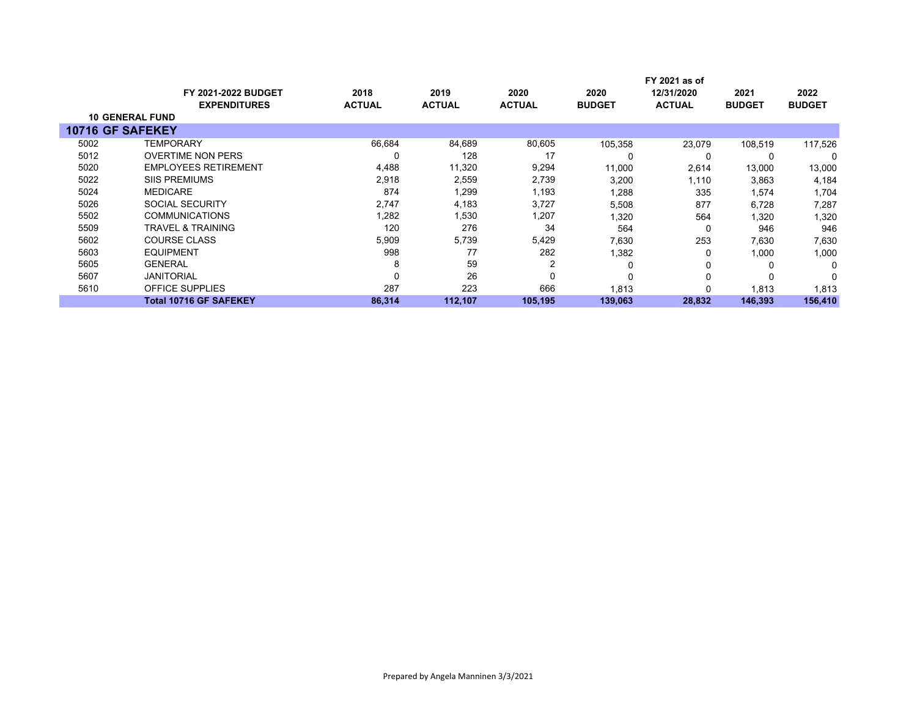| | FY 2021-2022 BUDGET EXPENDITURES | 2018 ACTUAL | 2019 ACTUAL | 2020 ACTUAL | 2020 BUDGET | FY 2021 as of 12/31/2020 ACTUAL | 2021 BUDGET | 2022 BUDGET |
|---|---|---|---|---|---|---|---|---|
| **10 GENERAL FUND** | | | | | | | | |
| **10716 GF SAFEKEY** | | | | | | | | |
| 5002 | TEMPORARY | 66,684 | 84,689 | 80,605 | 105,358 | 23,079 | 108,519 | 117,526 |
| 5012 | OVERTIME NON PERS | 0 | 128 | 17 | 0 | 0 | 0 | 0 |
| 5020 | EMPLOYEES RETIREMENT | 4,488 | 11,320 | 9,294 | 11,000 | 2,614 | 13,000 | 13,000 |
| 5022 | SIIS PREMIUMS | 2,918 | 2,559 | 2,739 | 3,200 | 1,110 | 3,863 | 4,184 |
| 5024 | MEDICARE | 874 | 1,299 | 1,193 | 1,288 | 335 | 1,574 | 1,704 |
| 5026 | SOCIAL SECURITY | 2,747 | 4,183 | 3,727 | 5,508 | 877 | 6,728 | 7,287 |
| 5502 | COMMUNICATIONS | 1,282 | 1,530 | 1,207 | 1,320 | 564 | 1,320 | 1,320 |
| 5509 | TRAVEL & TRAINING | 120 | 276 | 34 | 564 | 0 | 946 | 946 |
| 5602 | COURSE CLASS | 5,909 | 5,739 | 5,429 | 7,630 | 253 | 7,630 | 7,630 |
| 5603 | EQUIPMENT | 998 | 77 | 282 | 1,382 | 0 | 1,000 | 1,000 |
| 5605 | GENERAL | 8 | 59 | 2 | 0 | 0 | 0 | 0 |
| 5607 | JANITORIAL | 0 | 26 | 0 | 0 | 0 | 0 | 0 |
| 5610 | OFFICE SUPPLIES | 287 | 223 | 666 | 1,813 | 0 | 1,813 | 1,813 |
| | **Total 10716 GF SAFEKEY** | **86,314** | **112,107** | **105,195** | **139,063** | **28,832** | **146,393** | **156,410** |

Prepared by Angela Manninen 3/3/2021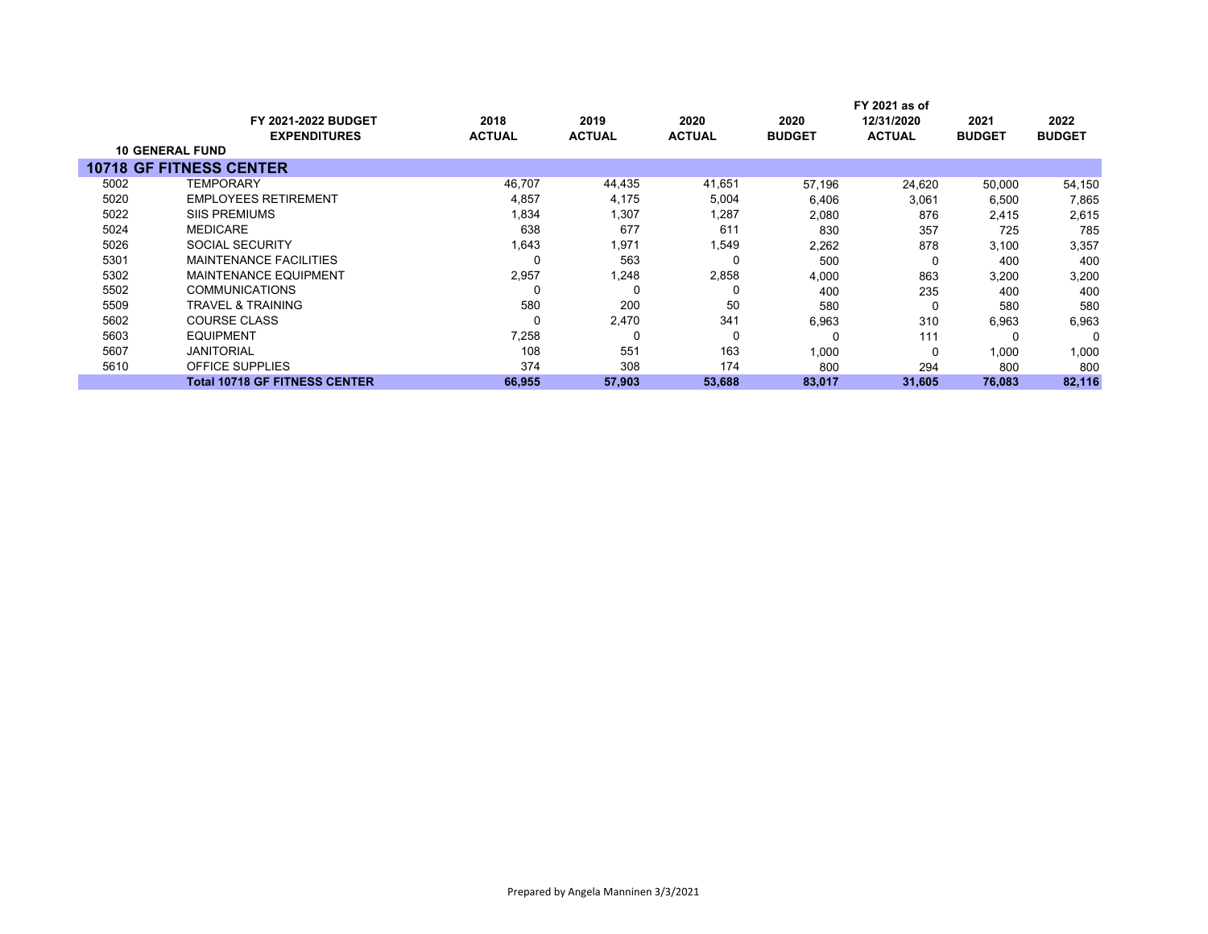| | FY 2021-2022 BUDGET EXPENDITURES | 2018 ACTUAL | 2019 ACTUAL | 2020 ACTUAL | 2020 BUDGET | FY 2021 as of 12/31/2020 ACTUAL | 2021 BUDGET | 2022 BUDGET |
|---|---|---|---|---|---|---|---|---|
| **10 GENERAL FUND** | | | | | | | | |
| **10718 GF FITNESS CENTER** | | | | | | | | |
| 5002 | TEMPORARY | 46,707 | 44,435 | 41,651 | 57,196 | 24,620 | 50,000 | 54,150 |
| 5020 | EMPLOYEES RETIREMENT | 4,857 | 4,175 | 5,004 | 6,406 | 3,061 | 6,500 | 7,865 |
| 5022 | SIIS PREMIUMS | 1,834 | 1,307 | 1,287 | 2,080 | 876 | 2,415 | 2,615 |
| 5024 | MEDICARE | 638 | 677 | 611 | 830 | 357 | 725 | 785 |
| 5026 | SOCIAL SECURITY | 1,643 | 1,971 | 1,549 | 2,262 | 878 | 3,100 | 3,357 |
| 5301 | MAINTENANCE FACILITIES | 0 | 563 | 0 | 500 | 0 | 400 | 400 |
| 5302 | MAINTENANCE EQUIPMENT | 2,957 | 1,248 | 2,858 | 4,000 | 863 | 3,200 | 3,200 |
| 5502 | COMMUNICATIONS | 0 | 0 | 0 | 400 | 235 | 400 | 400 |
| 5509 | TRAVEL & TRAINING | 580 | 200 | 50 | 580 | 0 | 580 | 580 |
| 5602 | COURSE CLASS | 0 | 2,470 | 341 | 6,963 | 310 | 6,963 | 6,963 |
| 5603 | EQUIPMENT | 7,258 | 0 | 0 | 0 | 111 | 0 | 0 |
| 5607 | JANITORIAL | 108 | 551 | 163 | 1,000 | 0 | 1,000 | 1,000 |
| 5610 | OFFICE SUPPLIES | 374 | 308 | 174 | 800 | 294 | 800 | 800 |
| | **Total 10718 GF FITNESS CENTER** | **66,955** | **57,903** | **53,688** | **83,017** | **31,605** | **76,083** | **82,116** |

Prepared by Angela Manninen 3/3/2021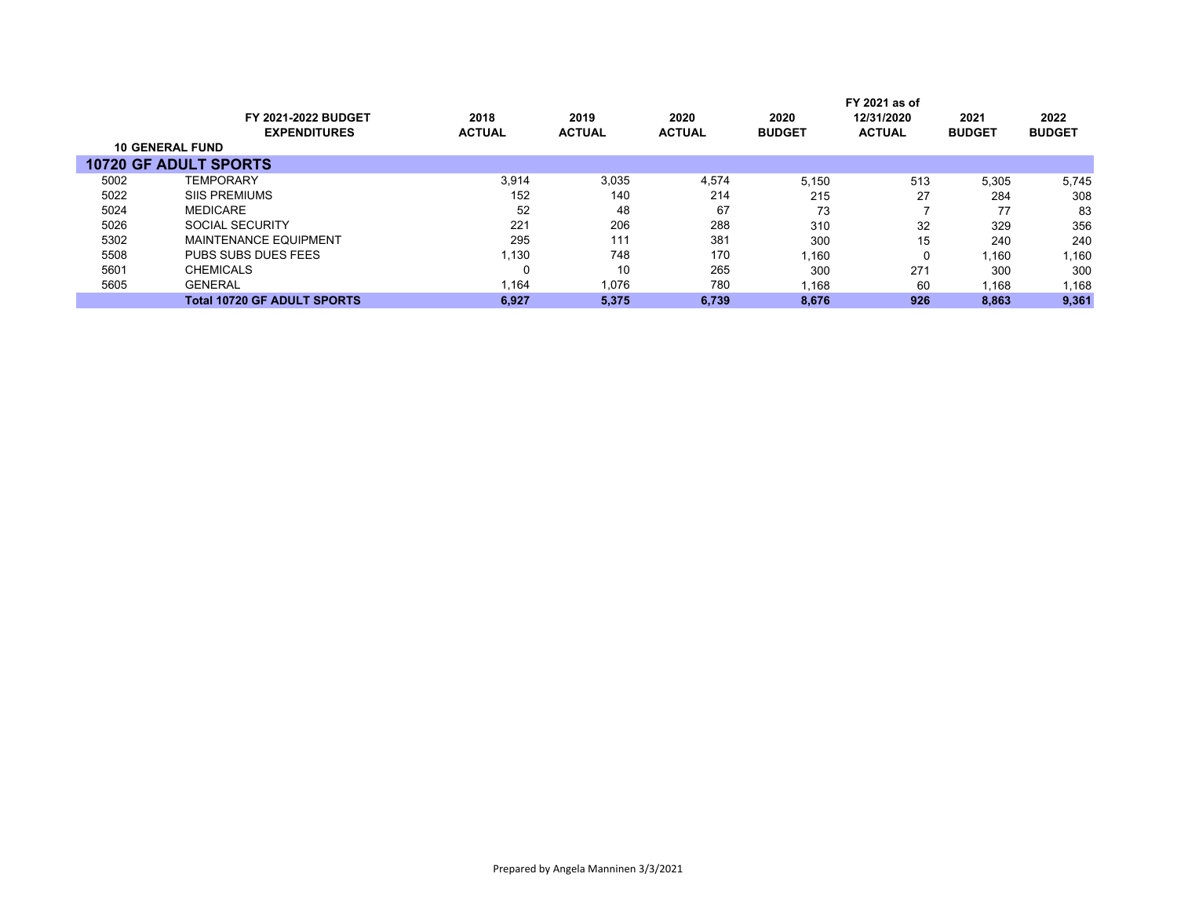| | FY 2021-2022 BUDGET EXPENDITURES | 2018 ACTUAL | 2019 ACTUAL | 2020 ACTUAL | 2020 BUDGET | FY 2021 as of 12/31/2020 ACTUAL | 2021 BUDGET | 2022 BUDGET |
|---|---|---|---|---|---|---|---|---|
| **10 GENERAL FUND** | | | | | | | | |
| **10720 GF ADULT SPORTS** | | | | | | | | |
| 5002 | TEMPORARY | 3,914 | 3,035 | 4,574 | 5,150 | 513 | 5,305 | 5,745 |
| 5022 | SIIS PREMIUMS | 152 | 140 | 214 | 215 | 27 | 284 | 308 |
| 5024 | MEDICARE | 52 | 48 | 67 | 73 | 7 | 77 | 83 |
| 5026 | SOCIAL SECURITY | 221 | 206 | 288 | 310 | 32 | 329 | 356 |
| 5302 | MAINTENANCE EQUIPMENT | 295 | 111 | 381 | 300 | 15 | 240 | 240 |
| 5508 | PUBS SUBS DUES FEES | 1,130 | 748 | 170 | 1,160 | 0 | 1,160 | 1,160 |
| 5601 | CHEMICALS | 0 | 10 | 265 | 300 | 271 | 300 | 300 |
| 5605 | GENERAL | 1,164 | 1,076 | 780 | 1,168 | 60 | 1,168 | 1,168 |
| | **Total 10720 GF ADULT SPORTS** | **6,927** | **5,375** | **6,739** | **8,676** | **926** | **8,863** | **9,361** |

Prepared by Angela Manninen 3/3/2021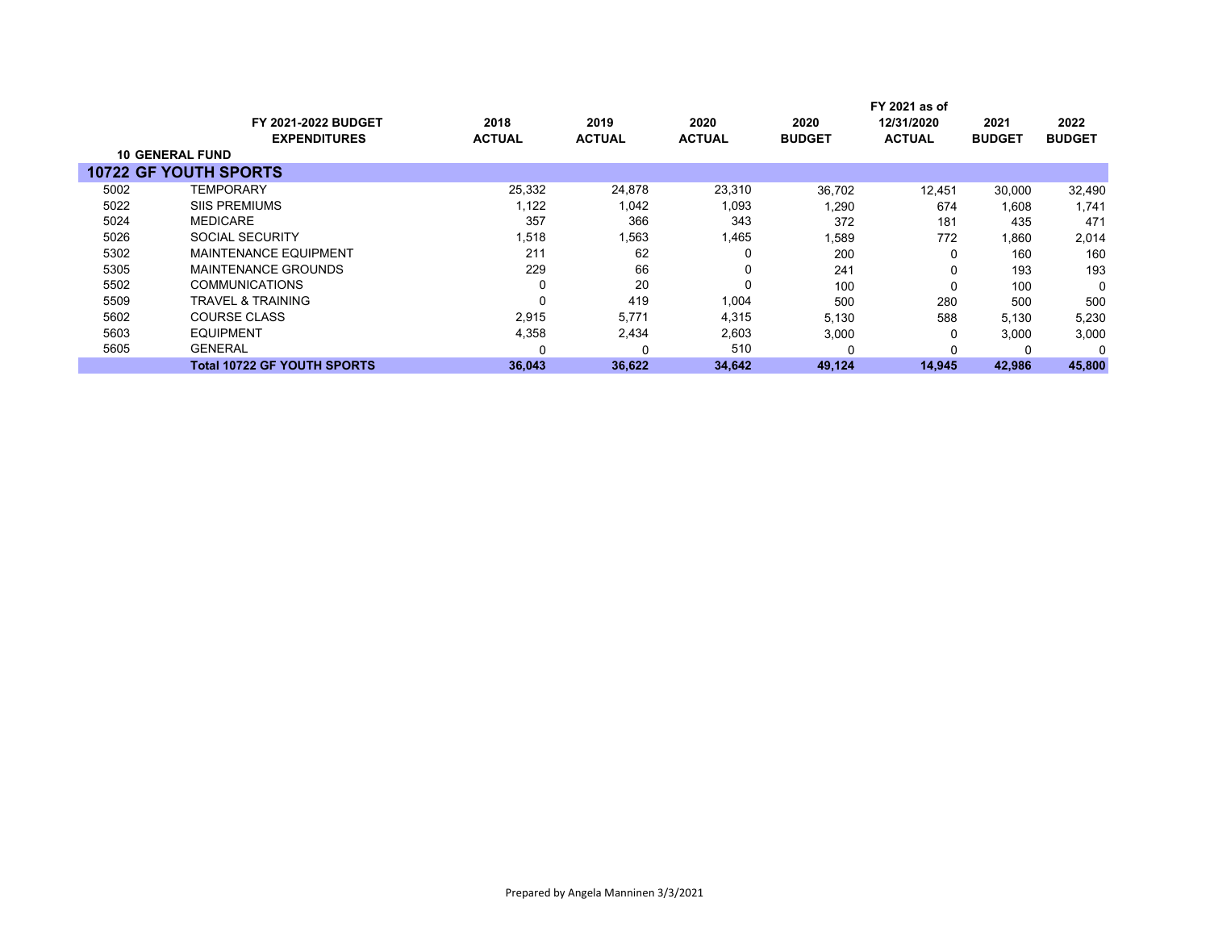| | FY 2021-2022 BUDGET EXPENDITURES | 2018 ACTUAL | 2019 ACTUAL | 2020 ACTUAL | 2020 BUDGET | FY 2021 as of 12/31/2020 ACTUAL | 2021 BUDGET | 2022 BUDGET |
|---|---|---|---|---|---|---|---|---|
| **10 GENERAL FUND** | | | | | | | | |
| **10722 GF YOUTH SPORTS** | | | | | | | | |
| 5002 | TEMPORARY | 25,332 | 24,878 | 23,310 | 36,702 | 12,451 | 30,000 | 32,490 |
| 5022 | SIIS PREMIUMS | 1,122 | 1,042 | 1,093 | 1,290 | 674 | 1,608 | 1,741 |
| 5024 | MEDICARE | 357 | 366 | 343 | 372 | 181 | 435 | 471 |
| 5026 | SOCIAL SECURITY | 1,518 | 1,563 | 1,465 | 1,589 | 772 | 1,860 | 2,014 |
| 5302 | MAINTENANCE EQUIPMENT | 211 | 62 | 0 | 200 | 0 | 160 | 160 |
| 5305 | MAINTENANCE GROUNDS | 229 | 66 | 0 | 241 | 0 | 193 | 193 |
| 5502 | COMMUNICATIONS | 0 | 20 | 0 | 100 | 0 | 100 | 0 |
| 5509 | TRAVEL & TRAINING | 0 | 419 | 1,004 | 500 | 280 | 500 | 500 |
| 5602 | COURSE CLASS | 2,915 | 5,771 | 4,315 | 5,130 | 588 | 5,130 | 5,230 |
| 5603 | EQUIPMENT | 4,358 | 2,434 | 2,603 | 3,000 | 0 | 3,000 | 3,000 |
| 5605 | GENERAL | 0 | 0 | 510 | 0 | 0 | 0 | 0 |
| | **Total 10722 GF YOUTH SPORTS** | **36,043** | **36,622** | **34,642** | **49,124** | **14,945** | **42,986** | **45,800** |

Prepared by Angela Manninen 3/3/2021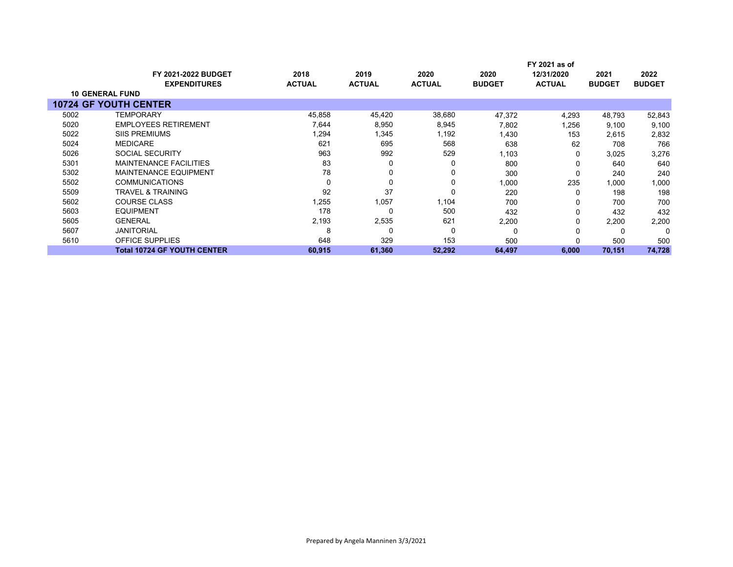| | FY 2021-2022 BUDGET EXPENDITURES | 2018 ACTUAL | 2019 ACTUAL | 2020 ACTUAL | 2020 BUDGET | FY 2021 as of 12/31/2020 ACTUAL | 2021 BUDGET | 2022 BUDGET |
|---|---|---|---|---|---|---|---|---|
| **10 GENERAL FUND** | | | | | | | | |
| **10724 GF YOUTH CENTER** | | | | | | | | |
| 5002 | TEMPORARY | 45,858 | 45,420 | 38,680 | 47,372 | 4,293 | 48,793 | 52,843 |
| 5020 | EMPLOYEES RETIREMENT | 7,644 | 8,950 | 8,945 | 7,802 | 1,256 | 9,100 | 9,100 |
| 5022 | SIIS PREMIUMS | 1,294 | 1,345 | 1,192 | 1,430 | 153 | 2,615 | 2,832 |
| 5024 | MEDICARE | 621 | 695 | 568 | 638 | 62 | 708 | 766 |
| 5026 | SOCIAL SECURITY | 963 | 992 | 529 | 1,103 | 0 | 3,025 | 3,276 |
| 5301 | MAINTENANCE FACILITIES | 83 | 0 | 0 | 800 | 0 | 640 | 640 |
| 5302 | MAINTENANCE EQUIPMENT | 78 | 0 | 0 | 300 | 0 | 240 | 240 |
| 5502 | COMMUNICATIONS | 0 | 0 | 0 | 1,000 | 235 | 1,000 | 1,000 |
| 5509 | TRAVEL & TRAINING | 92 | 37 | 0 | 220 | 0 | 198 | 198 |
| 5602 | COURSE CLASS | 1,255 | 1,057 | 1,104 | 700 | 0 | 700 | 700 |
| 5603 | EQUIPMENT | 178 | 0 | 500 | 432 | 0 | 432 | 432 |
| 5605 | GENERAL | 2,193 | 2,535 | 621 | 2,200 | 0 | 2,200 | 2,200 |
| 5607 | JANITORIAL | 8 | 0 | 0 | 0 | 0 | 0 | 0 |
| 5610 | OFFICE SUPPLIES | 648 | 329 | 153 | 500 | 0 | 500 | 500 |
| | **Total 10724 GF YOUTH CENTER** | **60,915** | **61,360** | **52,292** | **64,497** | **6,000** | **70,151** | **74,728** |

Prepared by Angela Manninen 3/3/2021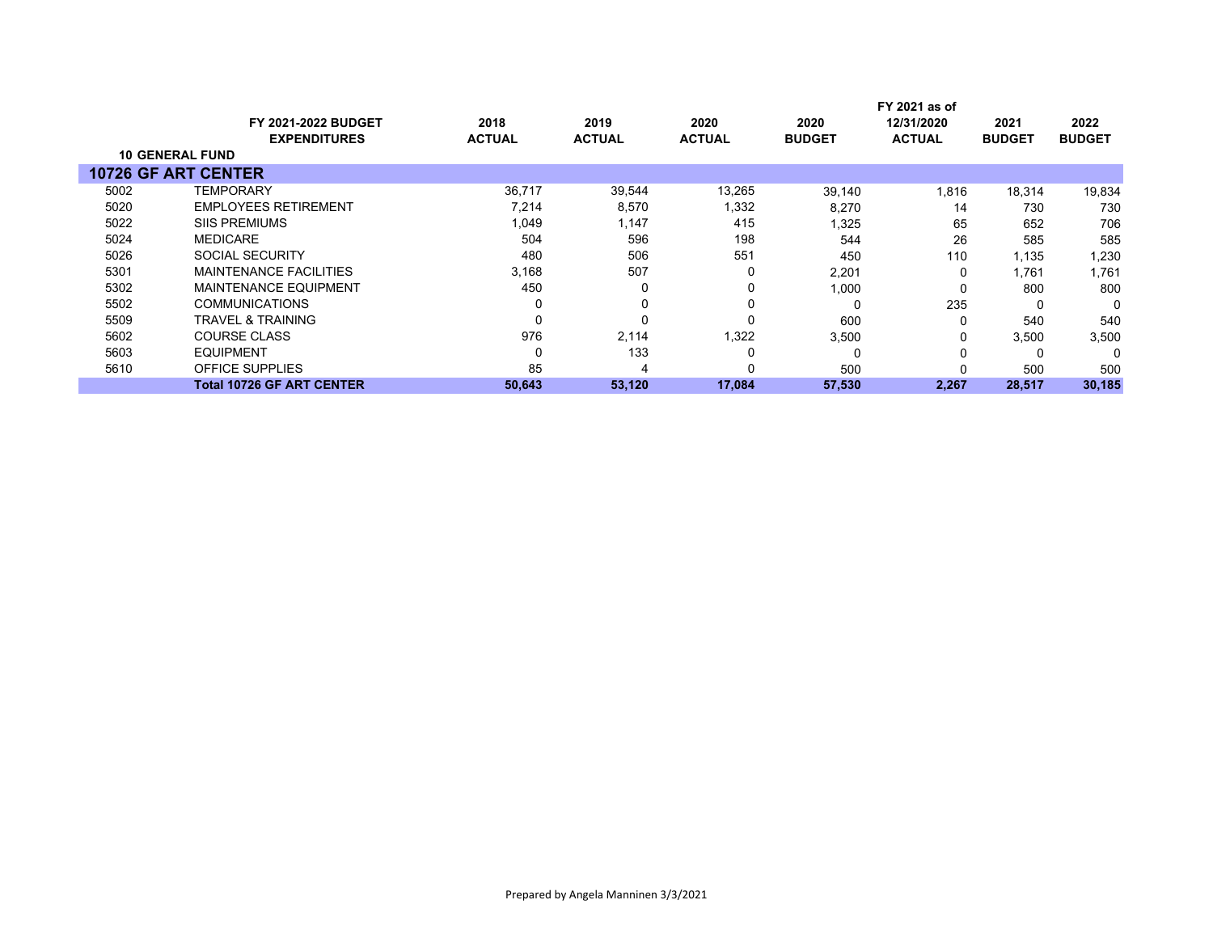| | FY 2021-2022 BUDGET EXPENDITURES | 2018 ACTUAL | 2019 ACTUAL | 2020 ACTUAL | 2020 BUDGET | FY 2021 as of 12/31/2020 ACTUAL | 2021 BUDGET | 2022 BUDGET |
|---|---|---|---|---|---|---|---|---|
| **10 GENERAL FUND** | | | | | | | | |
| **10726 GF ART CENTER** | | | | | | | | |
| 5002 | TEMPORARY | 36,717 | 39,544 | 13,265 | 39,140 | 1,816 | 18,314 | 19,834 |
| 5020 | EMPLOYEES RETIREMENT | 7,214 | 8,570 | 1,332 | 8,270 | 14 | 730 | 730 |
| 5022 | SIIS PREMIUMS | 1,049 | 1,147 | 415 | 1,325 | 65 | 652 | 706 |
| 5024 | MEDICARE | 504 | 596 | 198 | 544 | 26 | 585 | 585 |
| 5026 | SOCIAL SECURITY | 480 | 506 | 551 | 450 | 110 | 1,135 | 1,230 |
| 5301 | MAINTENANCE FACILITIES | 3,168 | 507 | 0 | 2,201 | 0 | 1,761 | 1,761 |
| 5302 | MAINTENANCE EQUIPMENT | 450 | 0 | 0 | 1,000 | 0 | 800 | 800 |
| 5502 | COMMUNICATIONS | 0 | 0 | 0 | 0 | 235 | 0 | 0 |
| 5509 | TRAVEL & TRAINING | 0 | 0 | 0 | 600 | 0 | 540 | 540 |
| 5602 | COURSE CLASS | 976 | 2,114 | 1,322 | 3,500 | 0 | 3,500 | 3,500 |
| 5603 | EQUIPMENT | 0 | 133 | 0 | 0 | 0 | 0 | 0 |
| 5610 | OFFICE SUPPLIES | 85 | 4 | 0 | 500 | 0 | 500 | 500 |
| | **Total 10726 GF ART CENTER** | **50,643** | **53,120** | **17,084** | **57,530** | **2,267** | **28,517** | **30,185** |

Prepared by Angela Manninen 3/3/2021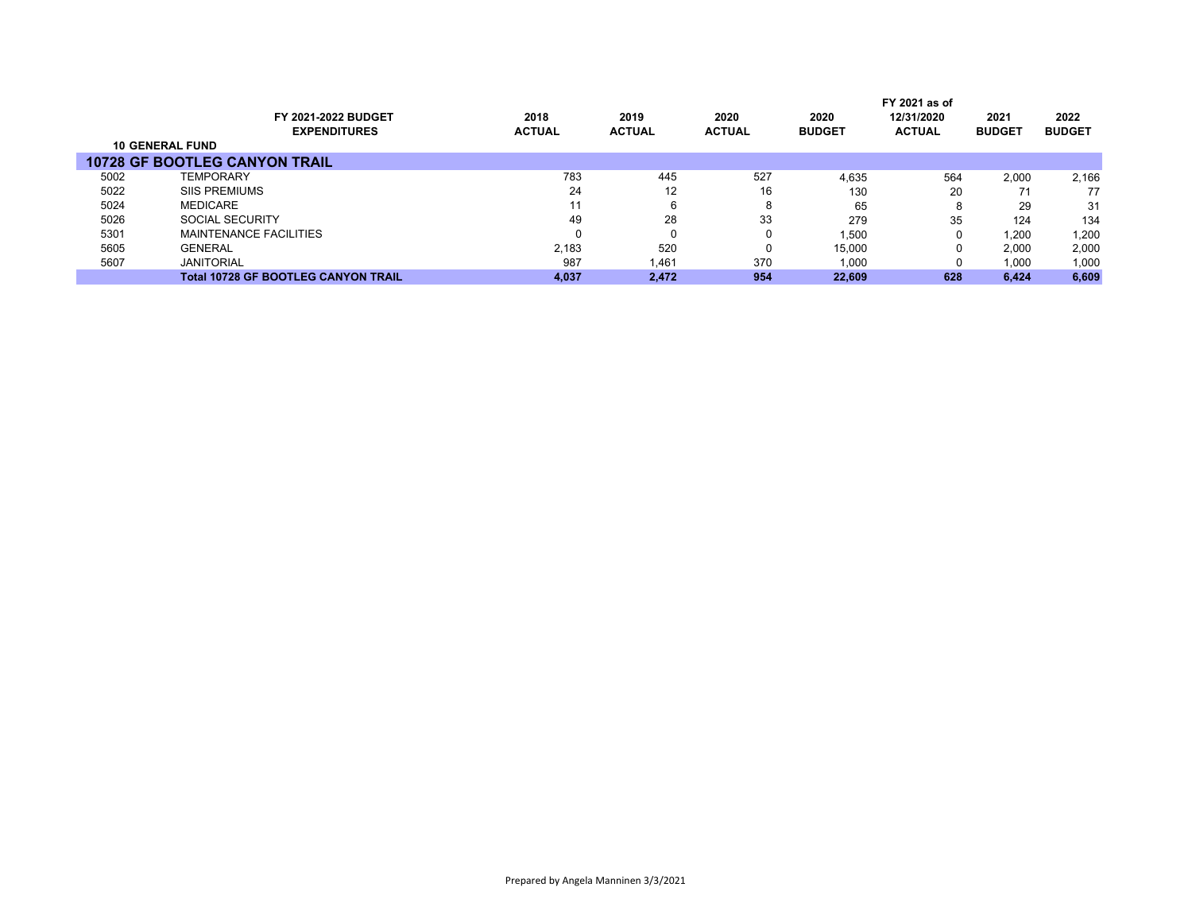| | FY 2021-2022 BUDGET EXPENDITURES | 2018 ACTUAL | 2019 ACTUAL | 2020 ACTUAL | 2020 BUDGET | FY 2021 as of 12/31/2020 ACTUAL | 2021 BUDGET | 2022 BUDGET |
|---|---|---|---|---|---|---|---|---|
| **10 GENERAL FUND** | | | | | | | | |
| **10728 GF BOOTLEG CANYON TRAIL** | | | | | | | | |
| 5002 | TEMPORARY | 783 | 445 | 527 | 4,635 | 564 | 2,000 | 2,166 |
| 5022 | SIIS PREMIUMS | 24 | 12 | 16 | 130 | 20 | 71 | 77 |
| 5024 | MEDICARE | 11 | 6 | 8 | 65 | 8 | 29 | 31 |
| 5026 | SOCIAL SECURITY | 49 | 28 | 33 | 279 | 35 | 124 | 134 |
| 5301 | MAINTENANCE FACILITIES | 0 | 0 | 0 | 1,500 | 0 | 1,200 | 1,200 |
| 5605 | GENERAL | 2,183 | 520 | 0 | 15,000 | 0 | 2,000 | 2,000 |
| 5607 | JANITORIAL | 987 | 1,461 | 370 | 1,000 | 0 | 1,000 | 1,000 |
| | **Total 10728 GF BOOTLEG CANYON TRAIL** | **4,037** | **2,472** | **954** | **22,609** | **628** | **6,424** | **6,609** |

Prepared by Angela Manninen 3/3/2021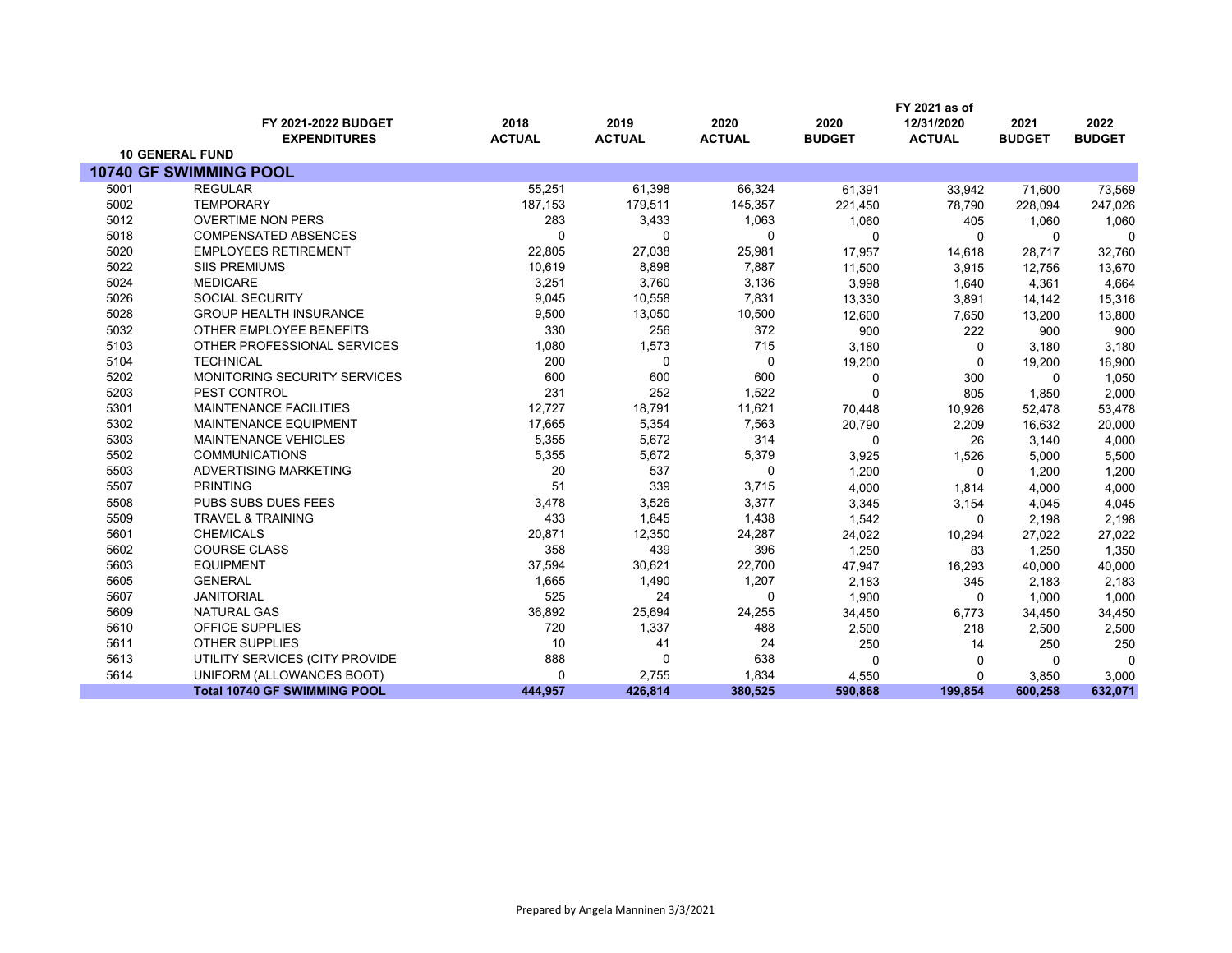| | FY 2021-2022 BUDGET EXPENDITURES | 2018 ACTUAL | 2019 ACTUAL | 2020 ACTUAL | 2020 BUDGET | FY 2021 as of 12/31/2020 ACTUAL | 2021 BUDGET | 2022 BUDGET |
|---|---|---|---|---|---|---|---|---|
| **10 GENERAL FUND** | | | | | | | | |
| **10740 GF SWIMMING POOL** | | | | | | | | |
| 5001 | REGULAR | 55,251 | 61,398 | 66,324 | 61,391 | 33,942 | 71,600 | 73,569 |
| 5002 | TEMPORARY | 187,153 | 179,511 | 145,357 | 221,450 | 78,790 | 228,094 | 247,026 |
| 5012 | OVERTIME NON PERS | 283 | 3,433 | 1,063 | 1,060 | 405 | 1,060 | 1,060 |
| 5018 | COMPENSATED ABSENCES | 0 | 0 | 0 | 0 | 0 | 0 | 0 |
| 5020 | EMPLOYEES RETIREMENT | 22,805 | 27,038 | 25,981 | 17,957 | 14,618 | 28,717 | 32,760 |
| 5022 | SIIS PREMIUMS | 10,619 | 8,898 | 7,887 | 11,500 | 3,915 | 12,756 | 13,670 |
| 5024 | MEDICARE | 3,251 | 3,760 | 3,136 | 3,998 | 1,640 | 4,361 | 4,664 |
| 5026 | SOCIAL SECURITY | 9,045 | 10,558 | 7,831 | 13,330 | 3,891 | 14,142 | 15,316 |
| 5028 | GROUP HEALTH INSURANCE | 9,500 | 13,050 | 10,500 | 12,600 | 7,650 | 13,200 | 13,800 |
| 5032 | OTHER EMPLOYEE BENEFITS | 330 | 256 | 372 | 900 | 222 | 900 | 900 |
| 5103 | OTHER PROFESSIONAL SERVICES | 1,080 | 1,573 | 715 | 3,180 | 0 | 3,180 | 3,180 |
| 5104 | TECHNICAL | 200 | 0 | 0 | 19,200 | 0 | 19,200 | 16,900 |
| 5202 | MONITORING SECURITY SERVICES | 600 | 600 | 600 | 0 | 300 | 0 | 1,050 |
| 5203 | PEST CONTROL | 231 | 252 | 1,522 | 0 | 805 | 1,850 | 2,000 |
| 5301 | MAINTENANCE FACILITIES | 12,727 | 18,791 | 11,621 | 70,448 | 10,926 | 52,478 | 53,478 |
| 5302 | MAINTENANCE EQUIPMENT | 17,665 | 5,354 | 7,563 | 20,790 | 2,209 | 16,632 | 20,000 |
| 5303 | MAINTENANCE VEHICLES | 5,355 | 5,672 | 314 | 0 | 26 | 3,140 | 4,000 |
| 5502 | COMMUNICATIONS | 5,355 | 5,672 | 5,379 | 3,925 | 1,526 | 5,000 | 5,500 |
| 5503 | ADVERTISING MARKETING | 20 | 537 | 0 | 1,200 | 0 | 1,200 | 1,200 |
| 5507 | PRINTING | 51 | 339 | 3,715 | 4,000 | 1,814 | 4,000 | 4,000 |
| 5508 | PUBS SUBS DUES FEES | 3,478 | 3,526 | 3,377 | 3,345 | 3,154 | 4,045 | 4,045 |
| 5509 | TRAVEL & TRAINING | 433 | 1,845 | 1,438 | 1,542 | 0 | 2,198 | 2,198 |
| 5601 | CHEMICALS | 20,871 | 12,350 | 24,287 | 24,022 | 10,294 | 27,022 | 27,022 |
| 5602 | COURSE CLASS | 358 | 439 | 396 | 1,250 | 83 | 1,250 | 1,350 |
| 5603 | EQUIPMENT | 37,594 | 30,621 | 22,700 | 47,947 | 16,293 | 40,000 | 40,000 |
| 5605 | GENERAL | 1,665 | 1,490 | 1,207 | 2,183 | 345 | 2,183 | 2,183 |
| 5607 | JANITORIAL | 525 | 24 | 0 | 1,900 | 0 | 1,000 | 1,000 |
| 5609 | NATURAL GAS | 36,892 | 25,694 | 24,255 | 34,450 | 6,773 | 34,450 | 34,450 |
| 5610 | OFFICE SUPPLIES | 720 | 1,337 | 488 | 2,500 | 218 | 2,500 | 2,500 |
| 5611 | OTHER SUPPLIES | 10 | 41 | 24 | 250 | 14 | 250 | 250 |
| 5613 | UTILITY SERVICES (CITY PROVIDE | 888 | 0 | 638 | 0 | 0 | 0 | 0 |
| 5614 | UNIFORM (ALLOWANCES BOOT) | 0 | 2,755 | 1,834 | 4,550 | 0 | 3,850 | 3,000 |
| | **Total 10740 GF SWIMMING POOL** | **444,957** | **426,814** | **380,525** | **590,868** | **199,854** | **600,258** | **632,071** |

Prepared by Angela Manninen 3/3/2021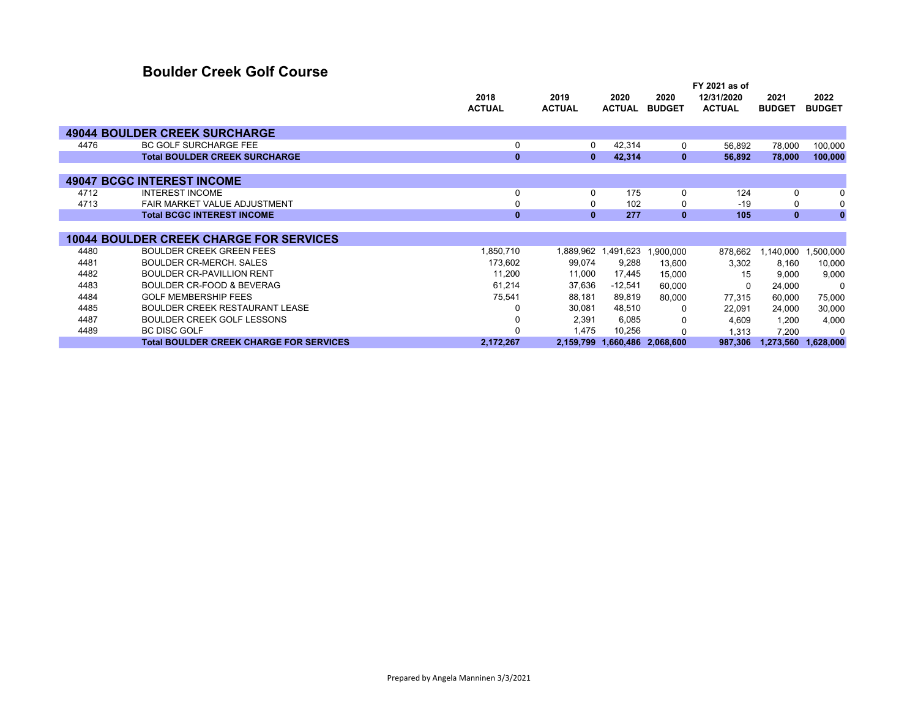# Boulder Creek Golf Course

| | | 2018 ACTUAL | 2019 ACTUAL | 2020 ACTUAL | 2020 BUDGET | FY 2021 as of 12/31/2020 ACTUAL | 2021 BUDGET | 2022 BUDGET |
|---|---|---|---|---|---|---|---|---|
| **49044 BOULDER CREEK SURCHARGE** | | | | | | | | |
| 4476 | BC GOLF SURCHARGE FEE | 0 | 0 | 42,314 | 0 | 56,892 | 78,000 | 100,000 |
| | **Total BOULDER CREEK SURCHARGE** | **0** | **0** | **42,314** | **0** | **56,892** | **78,000** | **100,000** |
| **49047 BCGC INTEREST INCOME** | | | | | | | | |
| 4712 | INTEREST INCOME | 0 | 0 | 175 | 0 | 124 | 0 | 0 |
| 4713 | FAIR MARKET VALUE ADJUSTMENT | 0 | 0 | 102 | 0 | -19 | 0 | 0 |
| | **Total BCGC INTEREST INCOME** | **0** | **0** | **277** | **0** | **105** | **0** | **0** |
| **10044 BOULDER CREEK CHARGE FOR SERVICES** | | | | | | | | |
| 4480 | BOULDER CREEK GREEN FEES | 1,850,710 | 1,889,962 | 1,491,623 | 1,900,000 | 878,662 | 1,140,000 | 1,500,000 |
| 4481 | BOULDER CR-MERCH. SALES | 173,602 | 99,074 | 9,288 | 13,600 | 3,302 | 8,160 | 10,000 |
| 4482 | BOULDER CR-PAVILLION RENT | 11,200 | 11,000 | 17,445 | 15,000 | 15 | 9,000 | 9,000 |
| 4483 | BOULDER CR-FOOD & BEVERAG | 61,214 | 37,636 | -12,541 | 60,000 | 0 | 24,000 | 0 |
| 4484 | GOLF MEMBERSHIP FEES | 75,541 | 88,181 | 89,819 | 80,000 | 77,315 | 60,000 | 75,000 |
| 4485 | BOULDER CREEK RESTAURANT LEASE | 0 | 30,081 | 48,510 | 0 | 22,091 | 24,000 | 30,000 |
| 4487 | BOULDER CREEK GOLF LESSONS | 0 | 2,391 | 6,085 | 0 | 4,609 | 1,200 | 4,000 |
| 4489 | BC DISC GOLF | 0 | 1,475 | 10,256 | 0 | 1,313 | 7,200 | 0 |
| | **Total BOULDER CREEK CHARGE FOR SERVICES** | **2,172,267** | **2,159,799** | **1,660,486** | **2,068,600** | **987,306** | **1,273,560** | **1,628,000** |

Prepared by Angela Manninen 3/3/2021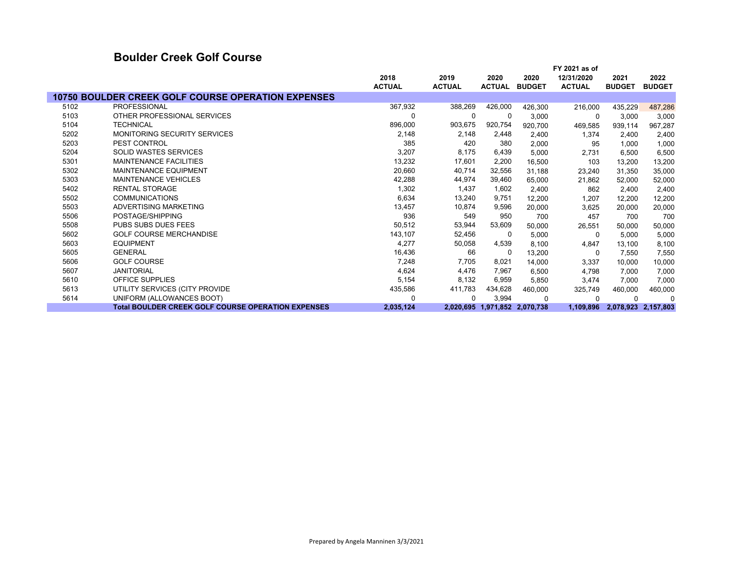## Boulder Creek Golf Course

| | | 2018 ACTUAL | 2019 ACTUAL | 2020 ACTUAL | 2020 BUDGET | FY 2021 as of 12/31/2020 ACTUAL | 2021 BUDGET | 2022 BUDGET |
|---|---|---|---|---|---|---|---|---|
| **10750 BOULDER CREEK GOLF COURSE OPERATION EXPENSES** | | | | | | | | |
| 5102 | PROFESSIONAL | 367,932 | 388,269 | 426,000 | 426,300 | 216,000 | 435,229 | 487,286 |
| 5103 | OTHER PROFESSIONAL SERVICES | 0 | 0 | 0 | 3,000 | 0 | 3,000 | 3,000 |
| 5104 | TECHNICAL | 896,000 | 903,675 | 920,754 | 920,700 | 469,585 | 939,114 | 967,287 |
| 5202 | MONITORING SECURITY SERVICES | 2,148 | 2,148 | 2,448 | 2,400 | 1,374 | 2,400 | 2,400 |
| 5203 | PEST CONTROL | 385 | 420 | 380 | 2,000 | 95 | 1,000 | 1,000 |
| 5204 | SOLID WASTES SERVICES | 3,207 | 8,175 | 6,439 | 5,000 | 2,731 | 6,500 | 6,500 |
| 5301 | MAINTENANCE FACILITIES | 13,232 | 17,601 | 2,200 | 16,500 | 103 | 13,200 | 13,200 |
| 5302 | MAINTENANCE EQUIPMENT | 20,660 | 40,714 | 32,556 | 31,188 | 23,240 | 31,350 | 35,000 |
| 5303 | MAINTENANCE VEHICLES | 42,288 | 44,974 | 39,460 | 65,000 | 21,862 | 52,000 | 52,000 |
| 5402 | RENTAL STORAGE | 1,302 | 1,437 | 1,602 | 2,400 | 862 | 2,400 | 2,400 |
| 5502 | COMMUNICATIONS | 6,634 | 13,240 | 9,751 | 12,200 | 1,207 | 12,200 | 12,200 |
| 5503 | ADVERTISING MARKETING | 13,457 | 10,874 | 9,596 | 20,000 | 3,625 | 20,000 | 20,000 |
| 5506 | POSTAGE/SHIPPING | 936 | 549 | 950 | 700 | 457 | 700 | 700 |
| 5508 | PUBS SUBS DUES FEES | 50,512 | 53,944 | 53,609 | 50,000 | 26,551 | 50,000 | 50,000 |
| 5602 | GOLF COURSE MERCHANDISE | 143,107 | 52,456 | 0 | 5,000 | 0 | 5,000 | 5,000 |
| 5603 | EQUIPMENT | 4,277 | 50,058 | 4,539 | 8,100 | 4,847 | 13,100 | 8,100 |
| 5605 | GENERAL | 16,436 | 66 | 0 | 13,200 | 0 | 7,550 | 7,550 |
| 5606 | GOLF COURSE | 7,248 | 7,705 | 8,021 | 14,000 | 3,337 | 10,000 | 10,000 |
| 5607 | JANITORIAL | 4,624 | 4,476 | 7,967 | 6,500 | 4,798 | 7,000 | 7,000 |
| 5610 | OFFICE SUPPLIES | 5,154 | 8,132 | 6,959 | 5,850 | 3,474 | 7,000 | 7,000 |
| 5613 | UTILITY SERVICES (CITY PROVIDE | 435,586 | 411,783 | 434,628 | 460,000 | 325,749 | 460,000 | 460,000 |
| 5614 | UNIFORM (ALLOWANCES BOOT) | 0 | 0 | 3,994 | 0 | 0 | 0 | 0 |
| | **Total BOULDER CREEK GOLF COURSE OPERATION EXPENSES** | **2,035,124** | **2,020,695** | **1,971,852** | **2,070,738** | **1,109,896** | **2,078,923** | **2,157,803** |

Prepared by Angela Manninen 3/3/2021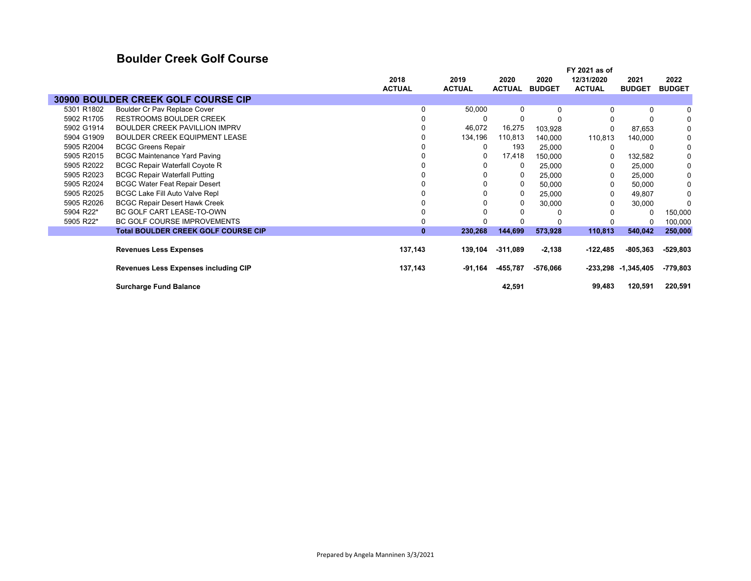# Boulder Creek Golf Course

| | | 2018 ACTUAL | 2019 ACTUAL | 2020 ACTUAL | 2020 BUDGET | FY 2021 as of 12/31/2020 ACTUAL | 2021 BUDGET | 2022 BUDGET |
|---|---|---|---|---|---|---|---|---|
| **30900 BOULDER CREEK GOLF COURSE CIP** | | | | | | | | |
| 5301 R1802 | Boulder Cr Pav Replace Cover | 0 | 50,000 | 0 | 0 | 0 | 0 | 0 |
| 5902 R1705 | RESTROOMS BOULDER CREEK | 0 | 0 | 0 | 0 | 0 | 0 | 0 |
| 5902 G1914 | BOULDER CREEK PAVILLION IMPRV | 0 | 46,072 | 16,275 | 103,928 | 0 | 87,653 | 0 |
| 5904 G1909 | BOULDER CREEK EQUIPMENT LEASE | 0 | 134,196 | 110,813 | 140,000 | 110,813 | 140,000 | 0 |
| 5905 R2004 | BCGC Greens Repair | 0 | 0 | 193 | 25,000 | 0 | 0 | 0 |
| 5905 R2015 | BCGC Maintenance Yard Paving | 0 | 0 | 17,418 | 150,000 | 0 | 132,582 | 0 |
| 5905 R2022 | BCGC Repair Waterfall Coyote R | 0 | 0 | 0 | 25,000 | 0 | 25,000 | 0 |
| 5905 R2023 | BCGC Repair Waterfall Putting | 0 | 0 | 0 | 25,000 | 0 | 25,000 | 0 |
| 5905 R2024 | BCGC Water Feat Repair Desert | 0 | 0 | 0 | 50,000 | 0 | 50,000 | 0 |
| 5905 R2025 | BCGC Lake Fill Auto Valve Repl | 0 | 0 | 0 | 25,000 | 0 | 49,807 | 0 |
| 5905 R2026 | BCGC Repair Desert Hawk Creek | 0 | 0 | 0 | 30,000 | 0 | 30,000 | 0 |
| 5904 R22* | BC GOLF CART LEASE-TO-OWN | 0 | 0 | 0 | 0 | 0 | 0 | 150,000 |
| 5905 R22* | BC GOLF COURSE IMPROVEMENTS | 0 | 0 | 0 | 0 | 0 | 0 | 100,000 |
| | **Total BOULDER CREEK GOLF COURSE CIP** | **0** | **230,268** | **144,699** | **573,928** | **110,813** | **540,042** | **250,000** |
| | **Revenues Less Expenses** | **137,143** | **139,104** | **-311,089** | **-2,138** | **-122,485** | **-805,363** | **-529,803** |
| | **Revenues Less Expenses including CIP** | **137,143** | **-91,164** | **-455,787** | **-576,066** | **-233,298** | **-1,345,405** | **-779,803** |
| | **Surcharge Fund Balance** | | | **42,591** | | **99,483** | **120,591** | **220,591** |

Prepared by Angela Manninen 3/3/2021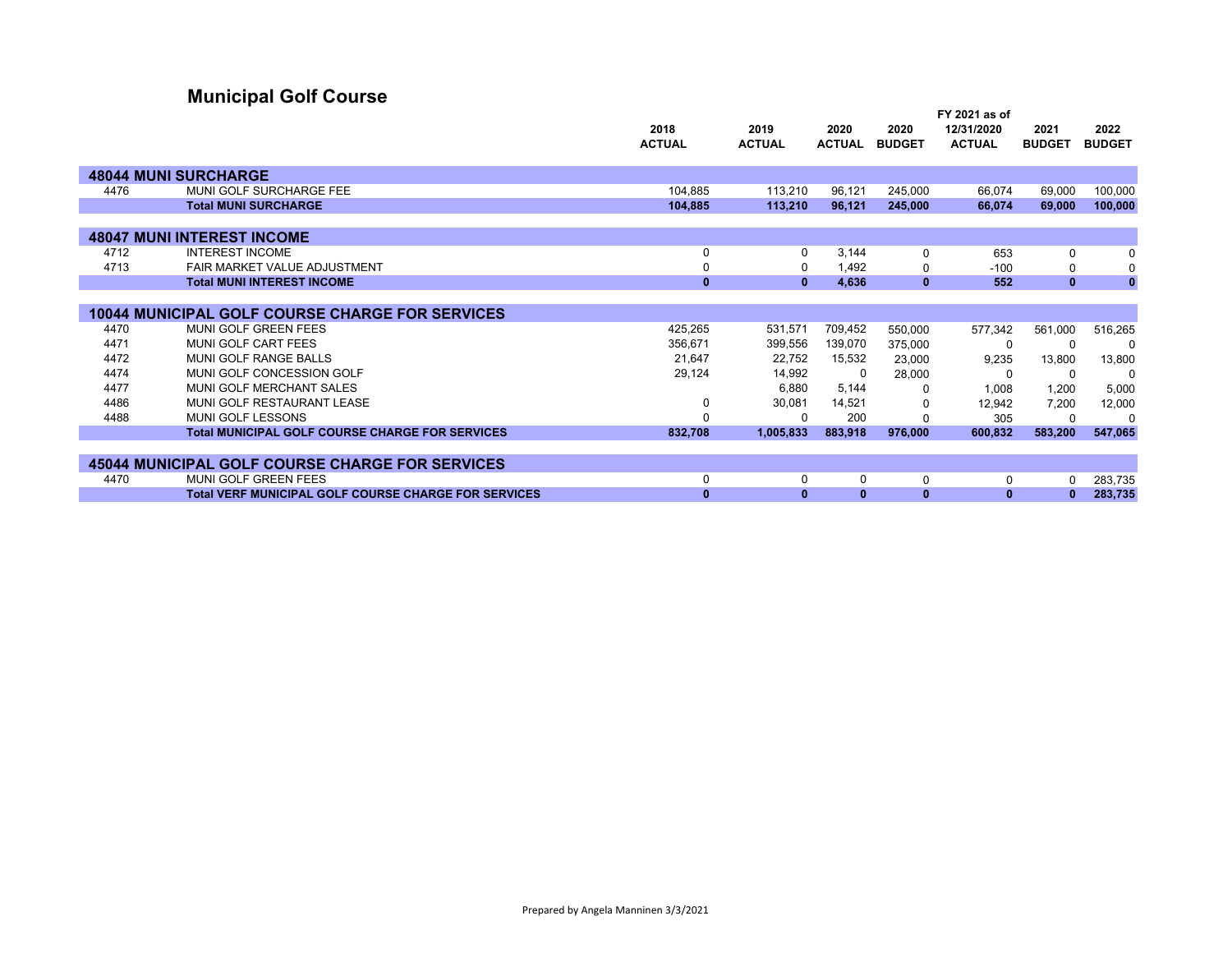# Municipal Golf Course

| | | 2018 ACTUAL | 2019 ACTUAL | 2020 ACTUAL | 2020 BUDGET | FY 2021 as of 12/31/2020 ACTUAL | 2021 BUDGET | 2022 BUDGET |
|---|---|---|---|---|---|---|---|---|
| **48044 MUNI SURCHARGE** | | | | | | | | |
| 4476 | MUNI GOLF SURCHARGE FEE | 104,885 | 113,210 | 96,121 | 245,000 | 66,074 | 69,000 | 100,000 |
| | **Total MUNI SURCHARGE** | **104,885** | **113,210** | **96,121** | **245,000** | **66,074** | **69,000** | **100,000** |
| **48047 MUNI INTEREST INCOME** | | | | | | | | |
| 4712 | INTEREST INCOME | 0 | 0 | 3,144 | 0 | 653 | 0 | 0 |
| 4713 | FAIR MARKET VALUE ADJUSTMENT | 0 | 0 | 1,492 | 0 | -100 | 0 | 0 |
| | **Total MUNI INTEREST INCOME** | **0** | **0** | **4,636** | **0** | **552** | **0** | **0** |
| **10044 MUNICIPAL GOLF COURSE CHARGE FOR SERVICES** | | | | | | | | |
| 4470 | MUNI GOLF GREEN FEES | 425,265 | 531,571 | 709,452 | 550,000 | 577,342 | 561,000 | 516,265 |
| 4471 | MUNI GOLF CART FEES | 356,671 | 399,556 | 139,070 | 375,000 | 0 | 0 | 0 |
| 4472 | MUNI GOLF RANGE BALLS | 21,647 | 22,752 | 15,532 | 23,000 | 9,235 | 13,800 | 13,800 |
| 4474 | MUNI GOLF CONCESSION GOLF | 29,124 | 14,992 | 0 | 28,000 | 0 | 0 | 0 |
| 4477 | MUNI GOLF MERCHANT SALES | | 6,880 | 5,144 | 0 | 1,008 | 1,200 | 5,000 |
| 4486 | MUNI GOLF RESTAURANT LEASE | 0 | 30,081 | 14,521 | 0 | 12,942 | 7,200 | 12,000 |
| 4488 | MUNI GOLF LESSONS | 0 | 0 | 200 | 0 | 305 | 0 | 0 |
| | **Total MUNICIPAL GOLF COURSE CHARGE FOR SERVICES** | **832,708** | **1,005,833** | **883,918** | **976,000** | **600,832** | **583,200** | **547,065** |
| **45044 MUNICIPAL GOLF COURSE CHARGE FOR SERVICES** | | | | | | | | |
| 4470 | MUNI GOLF GREEN FEES | 0 | 0 | 0 | 0 | 0 | 0 | 283,735 |
| | **Total VERF MUNICIPAL GOLF COURSE CHARGE FOR SERVICES** | **0** | **0** | **0** | **0** | **0** | **0** | **283,735** |

Prepared by Angela Manninen 3/3/2021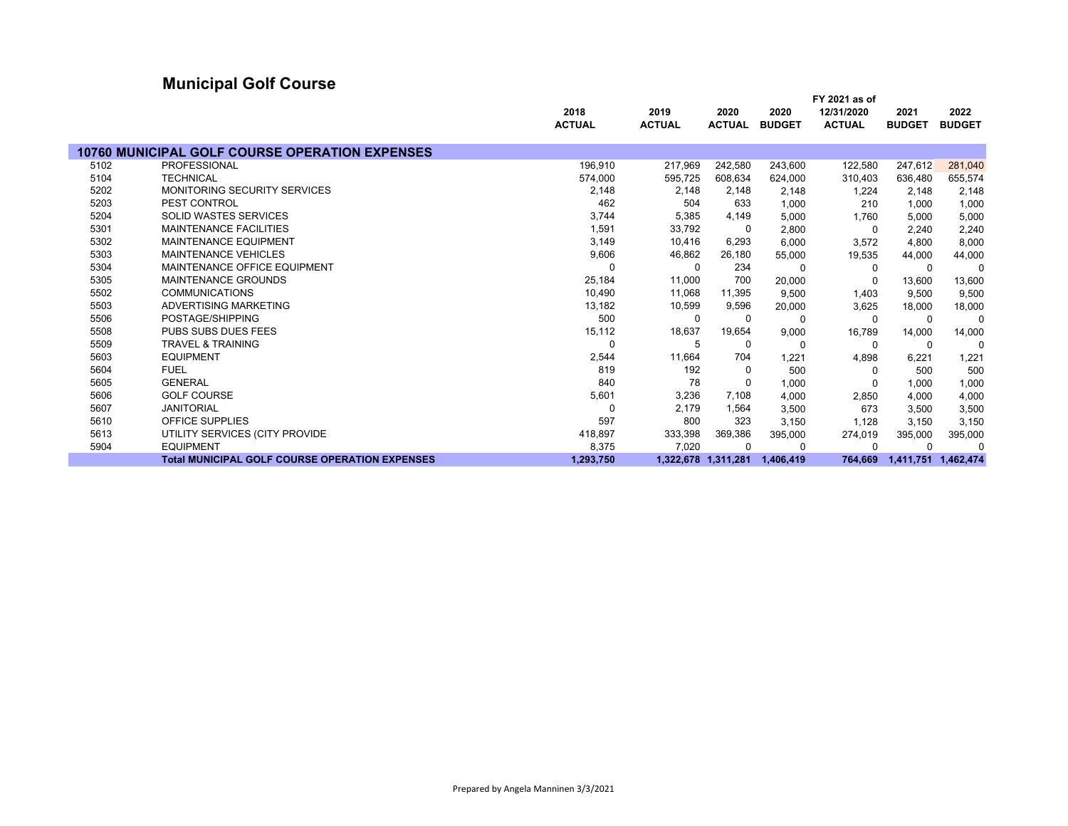# Municipal Golf Course

| | | 2018 ACTUAL | 2019 ACTUAL | 2020 ACTUAL | 2020 BUDGET | FY 2021 as of 12/31/2020 ACTUAL | 2021 BUDGET | 2022 BUDGET |
|---|---|---|---|---|---|---|---|---|
| **10760 MUNICIPAL GOLF COURSE OPERATION EXPENSES** | | | | | | | | |
| 5102 | PROFESSIONAL | 196,910 | 217,969 | 242,580 | 243,600 | 122,580 | 247,612 | 281,040 |
| 5104 | TECHNICAL | 574,000 | 595,725 | 608,634 | 624,000 | 310,403 | 636,480 | 655,574 |
| 5202 | MONITORING SECURITY SERVICES | 2,148 | 2,148 | 2,148 | 2,148 | 1,224 | 2,148 | 2,148 |
| 5203 | PEST CONTROL | 462 | 504 | 633 | 1,000 | 210 | 1,000 | 1,000 |
| 5204 | SOLID WASTES SERVICES | 3,744 | 5,385 | 4,149 | 5,000 | 1,760 | 5,000 | 5,000 |
| 5301 | MAINTENANCE FACILITIES | 1,591 | 33,792 | 0 | 2,800 | 0 | 2,240 | 2,240 |
| 5302 | MAINTENANCE EQUIPMENT | 3,149 | 10,416 | 6,293 | 6,000 | 3,572 | 4,800 | 8,000 |
| 5303 | MAINTENANCE VEHICLES | 9,606 | 46,862 | 26,180 | 55,000 | 19,535 | 44,000 | 44,000 |
| 5304 | MAINTENANCE OFFICE EQUIPMENT | 0 | 0 | 234 | 0 | 0 | 0 | 0 |
| 5305 | MAINTENANCE GROUNDS | 25,184 | 11,000 | 700 | 20,000 | 0 | 13,600 | 13,600 |
| 5502 | COMMUNICATIONS | 10,490 | 11,068 | 11,395 | 9,500 | 1,403 | 9,500 | 9,500 |
| 5503 | ADVERTISING MARKETING | 13,182 | 10,599 | 9,596 | 20,000 | 3,625 | 18,000 | 18,000 |
| 5506 | POSTAGE/SHIPPING | 500 | 0 | 0 | 0 | 0 | 0 | 0 |
| 5508 | PUBS SUBS DUES FEES | 15,112 | 18,637 | 19,654 | 9,000 | 16,789 | 14,000 | 14,000 |
| 5509 | TRAVEL & TRAINING | 0 | 5 | 0 | 0 | 0 | 0 | 0 |
| 5603 | EQUIPMENT | 2,544 | 11,664 | 704 | 1,221 | 4,898 | 6,221 | 1,221 |
| 5604 | FUEL | 819 | 192 | 0 | 500 | 0 | 500 | 500 |
| 5605 | GENERAL | 840 | 78 | 0 | 1,000 | 0 | 1,000 | 1,000 |
| 5606 | GOLF COURSE | 5,601 | 3,236 | 7,108 | 4,000 | 2,850 | 4,000 | 4,000 |
| 5607 | JANITORIAL | 0 | 2,179 | 1,564 | 3,500 | 673 | 3,500 | 3,500 |
| 5610 | OFFICE SUPPLIES | 597 | 800 | 323 | 3,150 | 1,128 | 3,150 | 3,150 |
| 5613 | UTILITY SERVICES (CITY PROVIDE | 418,897 | 333,398 | 369,386 | 395,000 | 274,019 | 395,000 | 395,000 |
| 5904 | EQUIPMENT | 8,375 | 7,020 | 0 | 0 | 0 | 0 | 0 |
| | **Total MUNICIPAL GOLF COURSE OPERATION EXPENSES** | **1,293,750** | **1,322,678** | **1,311,281** | **1,406,419** | **764,669** | **1,411,751** | **1,462,474** |

Prepared by Angela Manninen 3/3/2021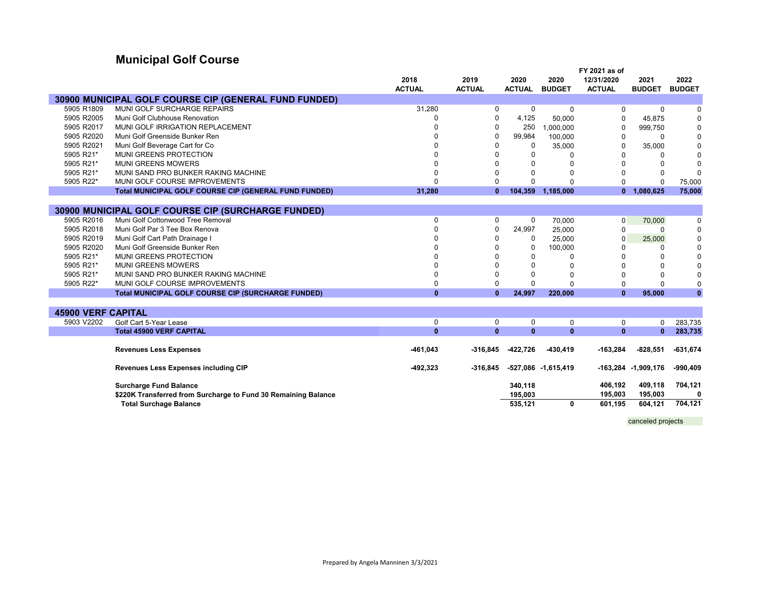# Municipal Golf Course

| | | 2018 ACTUAL | 2019 ACTUAL | 2020 ACTUAL | 2020 BUDGET | FY 2021 as of 12/31/2020 ACTUAL | 2021 BUDGET | 2022 BUDGET |
|---|---|---|---|---|---|---|---|---|
| **30900 MUNICIPAL GOLF COURSE CIP (GENERAL FUND FUNDED)** | | | | | | | | |
| 5905 R1809 | MUNI GOLF SURCHARGE REPAIRS | 31,280 | 0 | 0 | 0 | 0 | 0 | 0 |
| 5905 R2005 | Muni Golf Clubhouse Renovation | 0 | 0 | 4,125 | 50,000 | 0 | 45,875 | 0 |
| 5905 R2017 | MUNI GOLF IRRIGATION REPLACEMENT | 0 | 0 | 250 | 1,000,000 | 0 | 999,750 | 0 |
| 5905 R2020 | Muni Golf Greenside Bunker Ren | 0 | 0 | 99,984 | 100,000 | 0 | 0 | 0 |
| 5905 R2021 | Muni Golf Beverage Cart for Co | 0 | 0 | 0 | 35,000 | 0 | 35,000 | 0 |
| 5905 R21* | MUNI GREENS PROTECTION | 0 | 0 | 0 | 0 | 0 | 0 | 0 |
| 5905 R21* | MUNI GREENS MOWERS | 0 | 0 | 0 | 0 | 0 | 0 | 0 |
| 5905 R21* | MUNI SAND PRO BUNKER RAKING MACHINE | 0 | 0 | 0 | 0 | 0 | 0 | 0 |
| 5905 R22* | MUNI GOLF COURSE IMPROVEMENTS | 0 | 0 | 0 | 0 | 0 | 0 | 75,000 |
| | **Total MUNICIPAL GOLF COURSE CIP (GENERAL FUND FUNDED)** | **31,280** | **0** | **104,359** | **1,185,000** | **0** | **1,080,625** | **75,000** |
| **30900 MUNICIPAL GOLF COURSE CIP (SURCHARGE FUNDED)** | | | | | | | | |
| 5905 R2016 | Muni Golf Cottonwood Tree Removal | 0 | 0 | 0 | 70,000 | 0 | 70,000 | 0 |
| 5905 R2018 | Muni Golf Par 3 Tee Box Renova | 0 | 0 | 24,997 | 25,000 | 0 | 0 | 0 |
| 5905 R2019 | Muni Golf Cart Path Drainage I | 0 | 0 | 0 | 25,000 | 0 | 25,000 | 0 |
| 5905 R2020 | Muni Golf Greenside Bunker Ren | 0 | 0 | 0 | 100,000 | 0 | 0 | 0 |
| 5905 R21* | MUNI GREENS PROTECTION | 0 | 0 | 0 | 0 | 0 | 0 | 0 |
| 5905 R21* | MUNI GREENS MOWERS | 0 | 0 | 0 | 0 | 0 | 0 | 0 |
| 5905 R21* | MUNI SAND PRO BUNKER RAKING MACHINE | 0 | 0 | 0 | 0 | 0 | 0 | 0 |
| 5905 R22* | MUNI GOLF COURSE IMPROVEMENTS | 0 | 0 | 0 | 0 | 0 | 0 | 0 |
| | **Total MUNICIPAL GOLF COURSE CIP (SURCHARGE FUNDED)** | **0** | **0** | **24,997** | **220,000** | **0** | **95,000** | **0** |
| **45900 VERF CAPITAL** | | | | | | | | |
| 5903 V2202 | Golf Cart 5-Year Lease | 0 | 0 | 0 | 0 | 0 | 0 | 283,735 |
| | **Total 45900 VERF CAPITAL** | **0** | **0** | **0** | **0** | **0** | **0** | **283,735** |
| | **Revenues Less Expenses** | **-461,043** | **-316,845** | **-422,726** | **-430,419** | **-163,284** | **-828,551** | **-631,674** |
| | **Revenues Less Expenses including CIP** | **-492,323** | **-316,845** | **-527,086** | **-1,615,419** | **-163,284** | **-1,909,176** | **-990,409** |
| | **Surcharge Fund Balance** | | | **340,118** | | **406,192** | **409,118** | **704,121** |
| | **$220K Transferred from Surcharge to Fund 30 Remaining Balance** | | | **195,003** | | **195,003** | **195,003** | **0** |
| | **Total Surchage Balance** | | | **535,121** | **0** | **601,195** | **604,121** | **704,121** |

canceled projects

Prepared by Angela Manninen 3/3/2021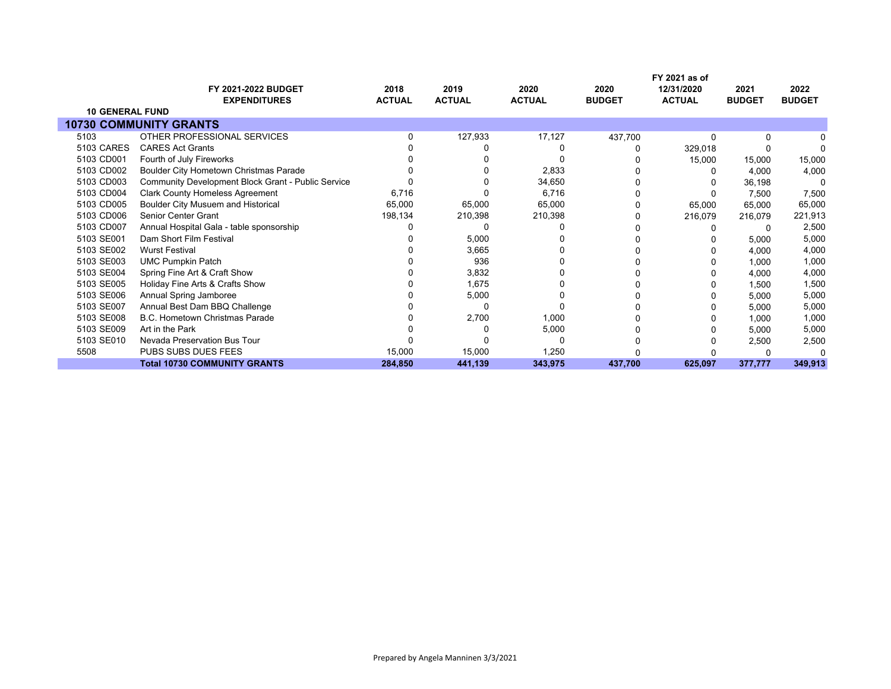| | FY 2021-2022 BUDGET EXPENDITURES | 2018 ACTUAL | 2019 ACTUAL | 2020 ACTUAL | 2020 BUDGET | FY 2021 as of 12/31/2020 ACTUAL | 2021 BUDGET | 2022 BUDGET |
|---|---|---|---|---|---|---|---|---|
| **10 GENERAL FUND** | | | | | | | | |
| **10730 COMMUNITY GRANTS** | | | | | | | | |
| 5103 | OTHER PROFESSIONAL SERVICES | 0 | 127,933 | 17,127 | 437,700 | 0 | 0 | 0 |
| 5103 CARES | CARES Act Grants | 0 | 0 | 0 | 0 | 329,018 | 0 | 0 |
| 5103 CD001 | Fourth of July Fireworks | 0 | 0 | 0 | 0 | 15,000 | 15,000 | 15,000 |
| 5103 CD002 | Boulder City Hometown Christmas Parade | 0 | 0 | 2,833 | 0 | 0 | 4,000 | 4,000 |
| 5103 CD003 | Community Development Block Grant - Public Service | 0 | 0 | 34,650 | 0 | 0 | 36,198 | 0 |
| 5103 CD004 | Clark County Homeless Agreement | 6,716 | 0 | 6,716 | 0 | 0 | 7,500 | 7,500 |
| 5103 CD005 | Boulder City Musuem and Historical | 65,000 | 65,000 | 65,000 | 0 | 65,000 | 65,000 | 65,000 |
| 5103 CD006 | Senior Center Grant | 198,134 | 210,398 | 210,398 | 0 | 216,079 | 216,079 | 221,913 |
| 5103 CD007 | Annual Hospital Gala - table sponsorship | 0 | 0 | 0 | 0 | 0 | 0 | 2,500 |
| 5103 SE001 | Dam Short Film Festival | 0 | 5,000 | 0 | 0 | 0 | 5,000 | 5,000 |
| 5103 SE002 | Wurst Festival | 0 | 3,665 | 0 | 0 | 0 | 4,000 | 4,000 |
| 5103 SE003 | UMC Pumpkin Patch | 0 | 936 | 0 | 0 | 0 | 1,000 | 1,000 |
| 5103 SE004 | Spring Fine Art & Craft Show | 0 | 3,832 | 0 | 0 | 0 | 4,000 | 4,000 |
| 5103 SE005 | Holiday Fine Arts & Crafts Show | 0 | 1,675 | 0 | 0 | 0 | 1,500 | 1,500 |
| 5103 SE006 | Annual Spring Jamboree | 0 | 5,000 | 0 | 0 | 0 | 5,000 | 5,000 |
| 5103 SE007 | Annual Best Dam BBQ Challenge | 0 | 0 | 0 | 0 | 0 | 5,000 | 5,000 |
| 5103 SE008 | B.C. Hometown Christmas Parade | 0 | 2,700 | 1,000 | 0 | 0 | 1,000 | 1,000 |
| 5103 SE009 | Art in the Park | 0 | 0 | 5,000 | 0 | 0 | 5,000 | 5,000 |
| 5103 SE010 | Nevada Preservation Bus Tour | 0 | 0 | 0 | 0 | 0 | 2,500 | 2,500 |
| 5508 | PUBS SUBS DUES FEES | 15,000 | 15,000 | 1,250 | 0 | 0 | 0 | 0 |
| | **Total 10730 COMMUNITY GRANTS** | **284,850** | **441,139** | **343,975** | **437,700** | **625,097** | **377,777** | **349,913** |

Prepared by Angela Manninen 3/3/2021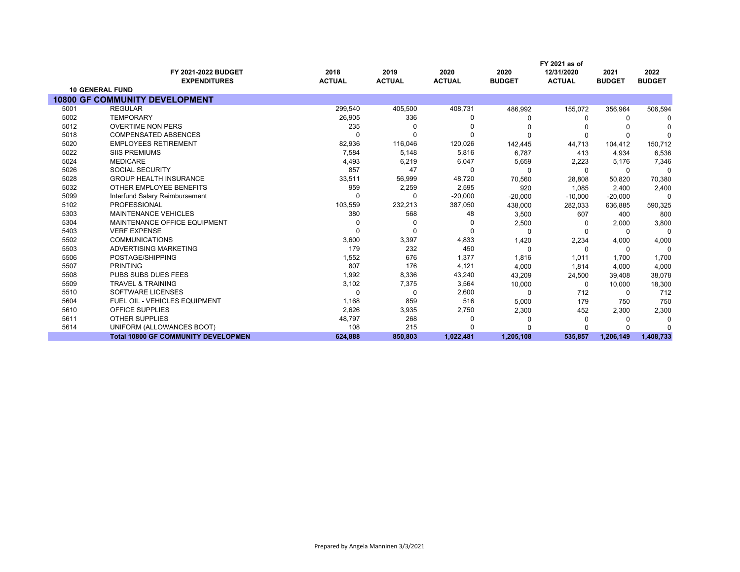| | FY 2021-2022 BUDGET EXPENDITURES | 2018 ACTUAL | 2019 ACTUAL | 2020 ACTUAL | 2020 BUDGET | FY 2021 as of 12/31/2020 ACTUAL | 2021 BUDGET | 2022 BUDGET |
|---|---|---|---|---|---|---|---|---|
| **10 GENERAL FUND** | | | | | | | | |
| **10800 GF COMMUNITY DEVELOPMENT** | | | | | | | | |
| 5001 | REGULAR | 299,540 | 405,500 | 408,731 | 486,992 | 155,072 | 356,964 | 506,594 |
| 5002 | TEMPORARY | 26,905 | 336 | 0 | 0 | 0 | 0 | 0 |
| 5012 | OVERTIME NON PERS | 235 | 0 | 0 | 0 | 0 | 0 | 0 |
| 5018 | COMPENSATED ABSENCES | 0 | 0 | 0 | 0 | 0 | 0 | 0 |
| 5020 | EMPLOYEES RETIREMENT | 82,936 | 116,046 | 120,026 | 142,445 | 44,713 | 104,412 | 150,712 |
| 5022 | SIIS PREMIUMS | 7,584 | 5,148 | 5,816 | 6,787 | 413 | 4,934 | 6,536 |
| 5024 | MEDICARE | 4,493 | 6,219 | 6,047 | 5,659 | 2,223 | 5,176 | 7,346 |
| 5026 | SOCIAL SECURITY | 857 | 47 | 0 | 0 | 0 | 0 | 0 |
| 5028 | GROUP HEALTH INSURANCE | 33,511 | 56,999 | 48,720 | 70,560 | 28,808 | 50,820 | 70,380 |
| 5032 | OTHER EMPLOYEE BENEFITS | 959 | 2,259 | 2,595 | 920 | 1,085 | 2,400 | 2,400 |
| 5099 | Interfund Salary Reimbursement | 0 | 0 | -20,000 | -20,000 | -10,000 | -20,000 | 0 |
| 5102 | PROFESSIONAL | 103,559 | 232,213 | 387,050 | 438,000 | 282,033 | 636,885 | 590,325 |
| 5303 | MAINTENANCE VEHICLES | 380 | 568 | 48 | 3,500 | 607 | 400 | 800 |
| 5304 | MAINTENANCE OFFICE EQUIPMENT | 0 | 0 | 0 | 2,500 | 0 | 2,000 | 3,800 |
| 5403 | VERF EXPENSE | 0 | 0 | 0 | 0 | 0 | 0 | 0 |
| 5502 | COMMUNICATIONS | 3,600 | 3,397 | 4,833 | 1,420 | 2,234 | 4,000 | 4,000 |
| 5503 | ADVERTISING MARKETING | 179 | 232 | 450 | 0 | 0 | 0 | 0 |
| 5506 | POSTAGE/SHIPPING | 1,552 | 676 | 1,377 | 1,816 | 1,011 | 1,700 | 1,700 |
| 5507 | PRINTING | 807 | 176 | 4,121 | 4,000 | 1,814 | 4,000 | 4,000 |
| 5508 | PUBS SUBS DUES FEES | 1,992 | 8,336 | 43,240 | 43,209 | 24,500 | 39,408 | 38,078 |
| 5509 | TRAVEL & TRAINING | 3,102 | 7,375 | 3,564 | 10,000 | 0 | 10,000 | 18,300 |
| 5510 | SOFTWARE LICENSES | 0 | 0 | 2,600 | 0 | 712 | 0 | 712 |
| 5604 | FUEL OIL - VEHICLES EQUIPMENT | 1,168 | 859 | 516 | 5,000 | 179 | 750 | 750 |
| 5610 | OFFICE SUPPLIES | 2,626 | 3,935 | 2,750 | 2,300 | 452 | 2,300 | 2,300 |
| 5611 | OTHER SUPPLIES | 48,797 | 268 | 0 | 0 | 0 | 0 | 0 |
| 5614 | UNIFORM (ALLOWANCES BOOT) | 108 | 215 | 0 | 0 | 0 | 0 | 0 |
| | **Total 10800 GF COMMUNITY DEVELOPMEN** | **624,888** | **850,803** | **1,022,481** | **1,205,108** | **535,857** | **1,206,149** | **1,408,733** |

Prepared by Angela Manninen 3/3/2021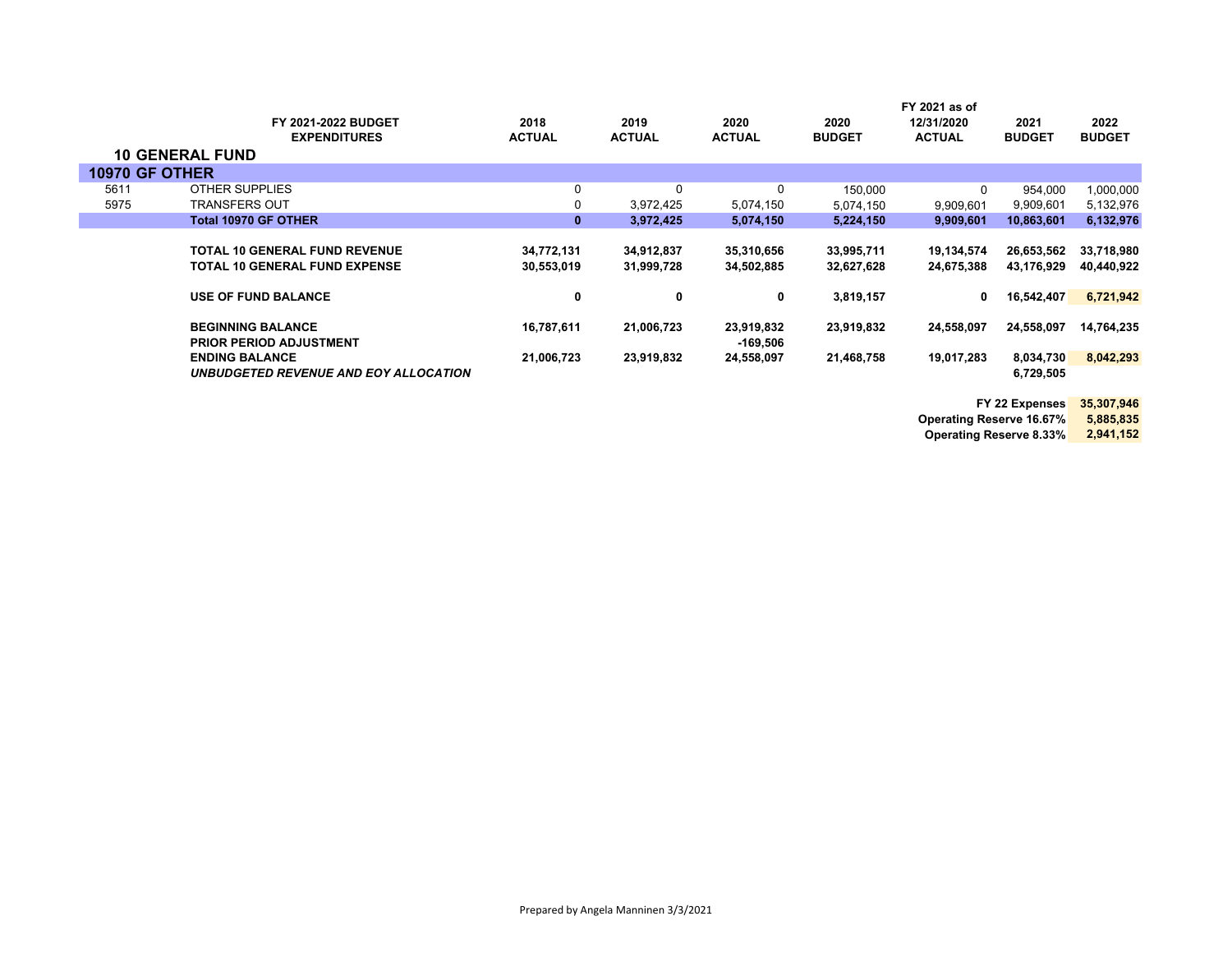| | FY 2021-2022 BUDGET EXPENDITURES | 2018 ACTUAL | 2019 ACTUAL | 2020 ACTUAL | 2020 BUDGET | FY 2021 as of 12/31/2020 ACTUAL | 2021 BUDGET | 2022 BUDGET |
|---|---|---|---|---|---|---|---|---|
| **10 GENERAL FUND** | | | | | | | | |
| **10970 GF OTHER** | | | | | | | | |
| 5611 | OTHER SUPPLIES | 0 | 0 | 0 | 150,000 | 0 | 954,000 | 1,000,000 |
| 5975 | TRANSFERS OUT | 0 | 3,972,425 | 5,074,150 | 5,074,150 | 9,909,601 | 9,909,601 | 5,132,976 |
| | **Total 10970 GF OTHER** | **0** | **3,972,425** | **5,074,150** | **5,224,150** | **9,909,601** | **10,863,601** | **6,132,976** |
| | **TOTAL 10 GENERAL FUND REVENUE** | **34,772,131** | **34,912,837** | **35,310,656** | **33,995,711** | **19,134,574** | **26,653,562** | **33,718,980** |
| | **TOTAL 10 GENERAL FUND EXPENSE** | **30,553,019** | **31,999,728** | **34,502,885** | **32,627,628** | **24,675,388** | **43,176,929** | **40,440,922** |
| | **USE OF FUND BALANCE** | **0** | **0** | **0** | **3,819,157** | **0** | **16,542,407** | **6,721,942** |
| | **BEGINNING BALANCE** | **16,787,611** | **21,006,723** | **23,919,832** | **23,919,832** | **24,558,097** | **24,558,097** | **14,764,235** |
| | **PRIOR PERIOD ADJUSTMENT** | | | **-169,506** | | | | |
| | **ENDING BALANCE** | **21,006,723** | **23,919,832** | **24,558,097** | **21,468,758** | **19,017,283** | **8,034,730** | **8,042,293** |
| | ***UNBUDGETED REVENUE AND EOY ALLOCATION*** | | | | | | **6,729,505** | |

| | |
|---|---|
| **FY 22 Expenses** | **35,307,946** |
| **Operating Reserve 16.67%** | **5,885,835** |
| **Operating Reserve 8.33%** | **2,941,152** |

Prepared by Angela Manninen 3/3/2021